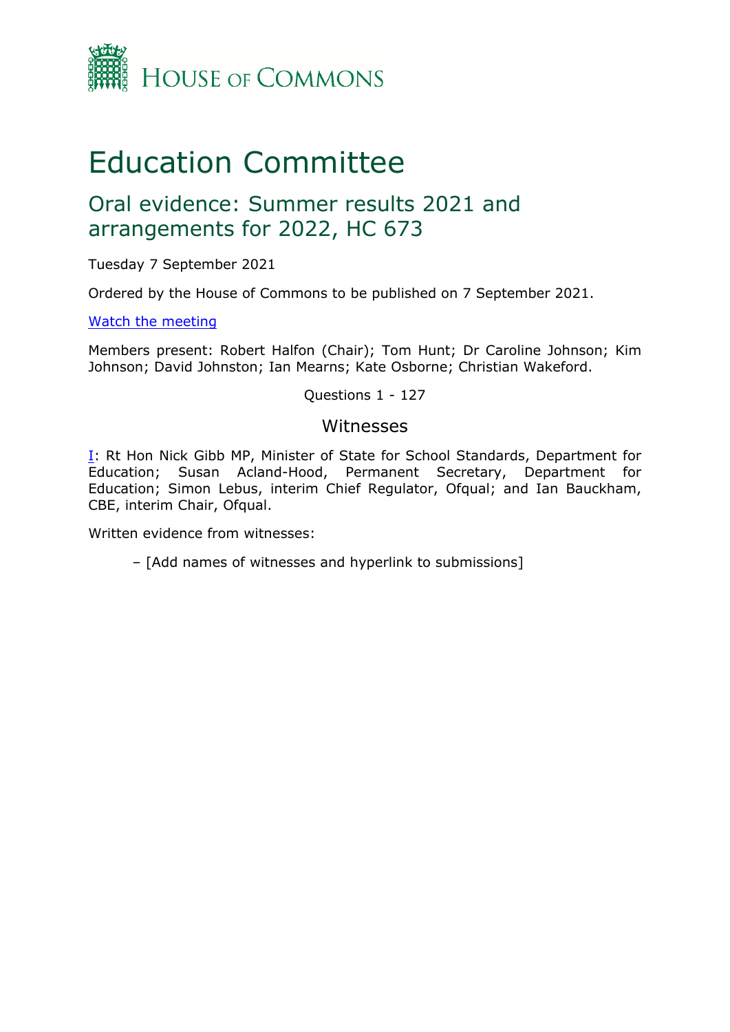HOUSE OF COMMONS

# Education Committee

## Oral evidence: Summer results 2021 and arrangements for 2022, HC 673

Tuesday 7 September 2021

Ordered by the House of Commons to be published on 7 September 2021.

[Watch the meeting]

Members present: Robert Halfon (Chair); Tom Hunt; Dr Caroline Johnson; Kim Johnson; David Johnston; Ian Mearns; Kate Osborne; Christian Wakeford.

Questions 1 - 127

### Witnesses

[I]: Rt Hon Nick Gibb MP, Minister of State for School Standards, Department for Education; Susan Acland-Hood, Permanent Secretary, Department for Education; Simon Lebus, interim Chief Regulator, Ofqual; and Ian Bauckham, CBE, interim Chair, Ofqual.

Written evidence from witnesses:

– [Add names of witnesses and hyperlink to submissions]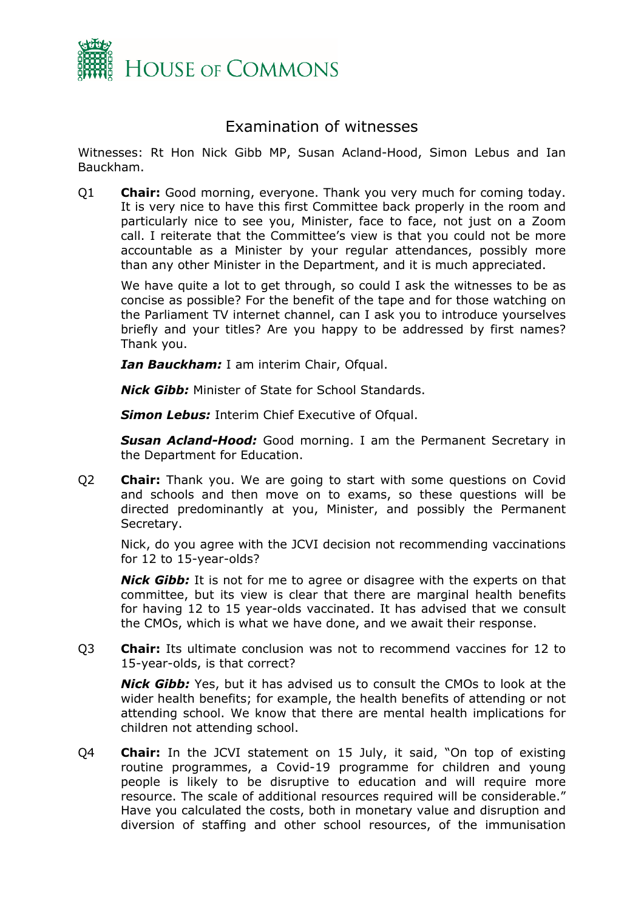# Examination of witnesses

Witnesses: Rt Hon Nick Gibb MP, Susan Acland-Hood, Simon Lebus and Ian Bauckham.

Q1 **Chair:** Good morning, everyone. Thank you very much for coming today. It is very nice to have this first Committee back properly in the room and particularly nice to see you, Minister, face to face, not just on a Zoom call. I reiterate that the Committee's view is that you could not be more accountable as a Minister by your regular attendances, possibly more than any other Minister in the Department, and it is much appreciated.

We have quite a lot to get through, so could I ask the witnesses to be as concise as possible? For the benefit of the tape and for those watching on the Parliament TV internet channel, can I ask you to introduce yourselves briefly and your titles? Are you happy to be addressed by first names? Thank you.

***Ian Bauckham:*** I am interim Chair, Ofqual.

***Nick Gibb:*** Minister of State for School Standards.

***Simon Lebus:*** Interim Chief Executive of Ofqual.

***Susan Acland-Hood:*** Good morning. I am the Permanent Secretary in the Department for Education.

Q2 **Chair:** Thank you. We are going to start with some questions on Covid and schools and then move on to exams, so these questions will be directed predominantly at you, Minister, and possibly the Permanent Secretary.

Nick, do you agree with the JCVI decision not recommending vaccinations for 12 to 15-year-olds?

***Nick Gibb:*** It is not for me to agree or disagree with the experts on that committee, but its view is clear that there are marginal health benefits for having 12 to 15 year-olds vaccinated. It has advised that we consult the CMOs, which is what we have done, and we await their response.

Q3 **Chair:** Its ultimate conclusion was not to recommend vaccines for 12 to 15-year-olds, is that correct?

***Nick Gibb:*** Yes, but it has advised us to consult the CMOs to look at the wider health benefits; for example, the health benefits of attending or not attending school. We know that there are mental health implications for children not attending school.

Q4 **Chair:** In the JCVI statement on 15 July, it said, "On top of existing routine programmes, a Covid-19 programme for children and young people is likely to be disruptive to education and will require more resource. The scale of additional resources required will be considerable." Have you calculated the costs, both in monetary value and disruption and diversion of staffing and other school resources, of the immunisation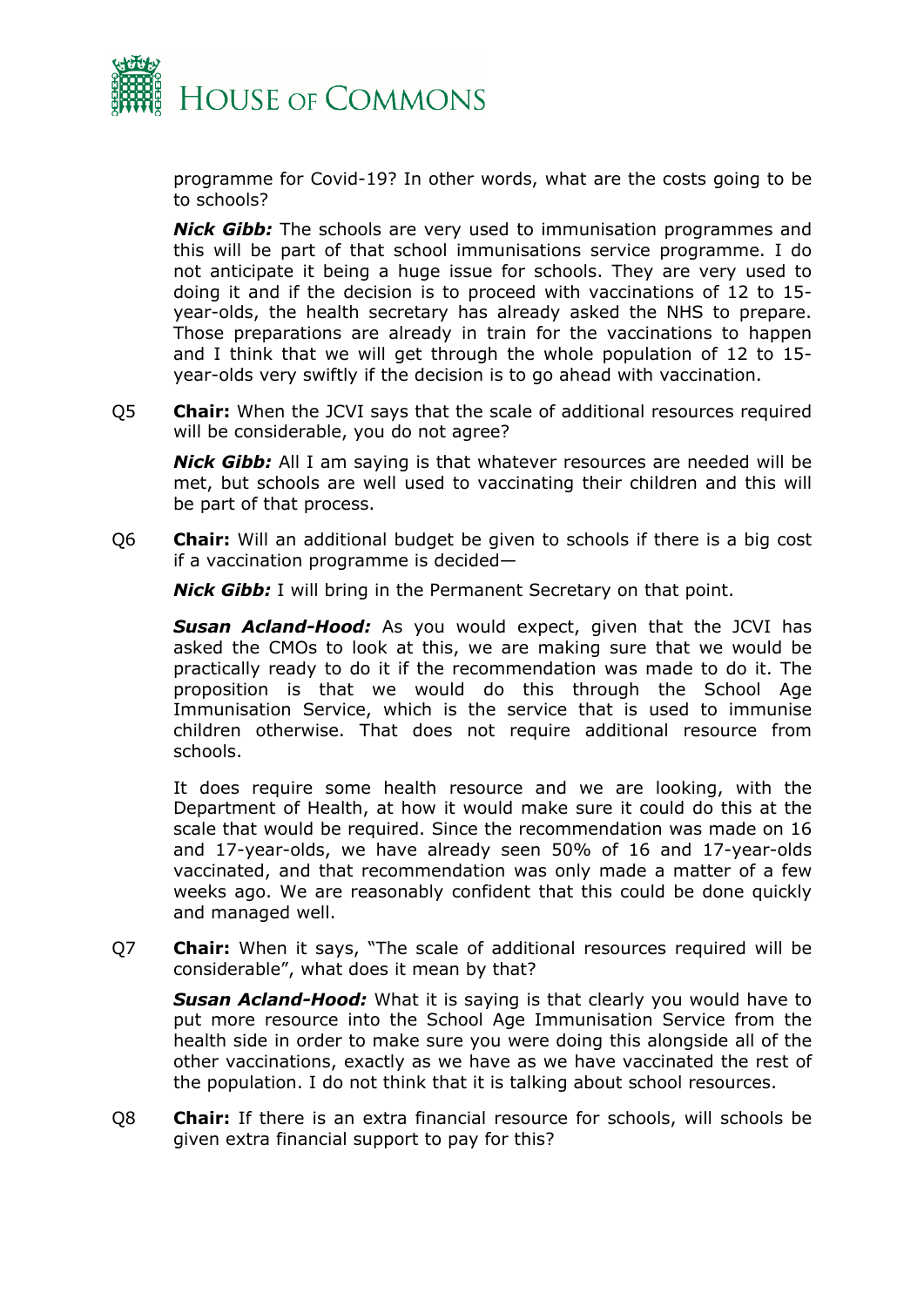programme for Covid-19? In other words, what are the costs going to be to schools?

***Nick Gibb:*** The schools are very used to immunisation programmes and this will be part of that school immunisations service programme. I do not anticipate it being a huge issue for schools. They are very used to doing it and if the decision is to proceed with vaccinations of 12 to 15-year-olds, the health secretary has already asked the NHS to prepare. Those preparations are already in train for the vaccinations to happen and I think that we will get through the whole population of 12 to 15-year-olds very swiftly if the decision is to go ahead with vaccination.

Q5 **Chair:** When the JCVI says that the scale of additional resources required will be considerable, you do not agree?

***Nick Gibb:*** All I am saying is that whatever resources are needed will be met, but schools are well used to vaccinating their children and this will be part of that process.

Q6 **Chair:** Will an additional budget be given to schools if there is a big cost if a vaccination programme is decided—

***Nick Gibb:*** I will bring in the Permanent Secretary on that point.

***Susan Acland-Hood:*** As you would expect, given that the JCVI has asked the CMOs to look at this, we are making sure that we would be practically ready to do it if the recommendation was made to do it. The proposition is that we would do this through the School Age Immunisation Service, which is the service that is used to immunise children otherwise. That does not require additional resource from schools.

It does require some health resource and we are looking, with the Department of Health, at how it would make sure it could do this at the scale that would be required. Since the recommendation was made on 16 and 17-year-olds, we have already seen 50% of 16 and 17-year-olds vaccinated, and that recommendation was only made a matter of a few weeks ago. We are reasonably confident that this could be done quickly and managed well.

Q7 **Chair:** When it says, "The scale of additional resources required will be considerable", what does it mean by that?

***Susan Acland-Hood:*** What it is saying is that clearly you would have to put more resource into the School Age Immunisation Service from the health side in order to make sure you were doing this alongside all of the other vaccinations, exactly as we have as we have vaccinated the rest of the population. I do not think that it is talking about school resources.

Q8 **Chair:** If there is an extra financial resource for schools, will schools be given extra financial support to pay for this?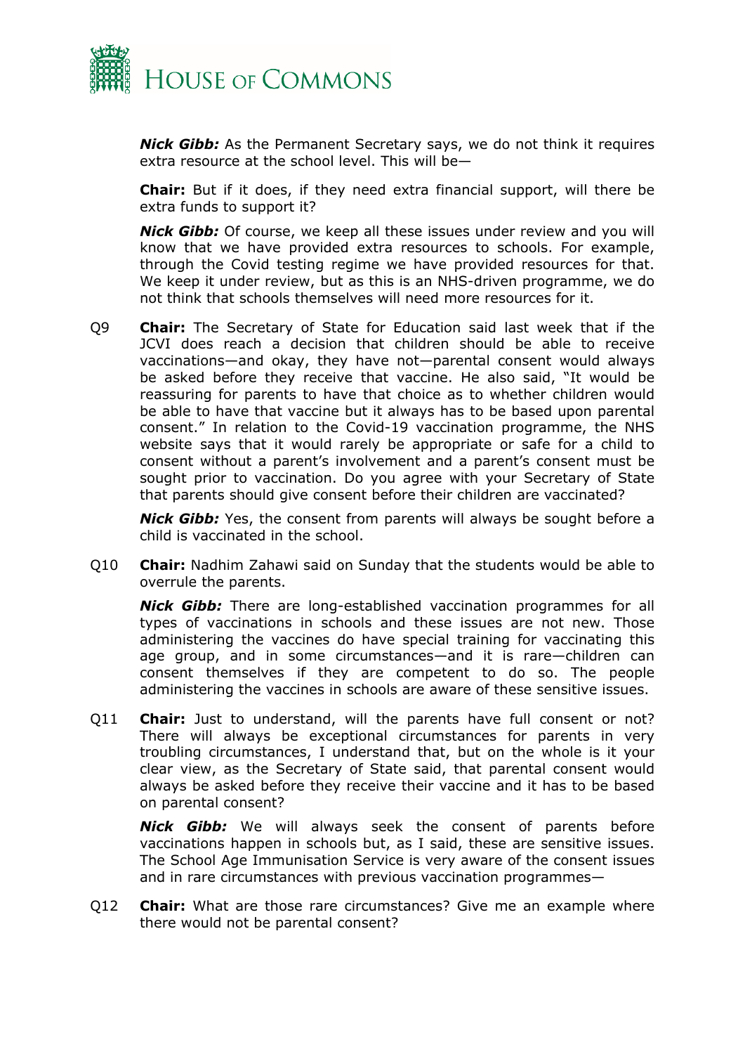***Nick Gibb:*** As the Permanent Secretary says, we do not think it requires extra resource at the school level. This will be—

**Chair:** But if it does, if they need extra financial support, will there be extra funds to support it?

***Nick Gibb:*** Of course, we keep all these issues under review and you will know that we have provided extra resources to schools. For example, through the Covid testing regime we have provided resources for that. We keep it under review, but as this is an NHS-driven programme, we do not think that schools themselves will need more resources for it.

Q9 **Chair:** The Secretary of State for Education said last week that if the JCVI does reach a decision that children should be able to receive vaccinations—and okay, they have not—parental consent would always be asked before they receive that vaccine. He also said, "It would be reassuring for parents to have that choice as to whether children would be able to have that vaccine but it always has to be based upon parental consent." In relation to the Covid-19 vaccination programme, the NHS website says that it would rarely be appropriate or safe for a child to consent without a parent's involvement and a parent's consent must be sought prior to vaccination. Do you agree with your Secretary of State that parents should give consent before their children are vaccinated?

***Nick Gibb:*** Yes, the consent from parents will always be sought before a child is vaccinated in the school.

Q10 **Chair:** Nadhim Zahawi said on Sunday that the students would be able to overrule the parents.

***Nick Gibb:*** There are long-established vaccination programmes for all types of vaccinations in schools and these issues are not new. Those administering the vaccines do have special training for vaccinating this age group, and in some circumstances—and it is rare—children can consent themselves if they are competent to do so. The people administering the vaccines in schools are aware of these sensitive issues.

Q11 **Chair:** Just to understand, will the parents have full consent or not? There will always be exceptional circumstances for parents in very troubling circumstances, I understand that, but on the whole is it your clear view, as the Secretary of State said, that parental consent would always be asked before they receive their vaccine and it has to be based on parental consent?

***Nick Gibb:*** We will always seek the consent of parents before vaccinations happen in schools but, as I said, these are sensitive issues. The School Age Immunisation Service is very aware of the consent issues and in rare circumstances with previous vaccination programmes—

Q12 **Chair:** What are those rare circumstances? Give me an example where there would not be parental consent?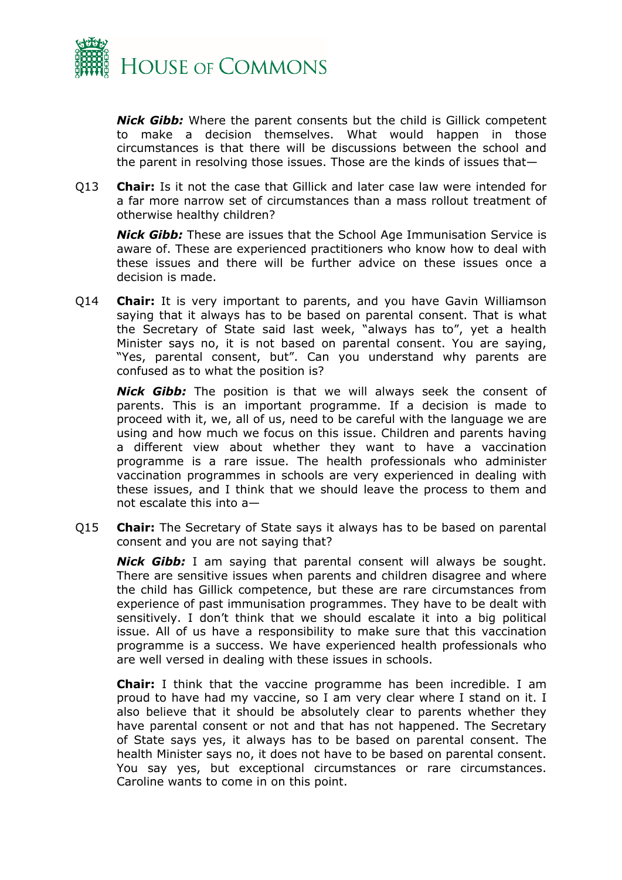***Nick Gibb:*** Where the parent consents but the child is Gillick competent to make a decision themselves. What would happen in those circumstances is that there will be discussions between the school and the parent in resolving those issues. Those are the kinds of issues that—

Q13 **Chair:** Is it not the case that Gillick and later case law were intended for a far more narrow set of circumstances than a mass rollout treatment of otherwise healthy children?

***Nick Gibb:*** These are issues that the School Age Immunisation Service is aware of. These are experienced practitioners who know how to deal with these issues and there will be further advice on these issues once a decision is made.

Q14 **Chair:** It is very important to parents, and you have Gavin Williamson saying that it always has to be based on parental consent. That is what the Secretary of State said last week, "always has to", yet a health Minister says no, it is not based on parental consent. You are saying, "Yes, parental consent, but". Can you understand why parents are confused as to what the position is?

***Nick Gibb:*** The position is that we will always seek the consent of parents. This is an important programme. If a decision is made to proceed with it, we, all of us, need to be careful with the language we are using and how much we focus on this issue. Children and parents having a different view about whether they want to have a vaccination programme is a rare issue. The health professionals who administer vaccination programmes in schools are very experienced in dealing with these issues, and I think that we should leave the process to them and not escalate this into a—

Q15 **Chair:** The Secretary of State says it always has to be based on parental consent and you are not saying that?

***Nick Gibb:*** I am saying that parental consent will always be sought. There are sensitive issues when parents and children disagree and where the child has Gillick competence, but these are rare circumstances from experience of past immunisation programmes. They have to be dealt with sensitively. I don't think that we should escalate it into a big political issue. All of us have a responsibility to make sure that this vaccination programme is a success. We have experienced health professionals who are well versed in dealing with these issues in schools.

**Chair:** I think that the vaccine programme has been incredible. I am proud to have had my vaccine, so I am very clear where I stand on it. I also believe that it should be absolutely clear to parents whether they have parental consent or not and that has not happened. The Secretary of State says yes, it always has to be based on parental consent. The health Minister says no, it does not have to be based on parental consent. You say yes, but exceptional circumstances or rare circumstances. Caroline wants to come in on this point.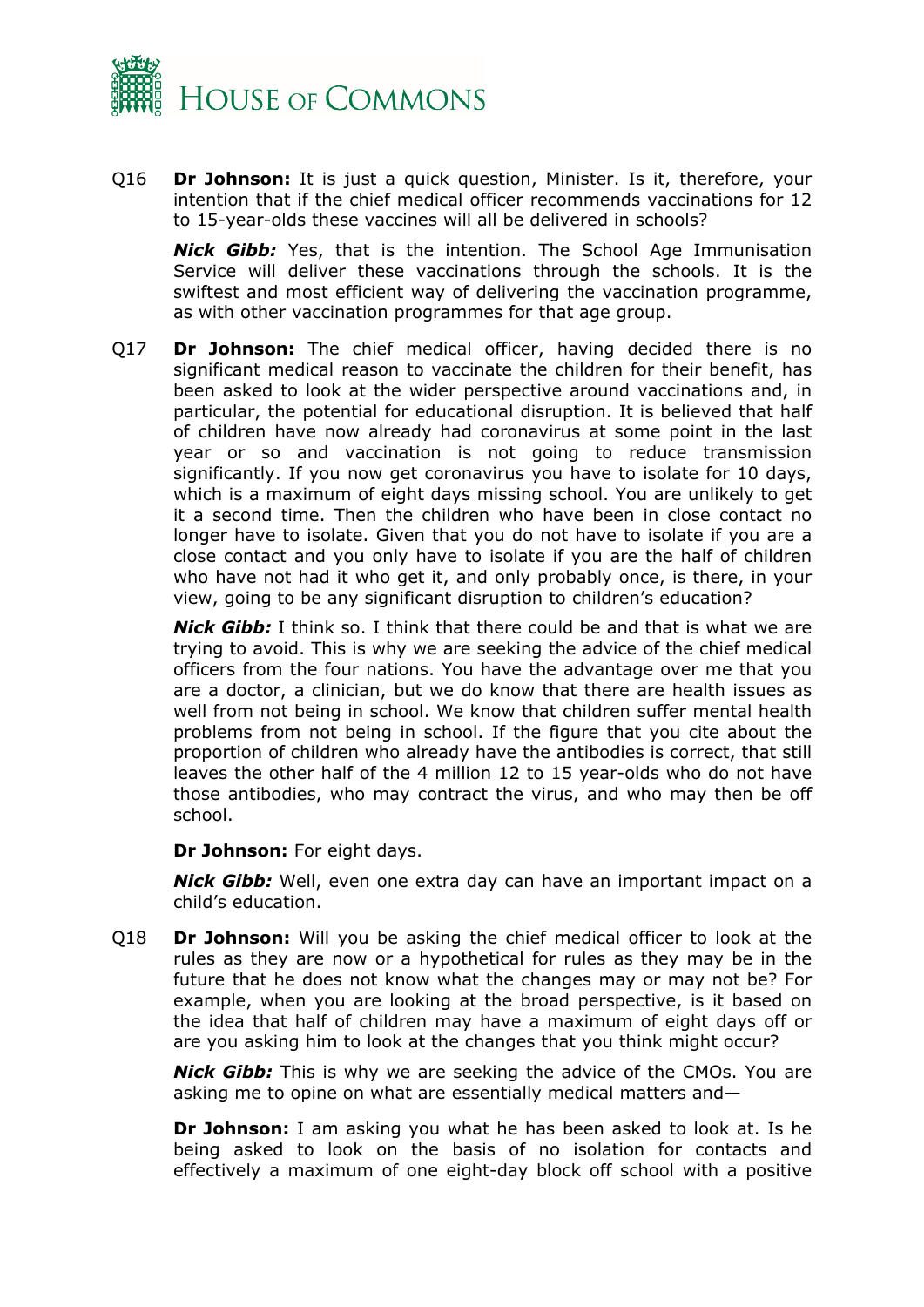Q16 **Dr Johnson:** It is just a quick question, Minister. Is it, therefore, your intention that if the chief medical officer recommends vaccinations for 12 to 15-year-olds these vaccines will all be delivered in schools?

***Nick Gibb:*** Yes, that is the intention. The School Age Immunisation Service will deliver these vaccinations through the schools. It is the swiftest and most efficient way of delivering the vaccination programme, as with other vaccination programmes for that age group.

Q17 **Dr Johnson:** The chief medical officer, having decided there is no significant medical reason to vaccinate the children for their benefit, has been asked to look at the wider perspective around vaccinations and, in particular, the potential for educational disruption. It is believed that half of children have now already had coronavirus at some point in the last year or so and vaccination is not going to reduce transmission significantly. If you now get coronavirus you have to isolate for 10 days, which is a maximum of eight days missing school. You are unlikely to get it a second time. Then the children who have been in close contact no longer have to isolate. Given that you do not have to isolate if you are a close contact and you only have to isolate if you are the half of children who have not had it who get it, and only probably once, is there, in your view, going to be any significant disruption to children's education?

***Nick Gibb:*** I think so. I think that there could be and that is what we are trying to avoid. This is why we are seeking the advice of the chief medical officers from the four nations. You have the advantage over me that you are a doctor, a clinician, but we do know that there are health issues as well from not being in school. We know that children suffer mental health problems from not being in school. If the figure that you cite about the proportion of children who already have the antibodies is correct, that still leaves the other half of the 4 million 12 to 15 year-olds who do not have those antibodies, who may contract the virus, and who may then be off school.

**Dr Johnson:** For eight days.

***Nick Gibb:*** Well, even one extra day can have an important impact on a child's education.

Q18 **Dr Johnson:** Will you be asking the chief medical officer to look at the rules as they are now or a hypothetical for rules as they may be in the future that he does not know what the changes may or may not be? For example, when you are looking at the broad perspective, is it based on the idea that half of children may have a maximum of eight days off or are you asking him to look at the changes that you think might occur?

***Nick Gibb:*** This is why we are seeking the advice of the CMOs. You are asking me to opine on what are essentially medical matters and—

**Dr Johnson:** I am asking you what he has been asked to look at. Is he being asked to look on the basis of no isolation for contacts and effectively a maximum of one eight-day block off school with a positive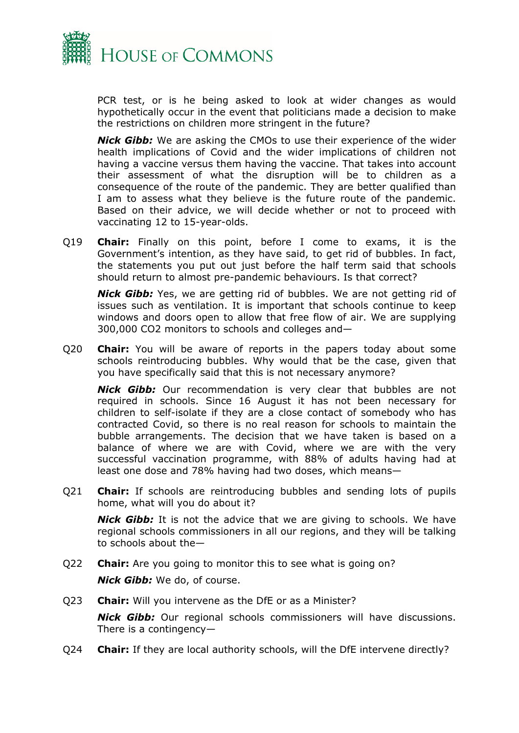PCR test, or is he being asked to look at wider changes as would hypothetically occur in the event that politicians made a decision to make the restrictions on children more stringent in the future?

***Nick Gibb:*** We are asking the CMOs to use their experience of the wider health implications of Covid and the wider implications of children not having a vaccine versus them having the vaccine. That takes into account their assessment of what the disruption will be to children as a consequence of the route of the pandemic. They are better qualified than I am to assess what they believe is the future route of the pandemic. Based on their advice, we will decide whether or not to proceed with vaccinating 12 to 15-year-olds.

Q19 **Chair:** Finally on this point, before I come to exams, it is the Government's intention, as they have said, to get rid of bubbles. In fact, the statements you put out just before the half term said that schools should return to almost pre-pandemic behaviours. Is that correct?

***Nick Gibb:*** Yes, we are getting rid of bubbles. We are not getting rid of issues such as ventilation. It is important that schools continue to keep windows and doors open to allow that free flow of air. We are supplying 300,000 $CO_2$ monitors to schools and colleges and—

Q20 **Chair:** You will be aware of reports in the papers today about some schools reintroducing bubbles. Why would that be the case, given that you have specifically said that this is not necessary anymore?

***Nick Gibb:*** Our recommendation is very clear that bubbles are not required in schools. Since 16 August it has not been necessary for children to self-isolate if they are a close contact of somebody who has contracted Covid, so there is no real reason for schools to maintain the bubble arrangements. The decision that we have taken is based on a balance of where we are with Covid, where we are with the very successful vaccination programme, with 88% of adults having had at least one dose and 78% having had two doses, which means—

Q21 **Chair:** If schools are reintroducing bubbles and sending lots of pupils home, what will you do about it?

***Nick Gibb:*** It is not the advice that we are giving to schools. We have regional schools commissioners in all our regions, and they will be talking to schools about the—

Q22 **Chair:** Are you going to monitor this to see what is going on?

***Nick Gibb:*** We do, of course.

Q23 **Chair:** Will you intervene as the DfE or as a Minister?

***Nick Gibb:*** Our regional schools commissioners will have discussions. There is a contingency—

Q24 **Chair:** If they are local authority schools, will the DfE intervene directly?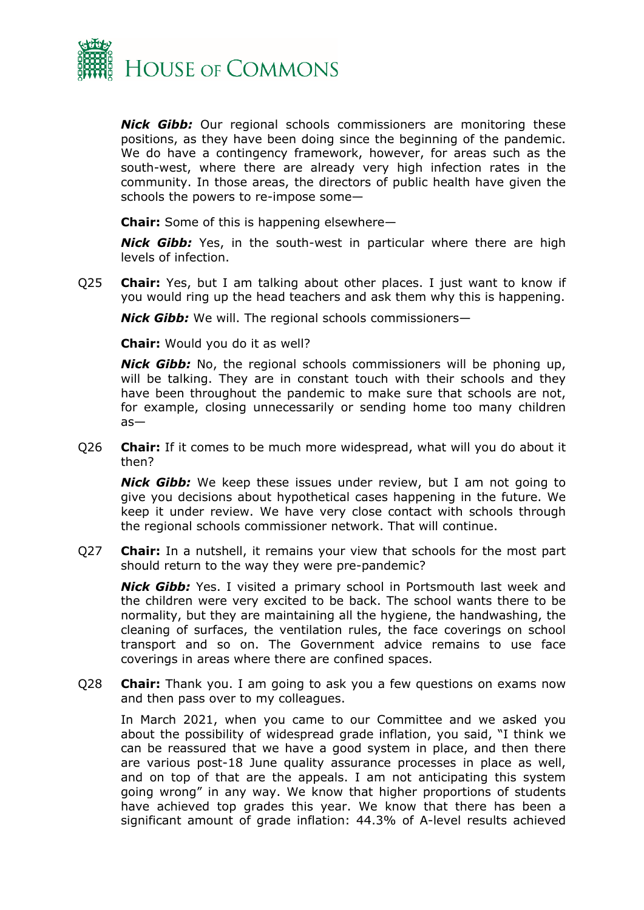***Nick Gibb:*** Our regional schools commissioners are monitoring these positions, as they have been doing since the beginning of the pandemic. We do have a contingency framework, however, for areas such as the south-west, where there are already very high infection rates in the community. In those areas, the directors of public health have given the schools the powers to re-impose some—

**Chair:** Some of this is happening elsewhere—

***Nick Gibb:*** Yes, in the south-west in particular where there are high levels of infection.

Q25 **Chair:** Yes, but I am talking about other places. I just want to know if you would ring up the head teachers and ask them why this is happening.

***Nick Gibb:*** We will. The regional schools commissioners—

**Chair:** Would you do it as well?

***Nick Gibb:*** No, the regional schools commissioners will be phoning up, will be talking. They are in constant touch with their schools and they have been throughout the pandemic to make sure that schools are not, for example, closing unnecessarily or sending home too many children as—

Q26 **Chair:** If it comes to be much more widespread, what will you do about it then?

***Nick Gibb:*** We keep these issues under review, but I am not going to give you decisions about hypothetical cases happening in the future. We keep it under review. We have very close contact with schools through the regional schools commissioner network. That will continue.

Q27 **Chair:** In a nutshell, it remains your view that schools for the most part should return to the way they were pre-pandemic?

***Nick Gibb:*** Yes. I visited a primary school in Portsmouth last week and the children were very excited to be back. The school wants there to be normality, but they are maintaining all the hygiene, the handwashing, the cleaning of surfaces, the ventilation rules, the face coverings on school transport and so on. The Government advice remains to use face coverings in areas where there are confined spaces.

Q28 **Chair:** Thank you. I am going to ask you a few questions on exams now and then pass over to my colleagues.

In March 2021, when you came to our Committee and we asked you about the possibility of widespread grade inflation, you said, "I think we can be reassured that we have a good system in place, and then there are various post-18 June quality assurance processes in place as well, and on top of that are the appeals. I am not anticipating this system going wrong" in any way. We know that higher proportions of students have achieved top grades this year. We know that there has been a significant amount of grade inflation: 44.3% of A-level results achieved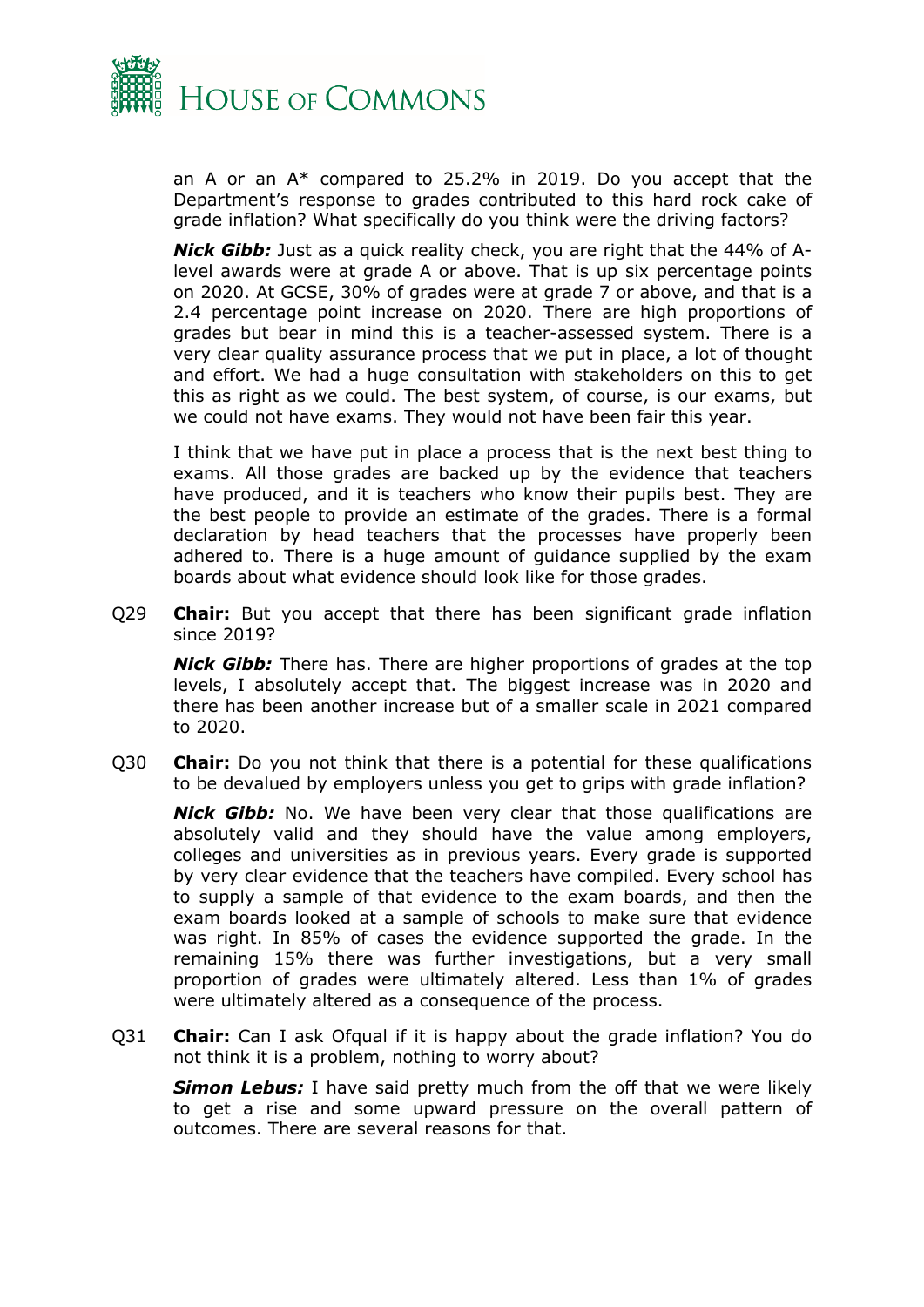an A or an A* compared to 25.2% in 2019. Do you accept that the Department's response to grades contributed to this hard rock cake of grade inflation? What specifically do you think were the driving factors?

***Nick Gibb:*** Just as a quick reality check, you are right that the 44% of A-level awards were at grade A or above. That is up six percentage points on 2020. At GCSE, 30% of grades were at grade 7 or above, and that is a 2.4 percentage point increase on 2020. There are high proportions of grades but bear in mind this is a teacher-assessed system. There is a very clear quality assurance process that we put in place, a lot of thought and effort. We had a huge consultation with stakeholders on this to get this as right as we could. The best system, of course, is our exams, but we could not have exams. They would not have been fair this year.

I think that we have put in place a process that is the next best thing to exams. All those grades are backed up by the evidence that teachers have produced, and it is teachers who know their pupils best. They are the best people to provide an estimate of the grades. There is a formal declaration by head teachers that the processes have properly been adhered to. There is a huge amount of guidance supplied by the exam boards about what evidence should look like for those grades.

Q29 **Chair:** But you accept that there has been significant grade inflation since 2019?

***Nick Gibb:*** There has. There are higher proportions of grades at the top levels, I absolutely accept that. The biggest increase was in 2020 and there has been another increase but of a smaller scale in 2021 compared to 2020.

Q30 **Chair:** Do you not think that there is a potential for these qualifications to be devalued by employers unless you get to grips with grade inflation?

***Nick Gibb:*** No. We have been very clear that those qualifications are absolutely valid and they should have the value among employers, colleges and universities as in previous years. Every grade is supported by very clear evidence that the teachers have compiled. Every school has to supply a sample of that evidence to the exam boards, and then the exam boards looked at a sample of schools to make sure that evidence was right. In 85% of cases the evidence supported the grade. In the remaining 15% there was further investigations, but a very small proportion of grades were ultimately altered. Less than 1% of grades were ultimately altered as a consequence of the process.

Q31 **Chair:** Can I ask Ofqual if it is happy about the grade inflation? You do not think it is a problem, nothing to worry about?

***Simon Lebus:*** I have said pretty much from the off that we were likely to get a rise and some upward pressure on the overall pattern of outcomes. There are several reasons for that.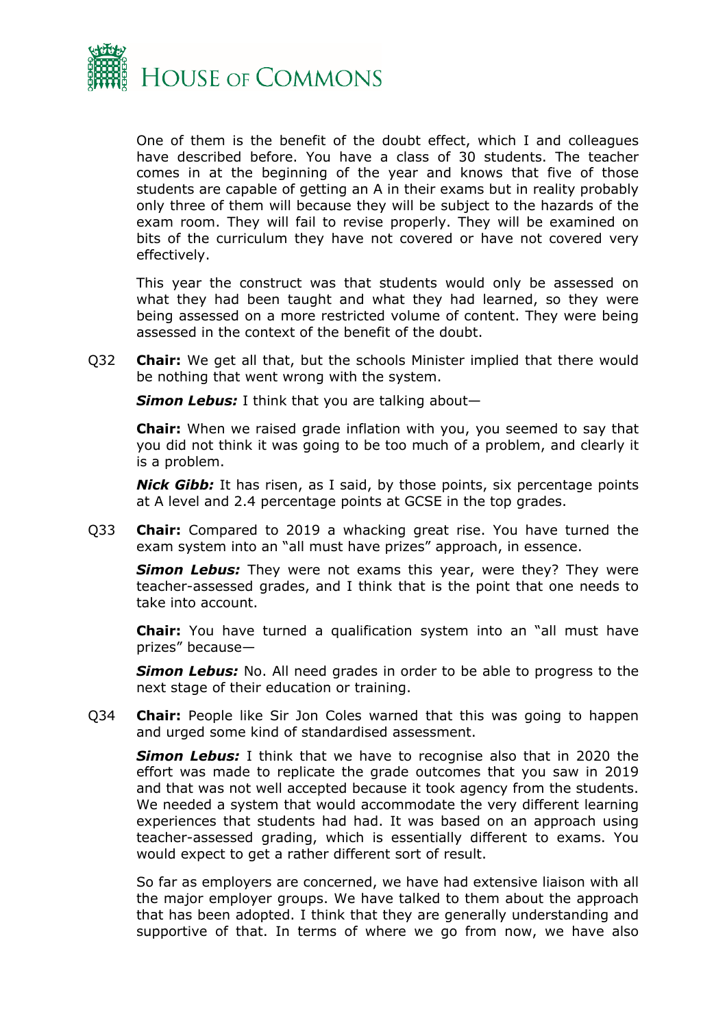One of them is the benefit of the doubt effect, which I and colleagues have described before. You have a class of 30 students. The teacher comes in at the beginning of the year and knows that five of those students are capable of getting an A in their exams but in reality probably only three of them will because they will be subject to the hazards of the exam room. They will fail to revise properly. They will be examined on bits of the curriculum they have not covered or have not covered very effectively.

This year the construct was that students would only be assessed on what they had been taught and what they had learned, so they were being assessed on a more restricted volume of content. They were being assessed in the context of the benefit of the doubt.

Q32 **Chair:** We get all that, but the schools Minister implied that there would be nothing that went wrong with the system.

***Simon Lebus:*** I think that you are talking about—

**Chair:** When we raised grade inflation with you, you seemed to say that you did not think it was going to be too much of a problem, and clearly it is a problem.

***Nick Gibb:*** It has risen, as I said, by those points, six percentage points at A level and 2.4 percentage points at GCSE in the top grades.

Q33 **Chair:** Compared to 2019 a whacking great rise. You have turned the exam system into an "all must have prizes" approach, in essence.

***Simon Lebus:*** They were not exams this year, were they? They were teacher-assessed grades, and I think that is the point that one needs to take into account.

**Chair:** You have turned a qualification system into an "all must have prizes" because—

***Simon Lebus:*** No. All need grades in order to be able to progress to the next stage of their education or training.

Q34 **Chair:** People like Sir Jon Coles warned that this was going to happen and urged some kind of standardised assessment.

***Simon Lebus:*** I think that we have to recognise also that in 2020 the effort was made to replicate the grade outcomes that you saw in 2019 and that was not well accepted because it took agency from the students. We needed a system that would accommodate the very different learning experiences that students had had. It was based on an approach using teacher-assessed grading, which is essentially different to exams. You would expect to get a rather different sort of result.

So far as employers are concerned, we have had extensive liaison with all the major employer groups. We have talked to them about the approach that has been adopted. I think that they are generally understanding and supportive of that. In terms of where we go from now, we have also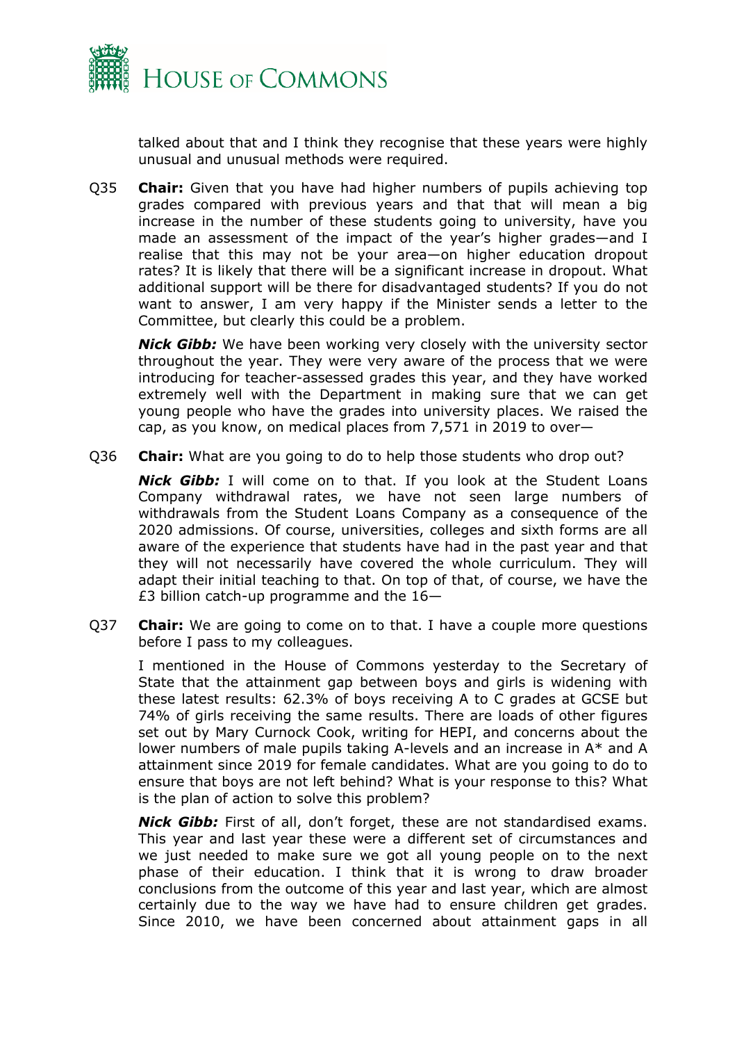talked about that and I think they recognise that these years were highly unusual and unusual methods were required.

Q35 **Chair:** Given that you have had higher numbers of pupils achieving top grades compared with previous years and that that will mean a big increase in the number of these students going to university, have you made an assessment of the impact of the year's higher grades—and I realise that this may not be your area—on higher education dropout rates? It is likely that there will be a significant increase in dropout. What additional support will be there for disadvantaged students? If you do not want to answer, I am very happy if the Minister sends a letter to the Committee, but clearly this could be a problem.

***Nick Gibb:*** We have been working very closely with the university sector throughout the year. They were very aware of the process that we were introducing for teacher-assessed grades this year, and they have worked extremely well with the Department in making sure that we can get young people who have the grades into university places. We raised the cap, as you know, on medical places from 7,571 in 2019 to over—

Q36 **Chair:** What are you going to do to help those students who drop out?

***Nick Gibb:*** I will come on to that. If you look at the Student Loans Company withdrawal rates, we have not seen large numbers of withdrawals from the Student Loans Company as a consequence of the 2020 admissions. Of course, universities, colleges and sixth forms are all aware of the experience that students have had in the past year and that they will not necessarily have covered the whole curriculum. They will adapt their initial teaching to that. On top of that, of course, we have the £3 billion catch-up programme and the 16—

Q37 **Chair:** We are going to come on to that. I have a couple more questions before I pass to my colleagues.

I mentioned in the House of Commons yesterday to the Secretary of State that the attainment gap between boys and girls is widening with these latest results: 62.3% of boys receiving A to C grades at GCSE but 74% of girls receiving the same results. There are loads of other figures set out by Mary Curnock Cook, writing for HEPI, and concerns about the lower numbers of male pupils taking A-levels and an increase in A* and A attainment since 2019 for female candidates. What are you going to do to ensure that boys are not left behind? What is your response to this? What is the plan of action to solve this problem?

***Nick Gibb:*** First of all, don't forget, these are not standardised exams. This year and last year these were a different set of circumstances and we just needed to make sure we got all young people on to the next phase of their education. I think that it is wrong to draw broader conclusions from the outcome of this year and last year, which are almost certainly due to the way we have had to ensure children get grades. Since 2010, we have been concerned about attainment gaps in all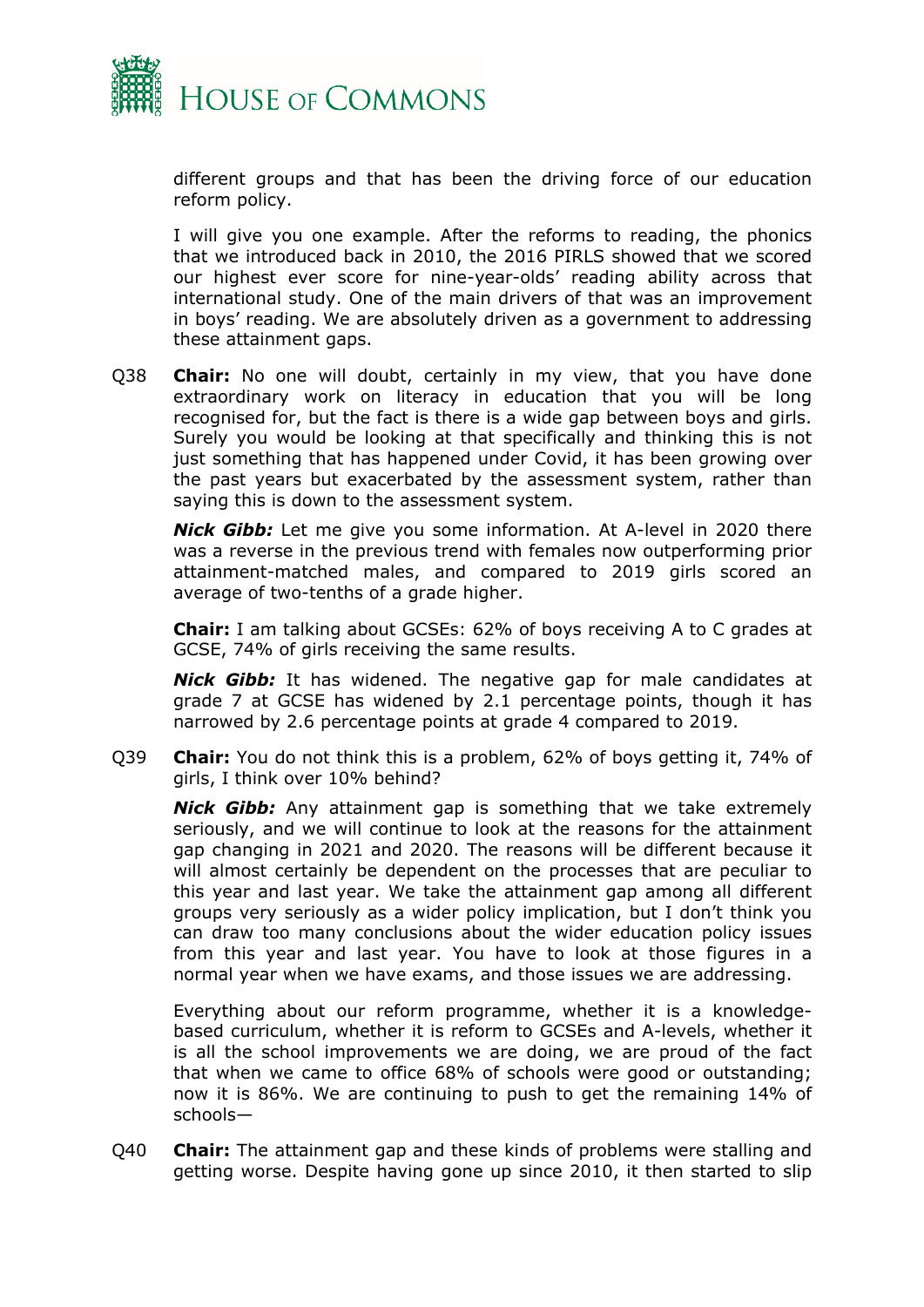different groups and that has been the driving force of our education reform policy.

I will give you one example. After the reforms to reading, the phonics that we introduced back in 2010, the 2016 PIRLS showed that we scored our highest ever score for nine-year-olds' reading ability across that international study. One of the main drivers of that was an improvement in boys' reading. We are absolutely driven as a government to addressing these attainment gaps.

Q38 **Chair:** No one will doubt, certainly in my view, that you have done extraordinary work on literacy in education that you will be long recognised for, but the fact is there is a wide gap between boys and girls. Surely you would be looking at that specifically and thinking this is not just something that has happened under Covid, it has been growing over the past years but exacerbated by the assessment system, rather than saying this is down to the assessment system.

***Nick Gibb:*** Let me give you some information. At A-level in 2020 there was a reverse in the previous trend with females now outperforming prior attainment-matched males, and compared to 2019 girls scored an average of two-tenths of a grade higher.

**Chair:** I am talking about GCSEs: 62% of boys receiving A to C grades at GCSE, 74% of girls receiving the same results.

***Nick Gibb:*** It has widened. The negative gap for male candidates at grade 7 at GCSE has widened by 2.1 percentage points, though it has narrowed by 2.6 percentage points at grade 4 compared to 2019.

Q39 **Chair:** You do not think this is a problem, 62% of boys getting it, 74% of girls, I think over 10% behind?

***Nick Gibb:*** Any attainment gap is something that we take extremely seriously, and we will continue to look at the reasons for the attainment gap changing in 2021 and 2020. The reasons will be different because it will almost certainly be dependent on the processes that are peculiar to this year and last year. We take the attainment gap among all different groups very seriously as a wider policy implication, but I don't think you can draw too many conclusions about the wider education policy issues from this year and last year. You have to look at those figures in a normal year when we have exams, and those issues we are addressing.

Everything about our reform programme, whether it is a knowledge-based curriculum, whether it is reform to GCSEs and A-levels, whether it is all the school improvements we are doing, we are proud of the fact that when we came to office 68% of schools were good or outstanding; now it is 86%. We are continuing to push to get the remaining 14% of schools—

Q40 **Chair:** The attainment gap and these kinds of problems were stalling and getting worse. Despite having gone up since 2010, it then started to slip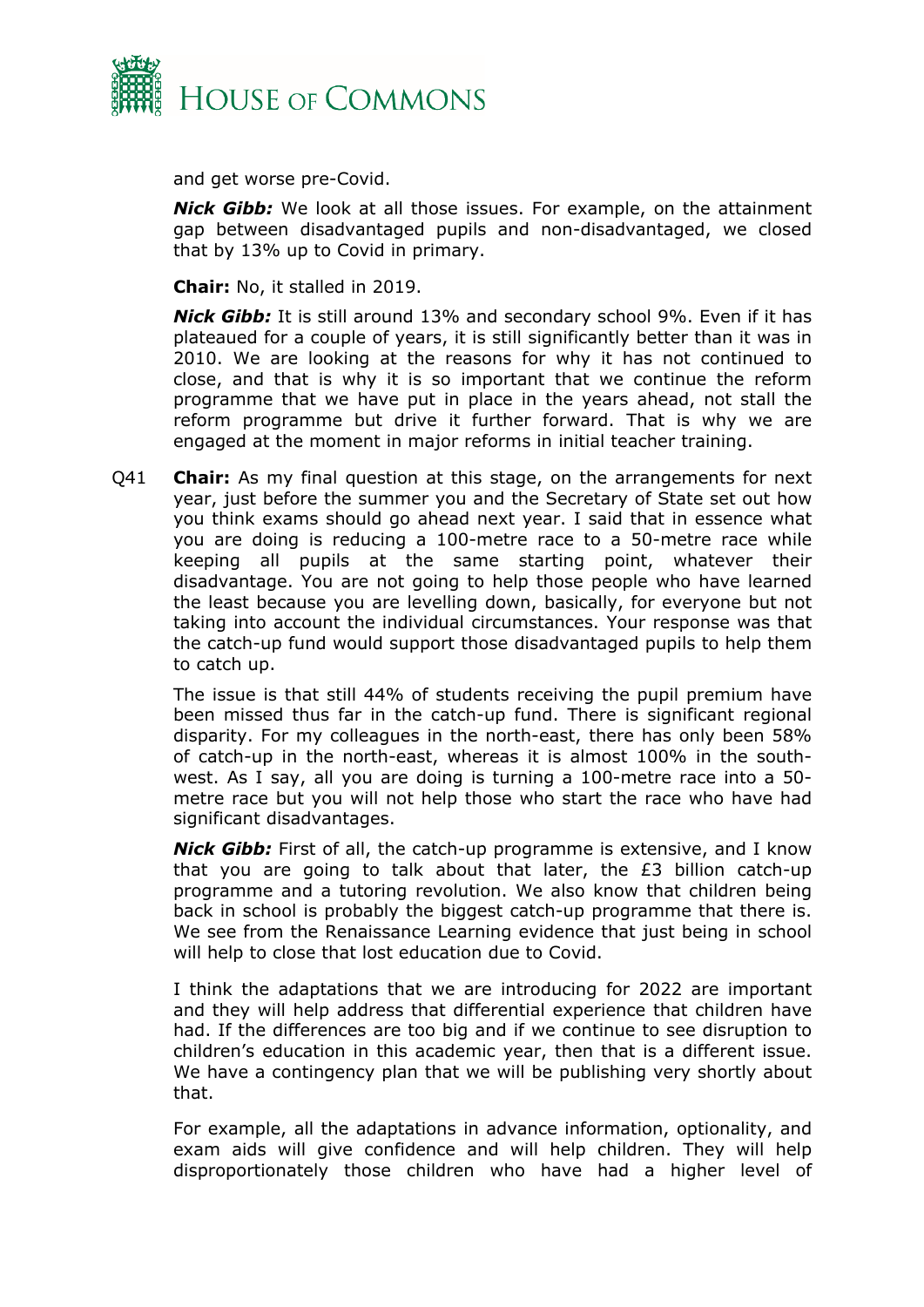and get worse pre-Covid.

***Nick Gibb:*** We look at all those issues. For example, on the attainment gap between disadvantaged pupils and non-disadvantaged, we closed that by 13% up to Covid in primary.

**Chair:** No, it stalled in 2019.

***Nick Gibb:*** It is still around 13% and secondary school 9%. Even if it has plateaued for a couple of years, it is still significantly better than it was in 2010. We are looking at the reasons for why it has not continued to close, and that is why it is so important that we continue the reform programme that we have put in place in the years ahead, not stall the reform programme but drive it further forward. That is why we are engaged at the moment in major reforms in initial teacher training.

Q41 **Chair:** As my final question at this stage, on the arrangements for next year, just before the summer you and the Secretary of State set out how you think exams should go ahead next year. I said that in essence what you are doing is reducing a 100-metre race to a 50-metre race while keeping all pupils at the same starting point, whatever their disadvantage. You are not going to help those people who have learned the least because you are levelling down, basically, for everyone but not taking into account the individual circumstances. Your response was that the catch-up fund would support those disadvantaged pupils to help them to catch up.

The issue is that still 44% of students receiving the pupil premium have been missed thus far in the catch-up fund. There is significant regional disparity. For my colleagues in the north-east, there has only been 58% of catch-up in the north-east, whereas it is almost 100% in the south-west. As I say, all you are doing is turning a 100-metre race into a 50-metre race but you will not help those who start the race who have had significant disadvantages.

***Nick Gibb:*** First of all, the catch-up programme is extensive, and I know that you are going to talk about that later, the £3 billion catch-up programme and a tutoring revolution. We also know that children being back in school is probably the biggest catch-up programme that there is. We see from the Renaissance Learning evidence that just being in school will help to close that lost education due to Covid.

I think the adaptations that we are introducing for 2022 are important and they will help address that differential experience that children have had. If the differences are too big and if we continue to see disruption to children's education in this academic year, then that is a different issue. We have a contingency plan that we will be publishing very shortly about that.

For example, all the adaptations in advance information, optionality, and exam aids will give confidence and will help children. They will help disproportionately those children who have had a higher level of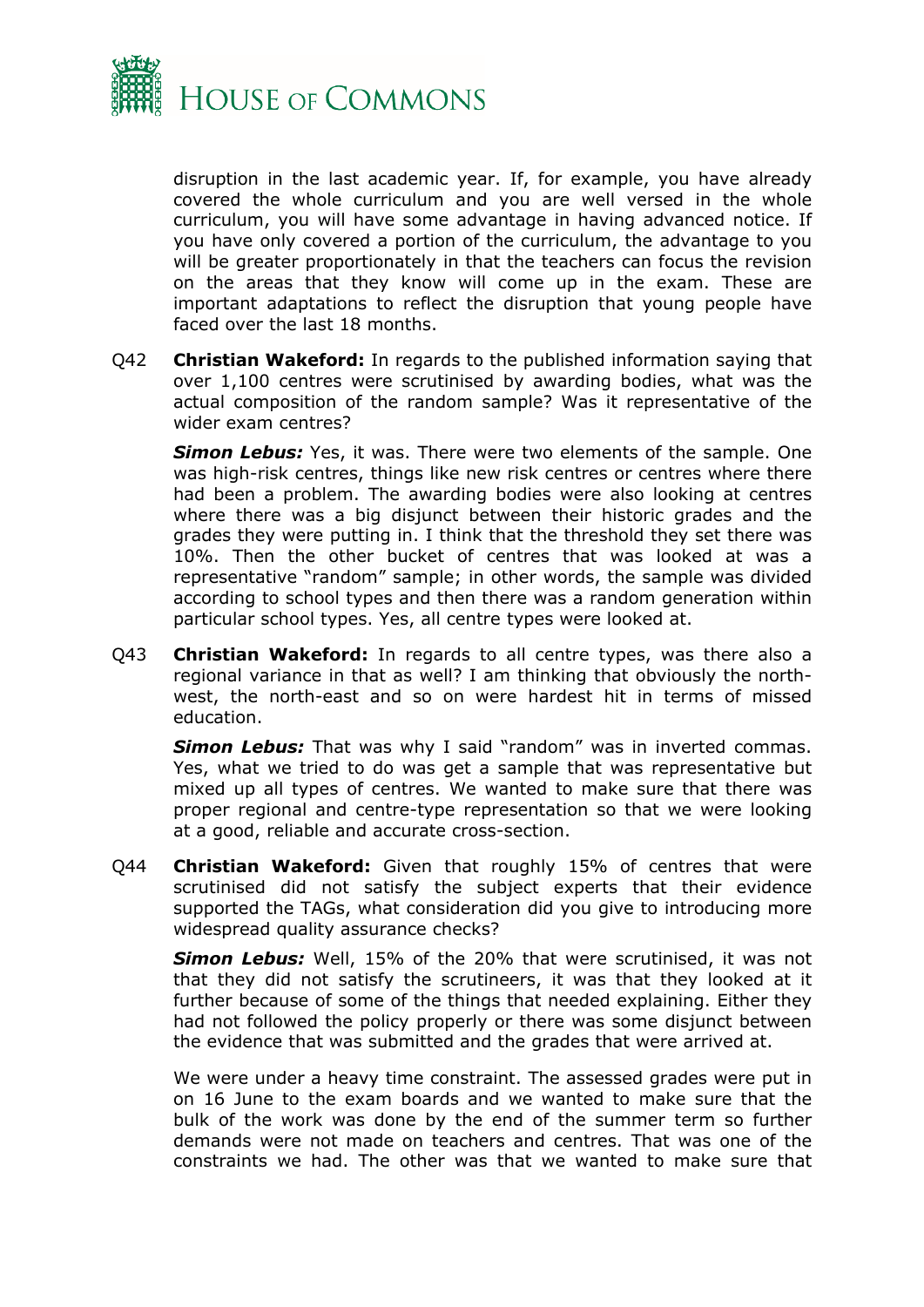disruption in the last academic year. If, for example, you have already covered the whole curriculum and you are well versed in the whole curriculum, you will have some advantage in having advanced notice. If you have only covered a portion of the curriculum, the advantage to you will be greater proportionately in that the teachers can focus the revision on the areas that they know will come up in the exam. These are important adaptations to reflect the disruption that young people have faced over the last 18 months.

Q42 **Christian Wakeford:** In regards to the published information saying that over 1,100 centres were scrutinised by awarding bodies, what was the actual composition of the random sample? Was it representative of the wider exam centres?

***Simon Lebus:*** Yes, it was. There were two elements of the sample. One was high-risk centres, things like new risk centres or centres where there had been a problem. The awarding bodies were also looking at centres where there was a big disjunct between their historic grades and the grades they were putting in. I think that the threshold they set there was 10%. Then the other bucket of centres that was looked at was a representative "random" sample; in other words, the sample was divided according to school types and then there was a random generation within particular school types. Yes, all centre types were looked at.

Q43 **Christian Wakeford:** In regards to all centre types, was there also a regional variance in that as well? I am thinking that obviously the north-west, the north-east and so on were hardest hit in terms of missed education.

***Simon Lebus:*** That was why I said "random" was in inverted commas. Yes, what we tried to do was get a sample that was representative but mixed up all types of centres. We wanted to make sure that there was proper regional and centre-type representation so that we were looking at a good, reliable and accurate cross-section.

Q44 **Christian Wakeford:** Given that roughly 15% of centres that were scrutinised did not satisfy the subject experts that their evidence supported the TAGs, what consideration did you give to introducing more widespread quality assurance checks?

***Simon Lebus:*** Well, 15% of the 20% that were scrutinised, it was not that they did not satisfy the scrutineers, it was that they looked at it further because of some of the things that needed explaining. Either they had not followed the policy properly or there was some disjunct between the evidence that was submitted and the grades that were arrived at.

We were under a heavy time constraint. The assessed grades were put in on 16 June to the exam boards and we wanted to make sure that the bulk of the work was done by the end of the summer term so further demands were not made on teachers and centres. That was one of the constraints we had. The other was that we wanted to make sure that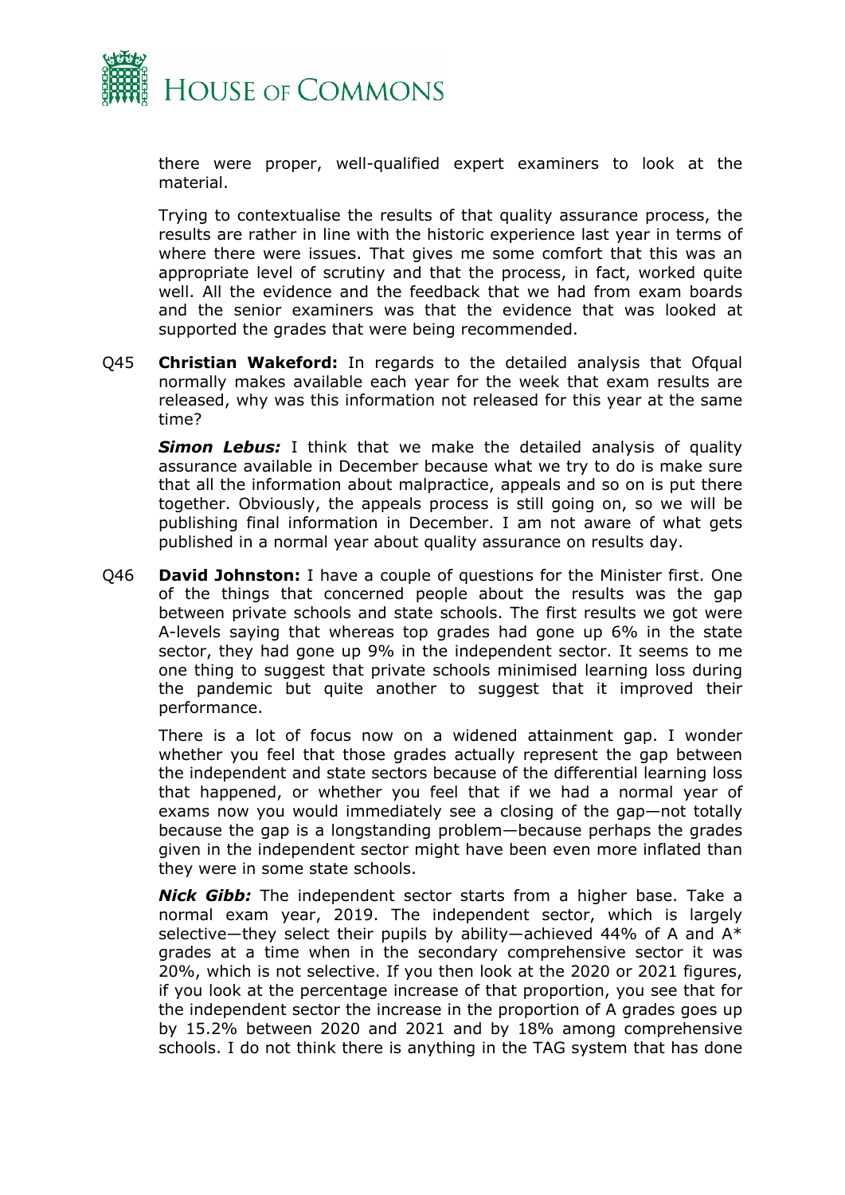there were proper, well-qualified expert examiners to look at the material.

Trying to contextualise the results of that quality assurance process, the results are rather in line with the historic experience last year in terms of where there were issues. That gives me some comfort that this was an appropriate level of scrutiny and that the process, in fact, worked quite well. All the evidence and the feedback that we had from exam boards and the senior examiners was that the evidence that was looked at supported the grades that were being recommended.

Q45 **Christian Wakeford:** In regards to the detailed analysis that Ofqual normally makes available each year for the week that exam results are released, why was this information not released for this year at the same time?

***Simon Lebus:*** I think that we make the detailed analysis of quality assurance available in December because what we try to do is make sure that all the information about malpractice, appeals and so on is put there together. Obviously, the appeals process is still going on, so we will be publishing final information in December. I am not aware of what gets published in a normal year about quality assurance on results day.

Q46 **David Johnston:** I have a couple of questions for the Minister first. One of the things that concerned people about the results was the gap between private schools and state schools. The first results we got were A-levels saying that whereas top grades had gone up 6% in the state sector, they had gone up 9% in the independent sector. It seems to me one thing to suggest that private schools minimised learning loss during the pandemic but quite another to suggest that it improved their performance.

There is a lot of focus now on a widened attainment gap. I wonder whether you feel that those grades actually represent the gap between the independent and state sectors because of the differential learning loss that happened, or whether you feel that if we had a normal year of exams now you would immediately see a closing of the gap—not totally because the gap is a longstanding problem—because perhaps the grades given in the independent sector might have been even more inflated than they were in some state schools.

***Nick Gibb:*** The independent sector starts from a higher base. Take a normal exam year, 2019. The independent sector, which is largely selective—they select their pupils by ability—achieved 44% of A and A* grades at a time when in the secondary comprehensive sector it was 20%, which is not selective. If you then look at the 2020 or 2021 figures, if you look at the percentage increase of that proportion, you see that for the independent sector the increase in the proportion of A grades goes up by 15.2% between 2020 and 2021 and by 18% among comprehensive schools. I do not think there is anything in the TAG system that has done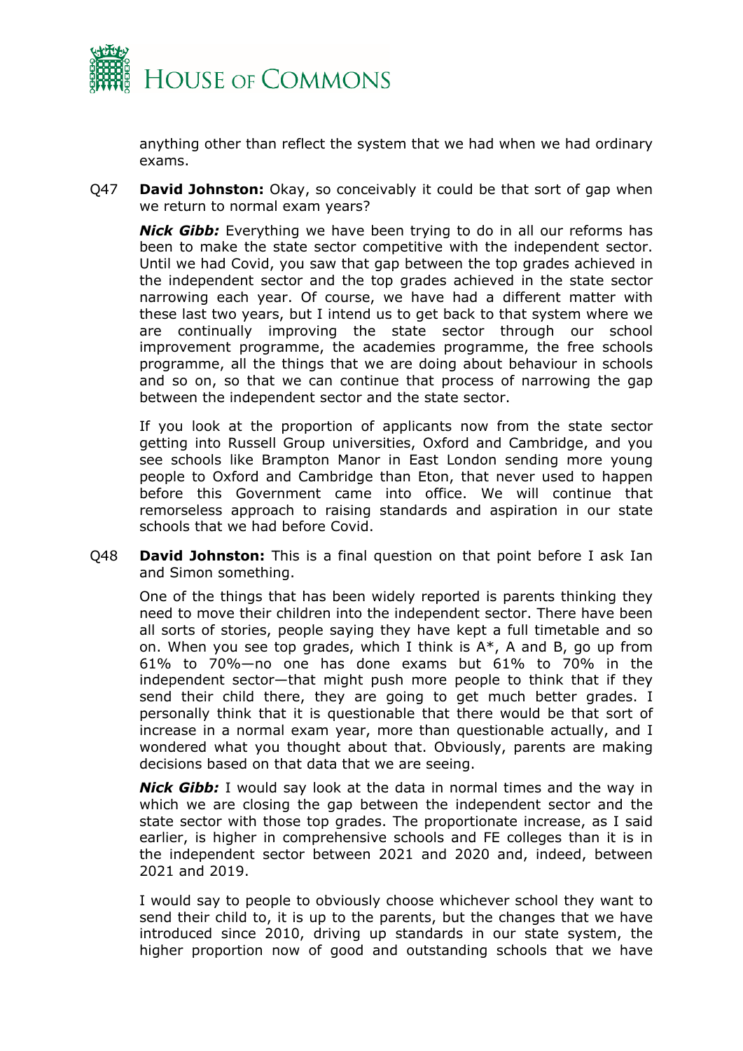anything other than reflect the system that we had when we had ordinary exams.

Q47 **David Johnston:** Okay, so conceivably it could be that sort of gap when we return to normal exam years?

***Nick Gibb:*** Everything we have been trying to do in all our reforms has been to make the state sector competitive with the independent sector. Until we had Covid, you saw that gap between the top grades achieved in the independent sector and the top grades achieved in the state sector narrowing each year. Of course, we have had a different matter with these last two years, but I intend us to get back to that system where we are continually improving the state sector through our school improvement programme, the academies programme, the free schools programme, all the things that we are doing about behaviour in schools and so on, so that we can continue that process of narrowing the gap between the independent sector and the state sector.

If you look at the proportion of applicants now from the state sector getting into Russell Group universities, Oxford and Cambridge, and you see schools like Brampton Manor in East London sending more young people to Oxford and Cambridge than Eton, that never used to happen before this Government came into office. We will continue that remorseless approach to raising standards and aspiration in our state schools that we had before Covid.

Q48 **David Johnston:** This is a final question on that point before I ask Ian and Simon something.

One of the things that has been widely reported is parents thinking they need to move their children into the independent sector. There have been all sorts of stories, people saying they have kept a full timetable and so on. When you see top grades, which I think is A*, A and B, go up from 61% to 70%—no one has done exams but 61% to 70% in the independent sector—that might push more people to think that if they send their child there, they are going to get much better grades. I personally think that it is questionable that there would be that sort of increase in a normal exam year, more than questionable actually, and I wondered what you thought about that. Obviously, parents are making decisions based on that data that we are seeing.

***Nick Gibb:*** I would say look at the data in normal times and the way in which we are closing the gap between the independent sector and the state sector with those top grades. The proportionate increase, as I said earlier, is higher in comprehensive schools and FE colleges than it is in the independent sector between 2021 and 2020 and, indeed, between 2021 and 2019.

I would say to people to obviously choose whichever school they want to send their child to, it is up to the parents, but the changes that we have introduced since 2010, driving up standards in our state system, the higher proportion now of good and outstanding schools that we have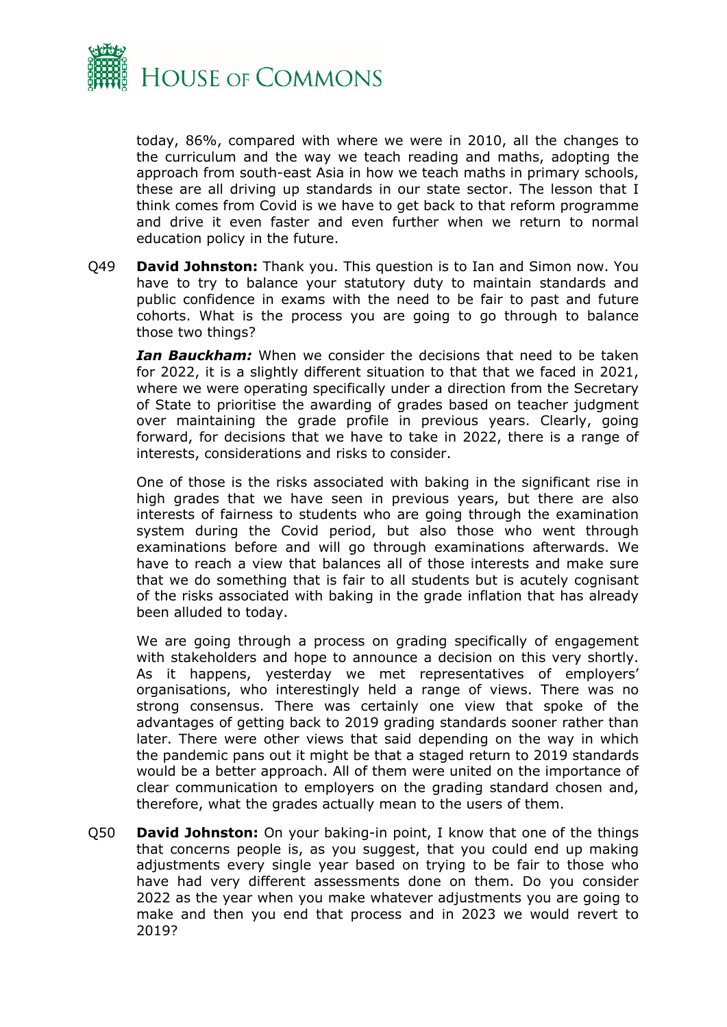today, 86%, compared with where we were in 2010, all the changes to the curriculum and the way we teach reading and maths, adopting the approach from south-east Asia in how we teach maths in primary schools, these are all driving up standards in our state sector. The lesson that I think comes from Covid is we have to get back to that reform programme and drive it even faster and even further when we return to normal education policy in the future.

Q49 **David Johnston:** Thank you. This question is to Ian and Simon now. You have to try to balance your statutory duty to maintain standards and public confidence in exams with the need to be fair to past and future cohorts. What is the process you are going to go through to balance those two things?

***Ian Bauckham:*** When we consider the decisions that need to be taken for 2022, it is a slightly different situation to that that we faced in 2021, where we were operating specifically under a direction from the Secretary of State to prioritise the awarding of grades based on teacher judgment over maintaining the grade profile in previous years. Clearly, going forward, for decisions that we have to take in 2022, there is a range of interests, considerations and risks to consider.

One of those is the risks associated with baking in the significant rise in high grades that we have seen in previous years, but there are also interests of fairness to students who are going through the examination system during the Covid period, but also those who went through examinations before and will go through examinations afterwards. We have to reach a view that balances all of those interests and make sure that we do something that is fair to all students but is acutely cognisant of the risks associated with baking in the grade inflation that has already been alluded to today.

We are going through a process on grading specifically of engagement with stakeholders and hope to announce a decision on this very shortly. As it happens, yesterday we met representatives of employers' organisations, who interestingly held a range of views. There was no strong consensus. There was certainly one view that spoke of the advantages of getting back to 2019 grading standards sooner rather than later. There were other views that said depending on the way in which the pandemic pans out it might be that a staged return to 2019 standards would be a better approach. All of them were united on the importance of clear communication to employers on the grading standard chosen and, therefore, what the grades actually mean to the users of them.

Q50 **David Johnston:** On your baking-in point, I know that one of the things that concerns people is, as you suggest, that you could end up making adjustments every single year based on trying to be fair to those who have had very different assessments done on them. Do you consider 2022 as the year when you make whatever adjustments you are going to make and then you end that process and in 2023 we would revert to 2019?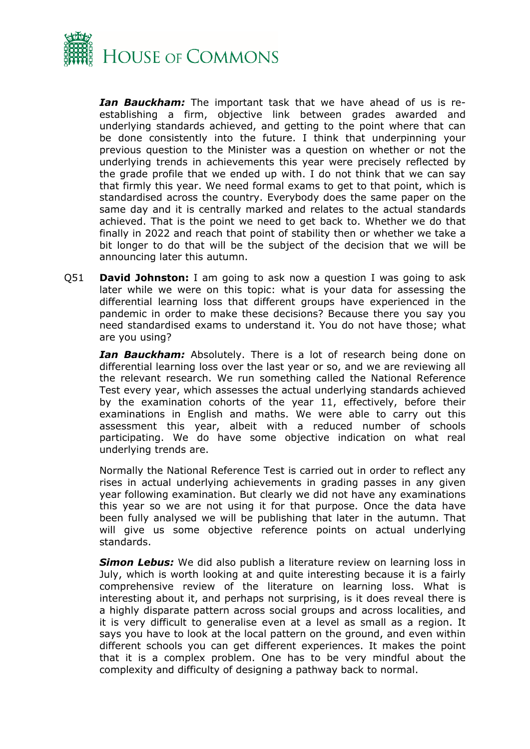***Ian Bauckham:*** The important task that we have ahead of us is re-establishing a firm, objective link between grades awarded and underlying standards achieved, and getting to the point where that can be done consistently into the future. I think that underpinning your previous question to the Minister was a question on whether or not the underlying trends in achievements this year were precisely reflected by the grade profile that we ended up with. I do not think that we can say that firmly this year. We need formal exams to get to that point, which is standardised across the country. Everybody does the same paper on the same day and it is centrally marked and relates to the actual standards achieved. That is the point we need to get back to. Whether we do that finally in 2022 and reach that point of stability then or whether we take a bit longer to do that will be the subject of the decision that we will be announcing later this autumn.

Q51 **David Johnston:** I am going to ask now a question I was going to ask later while we were on this topic: what is your data for assessing the differential learning loss that different groups have experienced in the pandemic in order to make these decisions? Because there you say you need standardised exams to understand it. You do not have those; what are you using?

***Ian Bauckham:*** Absolutely. There is a lot of research being done on differential learning loss over the last year or so, and we are reviewing all the relevant research. We run something called the National Reference Test every year, which assesses the actual underlying standards achieved by the examination cohorts of the year 11, effectively, before their examinations in English and maths. We were able to carry out this assessment this year, albeit with a reduced number of schools participating. We do have some objective indication on what real underlying trends are.

Normally the National Reference Test is carried out in order to reflect any rises in actual underlying achievements in grading passes in any given year following examination. But clearly we did not have any examinations this year so we are not using it for that purpose. Once the data have been fully analysed we will be publishing that later in the autumn. That will give us some objective reference points on actual underlying standards.

***Simon Lebus:*** We did also publish a literature review on learning loss in July, which is worth looking at and quite interesting because it is a fairly comprehensive review of the literature on learning loss. What is interesting about it, and perhaps not surprising, is it does reveal there is a highly disparate pattern across social groups and across localities, and it is very difficult to generalise even at a level as small as a region. It says you have to look at the local pattern on the ground, and even within different schools you can get different experiences. It makes the point that it is a complex problem. One has to be very mindful about the complexity and difficulty of designing a pathway back to normal.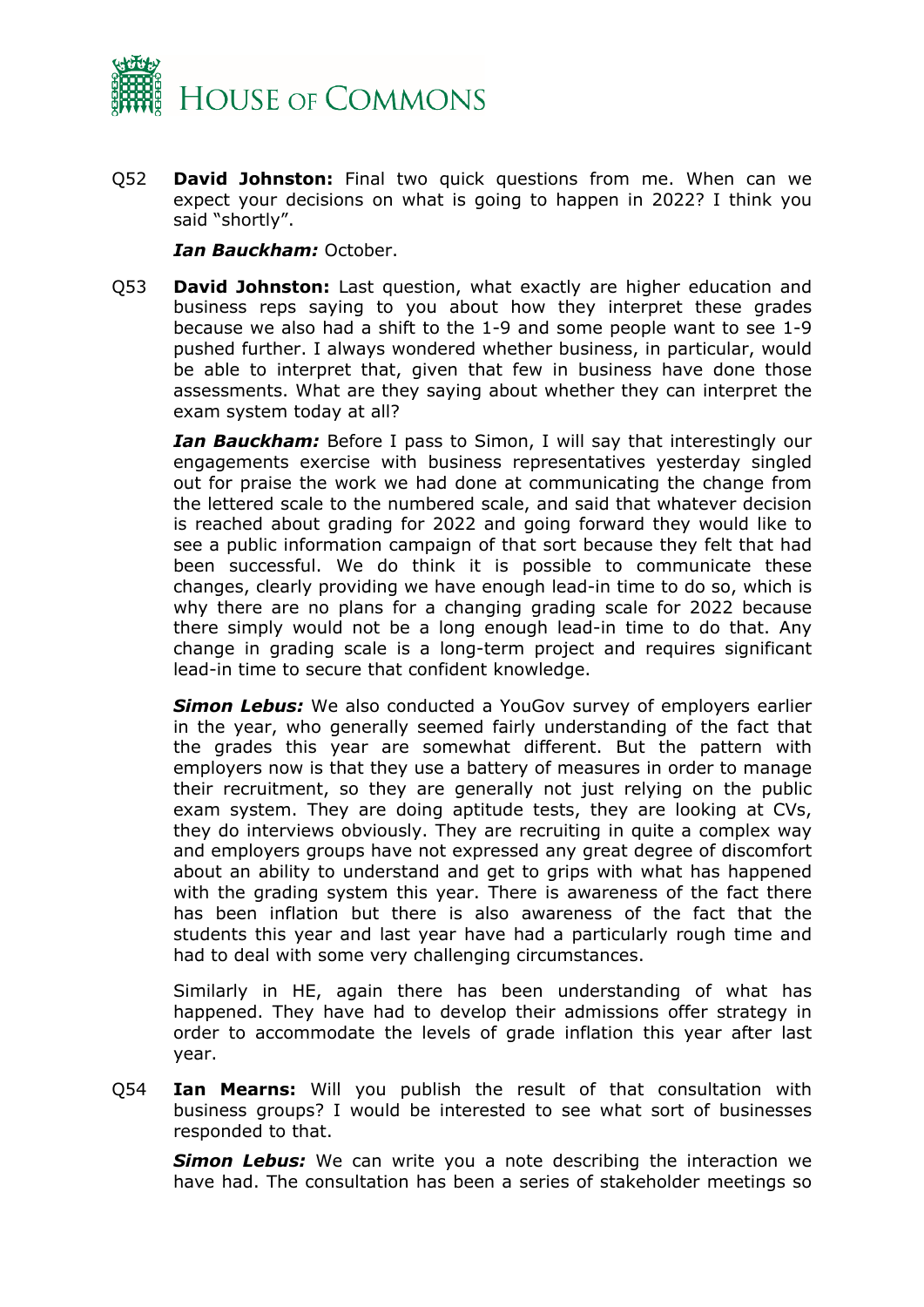Q52 **David Johnston:** Final two quick questions from me. When can we expect your decisions on what is going to happen in 2022? I think you said "shortly".

***Ian Bauckham:*** October.

Q53 **David Johnston:** Last question, what exactly are higher education and business reps saying to you about how they interpret these grades because we also had a shift to the 1-9 and some people want to see 1-9 pushed further. I always wondered whether business, in particular, would be able to interpret that, given that few in business have done those assessments. What are they saying about whether they can interpret the exam system today at all?

***Ian Bauckham:*** Before I pass to Simon, I will say that interestingly our engagements exercise with business representatives yesterday singled out for praise the work we had done at communicating the change from the lettered scale to the numbered scale, and said that whatever decision is reached about grading for 2022 and going forward they would like to see a public information campaign of that sort because they felt that had been successful. We do think it is possible to communicate these changes, clearly providing we have enough lead-in time to do so, which is why there are no plans for a changing grading scale for 2022 because there simply would not be a long enough lead-in time to do that. Any change in grading scale is a long-term project and requires significant lead-in time to secure that confident knowledge.

***Simon Lebus:*** We also conducted a YouGov survey of employers earlier in the year, who generally seemed fairly understanding of the fact that the grades this year are somewhat different. But the pattern with employers now is that they use a battery of measures in order to manage their recruitment, so they are generally not just relying on the public exam system. They are doing aptitude tests, they are looking at CVs, they do interviews obviously. They are recruiting in quite a complex way and employers groups have not expressed any great degree of discomfort about an ability to understand and get to grips with what has happened with the grading system this year. There is awareness of the fact there has been inflation but there is also awareness of the fact that the students this year and last year have had a particularly rough time and had to deal with some very challenging circumstances.

Similarly in HE, again there has been understanding of what has happened. They have had to develop their admissions offer strategy in order to accommodate the levels of grade inflation this year after last year.

Q54 **Ian Mearns:** Will you publish the result of that consultation with business groups? I would be interested to see what sort of businesses responded to that.

***Simon Lebus:*** We can write you a note describing the interaction we have had. The consultation has been a series of stakeholder meetings so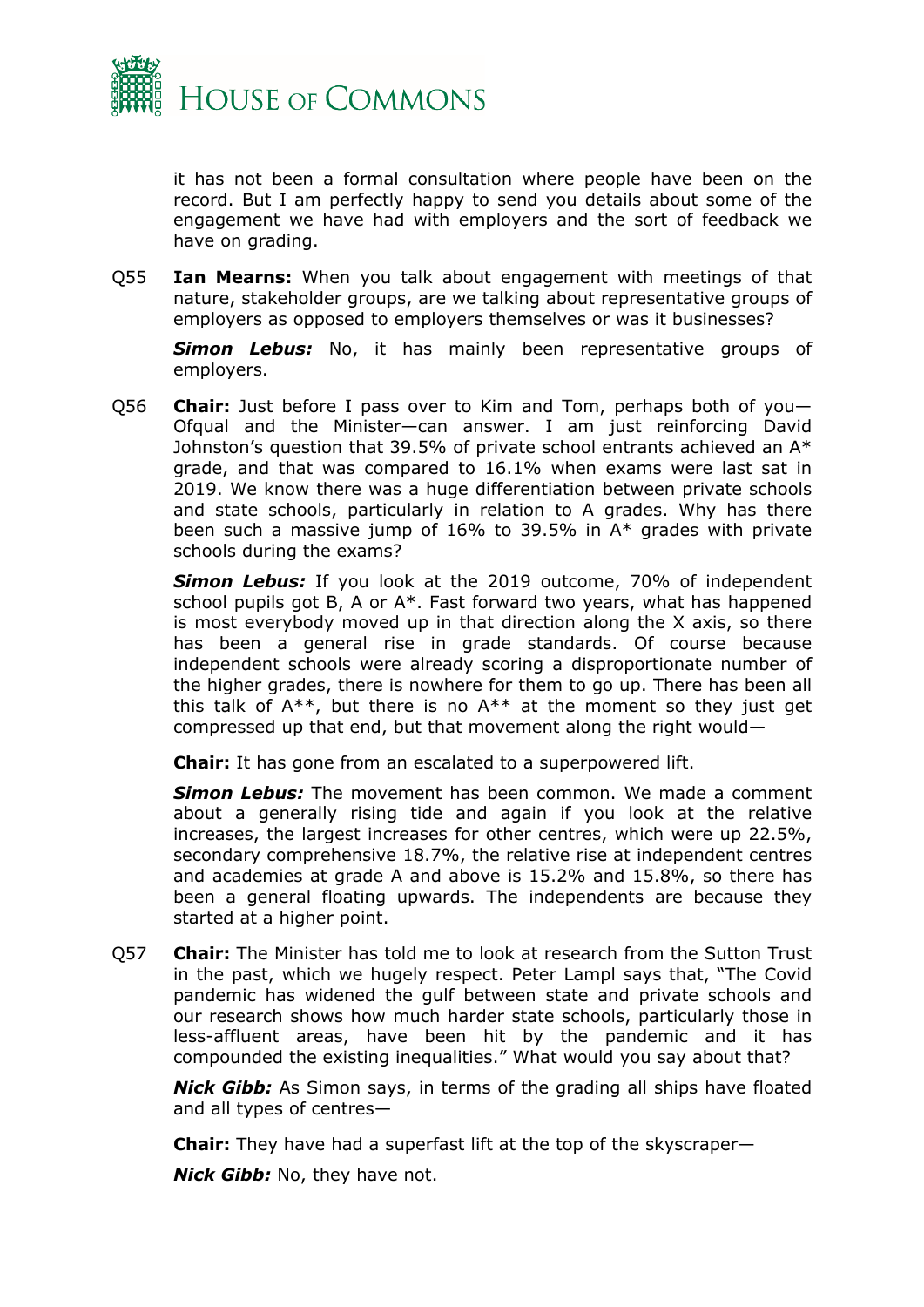it has not been a formal consultation where people have been on the record. But I am perfectly happy to send you details about some of the engagement we have had with employers and the sort of feedback we have on grading.

Q55 **Ian Mearns:** When you talk about engagement with meetings of that nature, stakeholder groups, are we talking about representative groups of employers as opposed to employers themselves or was it businesses?

***Simon Lebus:*** No, it has mainly been representative groups of employers.

Q56 **Chair:** Just before I pass over to Kim and Tom, perhaps both of you—Ofqual and the Minister—can answer. I am just reinforcing David Johnston's question that 39.5% of private school entrants achieved an A* grade, and that was compared to 16.1% when exams were last sat in 2019. We know there was a huge differentiation between private schools and state schools, particularly in relation to A grades. Why has there been such a massive jump of 16% to 39.5% in A* grades with private schools during the exams?

***Simon Lebus:*** If you look at the 2019 outcome, 70% of independent school pupils got B, A or A*. Fast forward two years, what has happened is most everybody moved up in that direction along the X axis, so there has been a general rise in grade standards. Of course because independent schools were already scoring a disproportionate number of the higher grades, there is nowhere for them to go up. There has been all this talk of A**, but there is no A** at the moment so they just get compressed up that end, but that movement along the right would—

**Chair:** It has gone from an escalated to a superpowered lift.

***Simon Lebus:*** The movement has been common. We made a comment about a generally rising tide and again if you look at the relative increases, the largest increases for other centres, which were up 22.5%, secondary comprehensive 18.7%, the relative rise at independent centres and academies at grade A and above is 15.2% and 15.8%, so there has been a general floating upwards. The independents are because they started at a higher point.

Q57 **Chair:** The Minister has told me to look at research from the Sutton Trust in the past, which we hugely respect. Peter Lampl says that, "The Covid pandemic has widened the gulf between state and private schools and our research shows how much harder state schools, particularly those in less-affluent areas, have been hit by the pandemic and it has compounded the existing inequalities." What would you say about that?

***Nick Gibb:*** As Simon says, in terms of the grading all ships have floated and all types of centres—

**Chair:** They have had a superfast lift at the top of the skyscraper—

***Nick Gibb:*** No, they have not.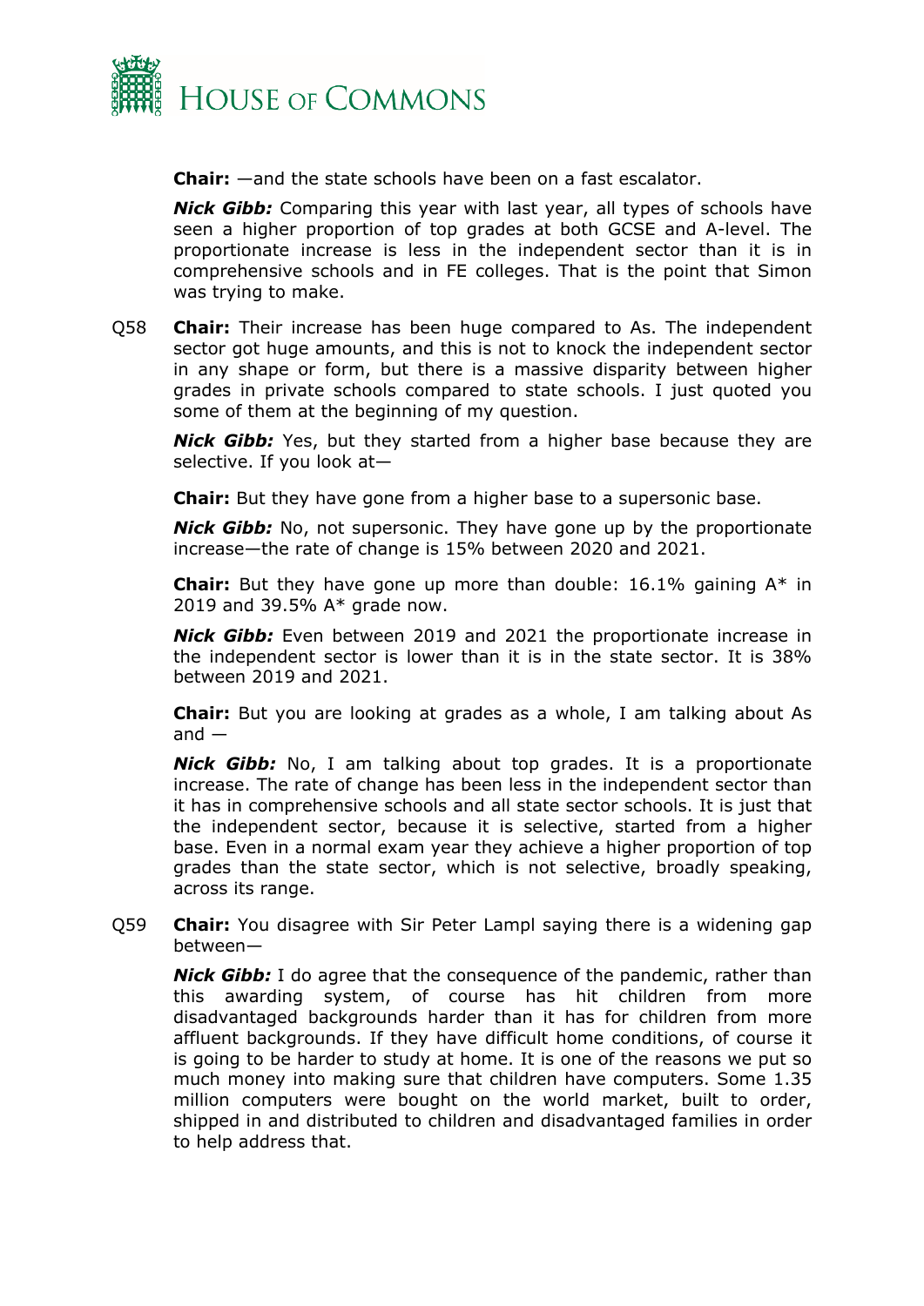**Chair:** —and the state schools have been on a fast escalator.

***Nick Gibb:*** Comparing this year with last year, all types of schools have seen a higher proportion of top grades at both GCSE and A-level. The proportionate increase is less in the independent sector than it is in comprehensive schools and in FE colleges. That is the point that Simon was trying to make.

Q58 **Chair:** Their increase has been huge compared to As. The independent sector got huge amounts, and this is not to knock the independent sector in any shape or form, but there is a massive disparity between higher grades in private schools compared to state schools. I just quoted you some of them at the beginning of my question.

***Nick Gibb:*** Yes, but they started from a higher base because they are selective. If you look at—

**Chair:** But they have gone from a higher base to a supersonic base.

***Nick Gibb:*** No, not supersonic. They have gone up by the proportionate increase—the rate of change is 15% between 2020 and 2021.

**Chair:** But they have gone up more than double: 16.1% gaining A* in 2019 and 39.5% A* grade now.

***Nick Gibb:*** Even between 2019 and 2021 the proportionate increase in the independent sector is lower than it is in the state sector. It is 38% between 2019 and 2021.

**Chair:** But you are looking at grades as a whole, I am talking about As and —

***Nick Gibb:*** No, I am talking about top grades. It is a proportionate increase. The rate of change has been less in the independent sector than it has in comprehensive schools and all state sector schools. It is just that the independent sector, because it is selective, started from a higher base. Even in a normal exam year they achieve a higher proportion of top grades than the state sector, which is not selective, broadly speaking, across its range.

Q59 **Chair:** You disagree with Sir Peter Lampl saying there is a widening gap between—

***Nick Gibb:*** I do agree that the consequence of the pandemic, rather than this awarding system, of course has hit children from more disadvantaged backgrounds harder than it has for children from more affluent backgrounds. If they have difficult home conditions, of course it is going to be harder to study at home. It is one of the reasons we put so much money into making sure that children have computers. Some 1.35 million computers were bought on the world market, built to order, shipped in and distributed to children and disadvantaged families in order to help address that.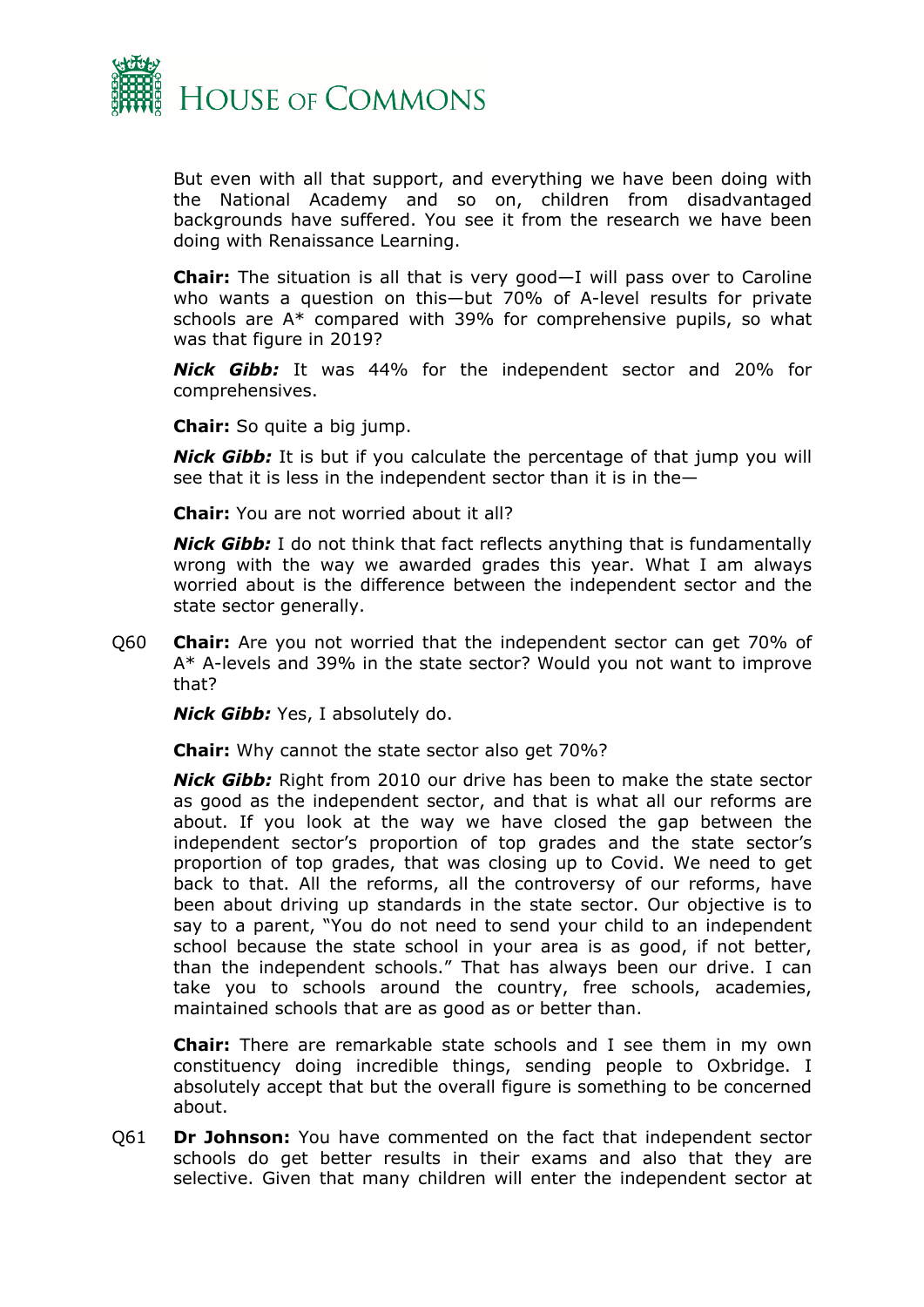But even with all that support, and everything we have been doing with the National Academy and so on, children from disadvantaged backgrounds have suffered. You see it from the research we have been doing with Renaissance Learning.

**Chair:** The situation is all that is very good—I will pass over to Caroline who wants a question on this—but 70% of A-level results for private schools are A* compared with 39% for comprehensive pupils, so what was that figure in 2019?

***Nick Gibb:*** It was 44% for the independent sector and 20% for comprehensives.

**Chair:** So quite a big jump.

***Nick Gibb:*** It is but if you calculate the percentage of that jump you will see that it is less in the independent sector than it is in the—

**Chair:** You are not worried about it all?

***Nick Gibb:*** I do not think that fact reflects anything that is fundamentally wrong with the way we awarded grades this year. What I am always worried about is the difference between the independent sector and the state sector generally.

Q60 **Chair:** Are you not worried that the independent sector can get 70% of A* A-levels and 39% in the state sector? Would you not want to improve that?

***Nick Gibb:*** Yes, I absolutely do.

**Chair:** Why cannot the state sector also get 70%?

***Nick Gibb:*** Right from 2010 our drive has been to make the state sector as good as the independent sector, and that is what all our reforms are about. If you look at the way we have closed the gap between the independent sector's proportion of top grades and the state sector's proportion of top grades, that was closing up to Covid. We need to get back to that. All the reforms, all the controversy of our reforms, have been about driving up standards in the state sector. Our objective is to say to a parent, "You do not need to send your child to an independent school because the state school in your area is as good, if not better, than the independent schools." That has always been our drive. I can take you to schools around the country, free schools, academies, maintained schools that are as good as or better than.

**Chair:** There are remarkable state schools and I see them in my own constituency doing incredible things, sending people to Oxbridge. I absolutely accept that but the overall figure is something to be concerned about.

Q61 **Dr Johnson:** You have commented on the fact that independent sector schools do get better results in their exams and also that they are selective. Given that many children will enter the independent sector at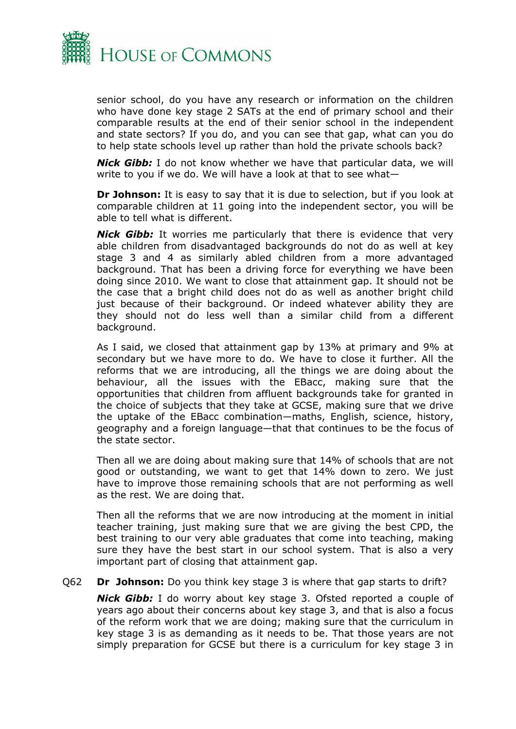senior school, do you have any research or information on the children who have done key stage 2 SATs at the end of primary school and their comparable results at the end of their senior school in the independent and state sectors? If you do, and you can see that gap, what can you do to help state schools level up rather than hold the private schools back?

***Nick Gibb:*** I do not know whether we have that particular data, we will write to you if we do. We will have a look at that to see what—

**Dr Johnson:** It is easy to say that it is due to selection, but if you look at comparable children at 11 going into the independent sector, you will be able to tell what is different.

***Nick Gibb:*** It worries me particularly that there is evidence that very able children from disadvantaged backgrounds do not do as well at key stage 3 and 4 as similarly abled children from a more advantaged background. That has been a driving force for everything we have been doing since 2010. We want to close that attainment gap. It should not be the case that a bright child does not do as well as another bright child just because of their background. Or indeed whatever ability they are they should not do less well than a similar child from a different background.

As I said, we closed that attainment gap by 13% at primary and 9% at secondary but we have more to do. We have to close it further. All the reforms that we are introducing, all the things we are doing about the behaviour, all the issues with the EBacc, making sure that the opportunities that children from affluent backgrounds take for granted in the choice of subjects that they take at GCSE, making sure that we drive the uptake of the EBacc combination—maths, English, science, history, geography and a foreign language—that that continues to be the focus of the state sector.

Then all we are doing about making sure that 14% of schools that are not good or outstanding, we want to get that 14% down to zero. We just have to improve those remaining schools that are not performing as well as the rest. We are doing that.

Then all the reforms that we are now introducing at the moment in initial teacher training, just making sure that we are giving the best CPD, the best training to our very able graduates that come into teaching, making sure they have the best start in our school system. That is also a very important part of closing that attainment gap.

Q62 **Dr Johnson:** Do you think key stage 3 is where that gap starts to drift?

***Nick Gibb:*** I do worry about key stage 3. Ofsted reported a couple of years ago about their concerns about key stage 3, and that is also a focus of the reform work that we are doing; making sure that the curriculum in key stage 3 is as demanding as it needs to be. That those years are not simply preparation for GCSE but there is a curriculum for key stage 3 in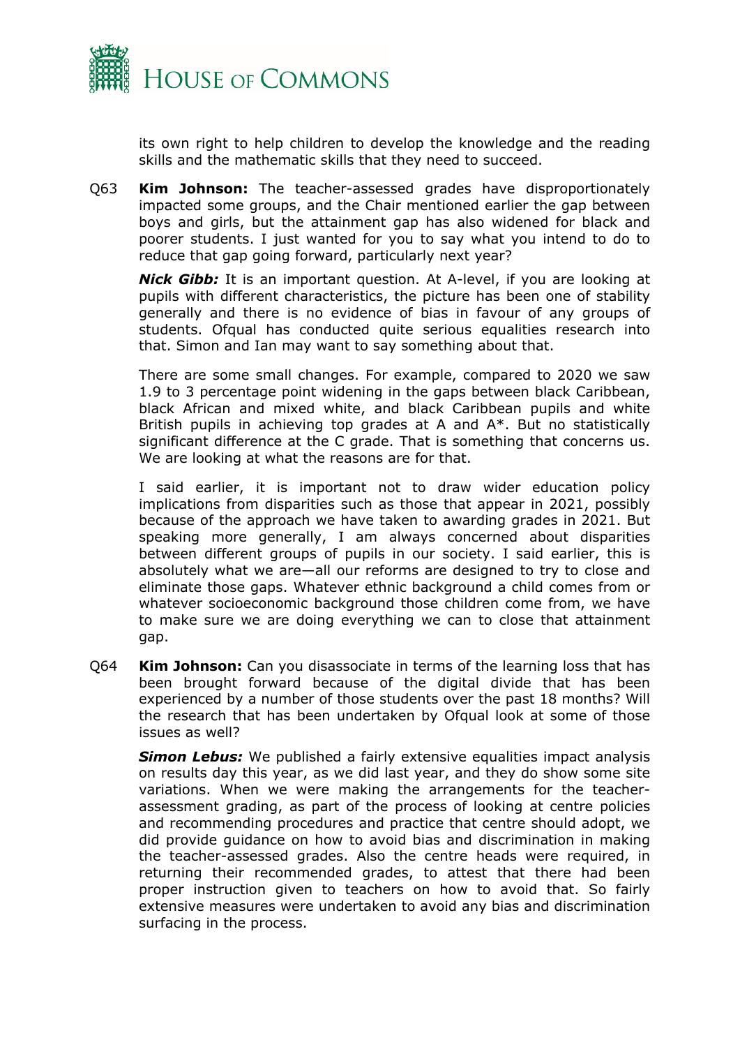its own right to help children to develop the knowledge and the reading skills and the mathematic skills that they need to succeed.

Q63 **Kim Johnson:** The teacher-assessed grades have disproportionately impacted some groups, and the Chair mentioned earlier the gap between boys and girls, but the attainment gap has also widened for black and poorer students. I just wanted for you to say what you intend to do to reduce that gap going forward, particularly next year?

***Nick Gibb:*** It is an important question. At A-level, if you are looking at pupils with different characteristics, the picture has been one of stability generally and there is no evidence of bias in favour of any groups of students. Ofqual has conducted quite serious equalities research into that. Simon and Ian may want to say something about that.

There are some small changes. For example, compared to 2020 we saw 1.9 to 3 percentage point widening in the gaps between black Caribbean, black African and mixed white, and black Caribbean pupils and white British pupils in achieving top grades at A and A*. But no statistically significant difference at the C grade. That is something that concerns us. We are looking at what the reasons are for that.

I said earlier, it is important not to draw wider education policy implications from disparities such as those that appear in 2021, possibly because of the approach we have taken to awarding grades in 2021. But speaking more generally, I am always concerned about disparities between different groups of pupils in our society. I said earlier, this is absolutely what we are—all our reforms are designed to try to close and eliminate those gaps. Whatever ethnic background a child comes from or whatever socioeconomic background those children come from, we have to make sure we are doing everything we can to close that attainment gap.

Q64 **Kim Johnson:** Can you disassociate in terms of the learning loss that has been brought forward because of the digital divide that has been experienced by a number of those students over the past 18 months? Will the research that has been undertaken by Ofqual look at some of those issues as well?

***Simon Lebus:*** We published a fairly extensive equalities impact analysis on results day this year, as we did last year, and they do show some site variations. When we were making the arrangements for the teacher-assessment grading, as part of the process of looking at centre policies and recommending procedures and practice that centre should adopt, we did provide guidance on how to avoid bias and discrimination in making the teacher-assessed grades. Also the centre heads were required, in returning their recommended grades, to attest that there had been proper instruction given to teachers on how to avoid that. So fairly extensive measures were undertaken to avoid any bias and discrimination surfacing in the process.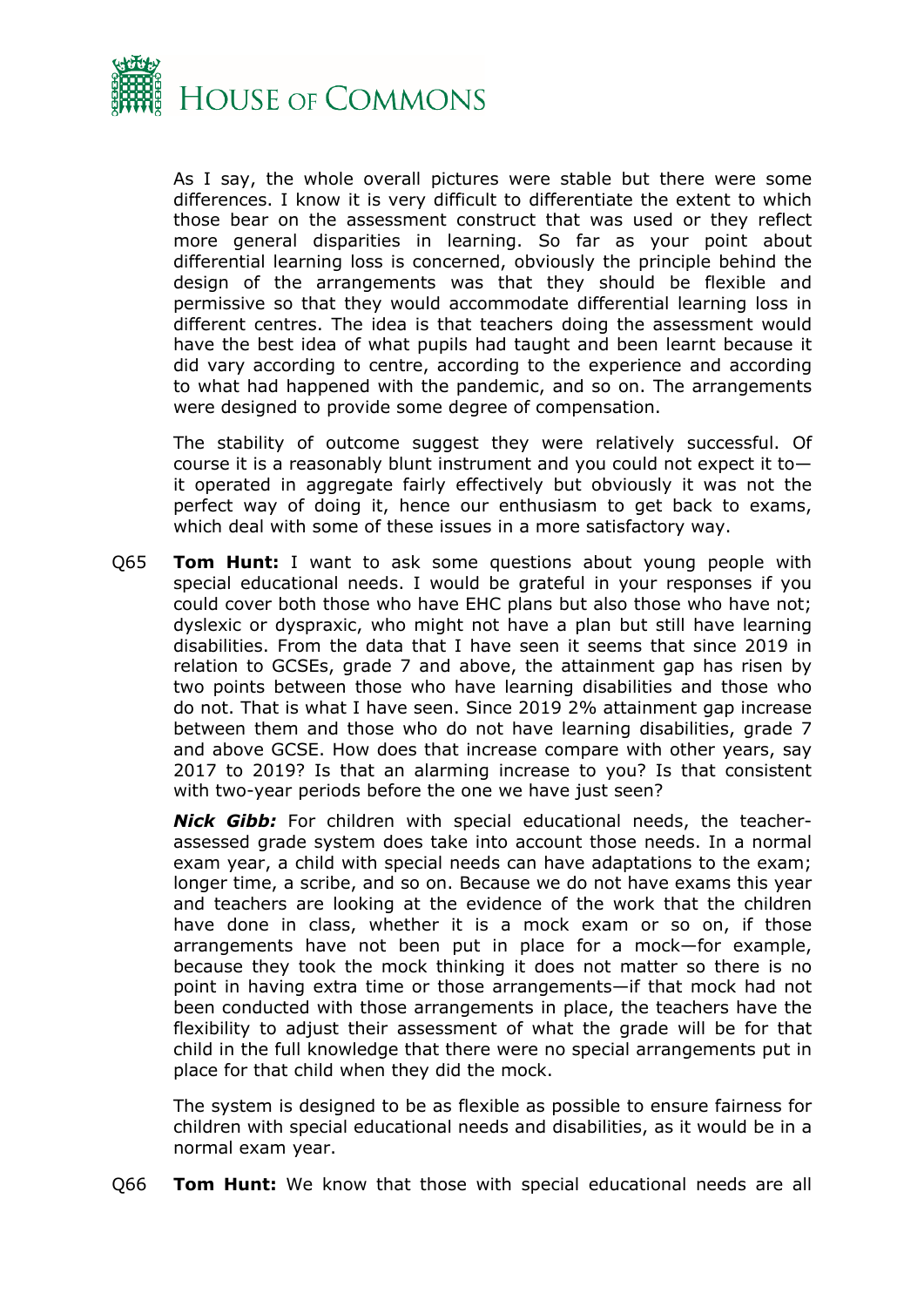As I say, the whole overall pictures were stable but there were some differences. I know it is very difficult to differentiate the extent to which those bear on the assessment construct that was used or they reflect more general disparities in learning. So far as your point about differential learning loss is concerned, obviously the principle behind the design of the arrangements was that they should be flexible and permissive so that they would accommodate differential learning loss in different centres. The idea is that teachers doing the assessment would have the best idea of what pupils had taught and been learnt because it did vary according to centre, according to the experience and according to what had happened with the pandemic, and so on. The arrangements were designed to provide some degree of compensation.

The stability of outcome suggest they were relatively successful. Of course it is a reasonably blunt instrument and you could not expect it to—it operated in aggregate fairly effectively but obviously it was not the perfect way of doing it, hence our enthusiasm to get back to exams, which deal with some of these issues in a more satisfactory way.

Q65 **Tom Hunt:** I want to ask some questions about young people with special educational needs. I would be grateful in your responses if you could cover both those who have EHC plans but also those who have not; dyslexic or dyspraxic, who might not have a plan but still have learning disabilities. From the data that I have seen it seems that since 2019 in relation to GCSEs, grade 7 and above, the attainment gap has risen by two points between those who have learning disabilities and those who do not. That is what I have seen. Since 2019 2% attainment gap increase between them and those who do not have learning disabilities, grade 7 and above GCSE. How does that increase compare with other years, say 2017 to 2019? Is that an alarming increase to you? Is that consistent with two-year periods before the one we have just seen?

***Nick Gibb:*** For children with special educational needs, the teacher-assessed grade system does take into account those needs. In a normal exam year, a child with special needs can have adaptations to the exam; longer time, a scribe, and so on. Because we do not have exams this year and teachers are looking at the evidence of the work that the children have done in class, whether it is a mock exam or so on, if those arrangements have not been put in place for a mock—for example, because they took the mock thinking it does not matter so there is no point in having extra time or those arrangements—if that mock had not been conducted with those arrangements in place, the teachers have the flexibility to adjust their assessment of what the grade will be for that child in the full knowledge that there were no special arrangements put in place for that child when they did the mock.

The system is designed to be as flexible as possible to ensure fairness for children with special educational needs and disabilities, as it would be in a normal exam year.

Q66 **Tom Hunt:** We know that those with special educational needs are all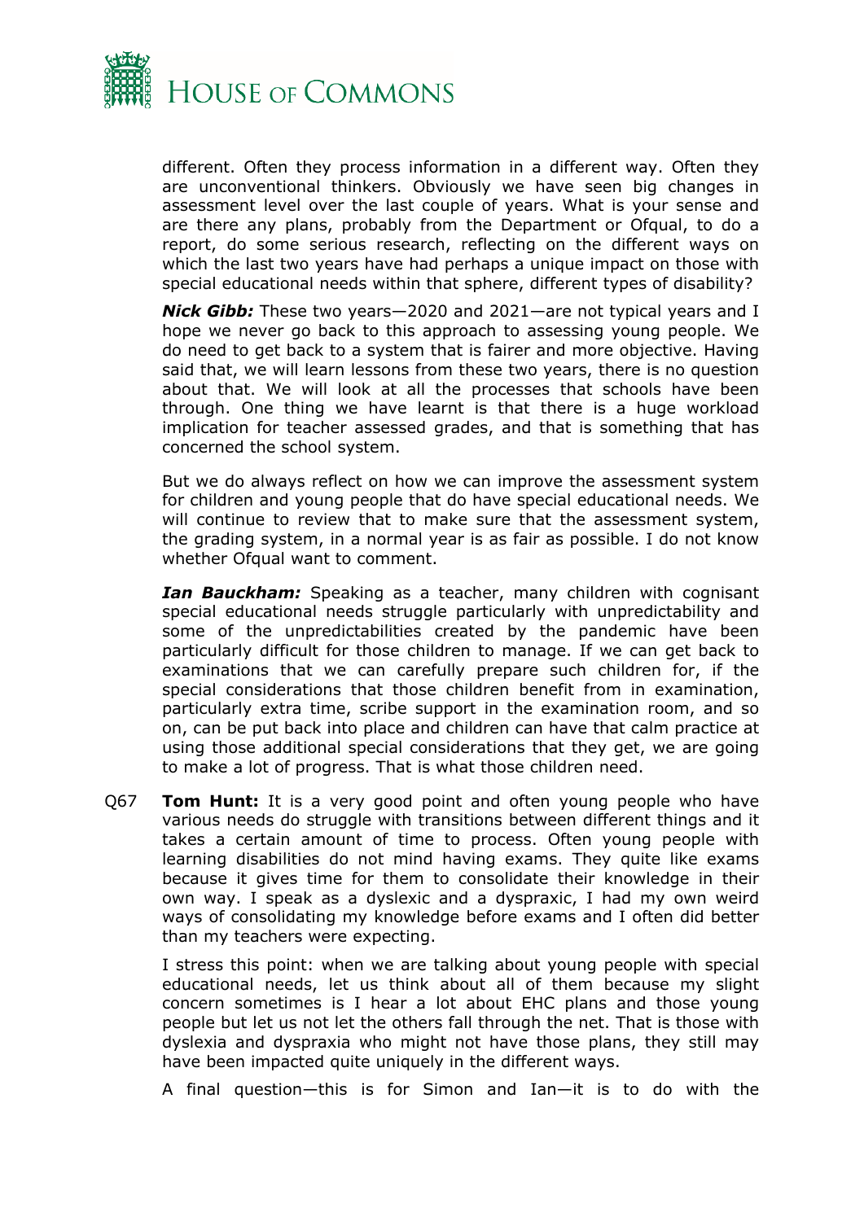different. Often they process information in a different way. Often they are unconventional thinkers. Obviously we have seen big changes in assessment level over the last couple of years. What is your sense and are there any plans, probably from the Department or Ofqual, to do a report, do some serious research, reflecting on the different ways on which the last two years have had perhaps a unique impact on those with special educational needs within that sphere, different types of disability?

***Nick Gibb:*** These two years—2020 and 2021—are not typical years and I hope we never go back to this approach to assessing young people. We do need to get back to a system that is fairer and more objective. Having said that, we will learn lessons from these two years, there is no question about that. We will look at all the processes that schools have been through. One thing we have learnt is that there is a huge workload implication for teacher assessed grades, and that is something that has concerned the school system.

But we do always reflect on how we can improve the assessment system for children and young people that do have special educational needs. We will continue to review that to make sure that the assessment system, the grading system, in a normal year is as fair as possible. I do not know whether Ofqual want to comment.

***Ian Bauckham:*** Speaking as a teacher, many children with cognisant special educational needs struggle particularly with unpredictability and some of the unpredictabilities created by the pandemic have been particularly difficult for those children to manage. If we can get back to examinations that we can carefully prepare such children for, if the special considerations that those children benefit from in examination, particularly extra time, scribe support in the examination room, and so on, can be put back into place and children can have that calm practice at using those additional special considerations that they get, we are going to make a lot of progress. That is what those children need.

Q67 **Tom Hunt:** It is a very good point and often young people who have various needs do struggle with transitions between different things and it takes a certain amount of time to process. Often young people with learning disabilities do not mind having exams. They quite like exams because it gives time for them to consolidate their knowledge in their own way. I speak as a dyslexic and a dyspraxic, I had my own weird ways of consolidating my knowledge before exams and I often did better than my teachers were expecting.

I stress this point: when we are talking about young people with special educational needs, let us think about all of them because my slight concern sometimes is I hear a lot about EHC plans and those young people but let us not let the others fall through the net. That is those with dyslexia and dyspraxia who might not have those plans, they still may have been impacted quite uniquely in the different ways.

A final question—this is for Simon and Ian—it is to do with the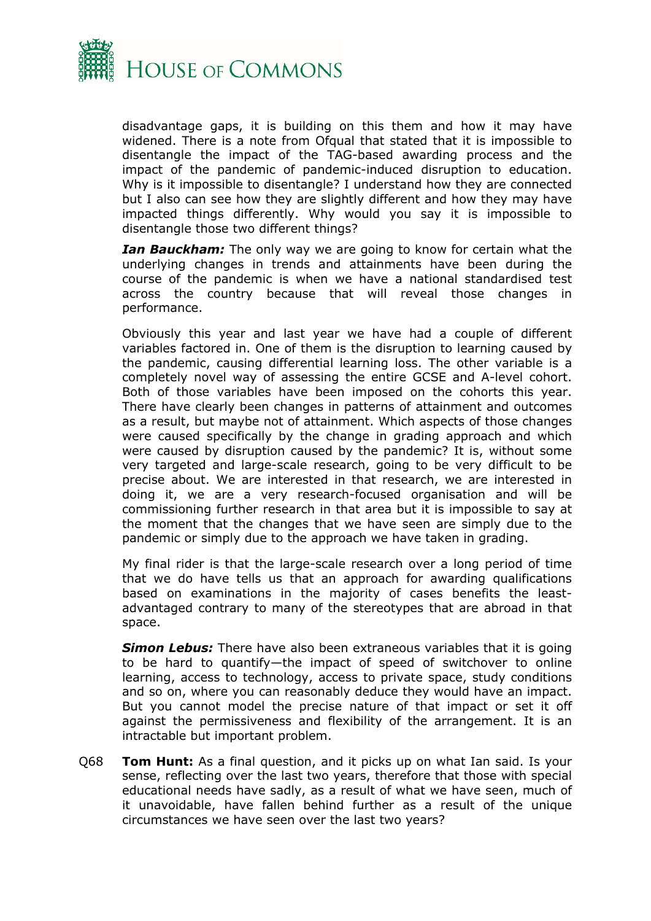disadvantage gaps, it is building on this them and how it may have widened. There is a note from Ofqual that stated that it is impossible to disentangle the impact of the TAG-based awarding process and the impact of the pandemic of pandemic-induced disruption to education. Why is it impossible to disentangle? I understand how they are connected but I also can see how they are slightly different and how they may have impacted things differently. Why would you say it is impossible to disentangle those two different things?

***Ian Bauckham:*** The only way we are going to know for certain what the underlying changes in trends and attainments have been during the course of the pandemic is when we have a national standardised test across the country because that will reveal those changes in performance.

Obviously this year and last year we have had a couple of different variables factored in. One of them is the disruption to learning caused by the pandemic, causing differential learning loss. The other variable is a completely novel way of assessing the entire GCSE and A-level cohort. Both of those variables have been imposed on the cohorts this year. There have clearly been changes in patterns of attainment and outcomes as a result, but maybe not of attainment. Which aspects of those changes were caused specifically by the change in grading approach and which were caused by disruption caused by the pandemic? It is, without some very targeted and large-scale research, going to be very difficult to be precise about. We are interested in that research, we are interested in doing it, we are a very research-focused organisation and will be commissioning further research in that area but it is impossible to say at the moment that the changes that we have seen are simply due to the pandemic or simply due to the approach we have taken in grading.

My final rider is that the large-scale research over a long period of time that we do have tells us that an approach for awarding qualifications based on examinations in the majority of cases benefits the least-advantaged contrary to many of the stereotypes that are abroad in that space.

***Simon Lebus:*** There have also been extraneous variables that it is going to be hard to quantify—the impact of speed of switchover to online learning, access to technology, access to private space, study conditions and so on, where you can reasonably deduce they would have an impact. But you cannot model the precise nature of that impact or set it off against the permissiveness and flexibility of the arrangement. It is an intractable but important problem.

Q68 **Tom Hunt:** As a final question, and it picks up on what Ian said. Is your sense, reflecting over the last two years, therefore that those with special educational needs have sadly, as a result of what we have seen, much of it unavoidable, have fallen behind further as a result of the unique circumstances we have seen over the last two years?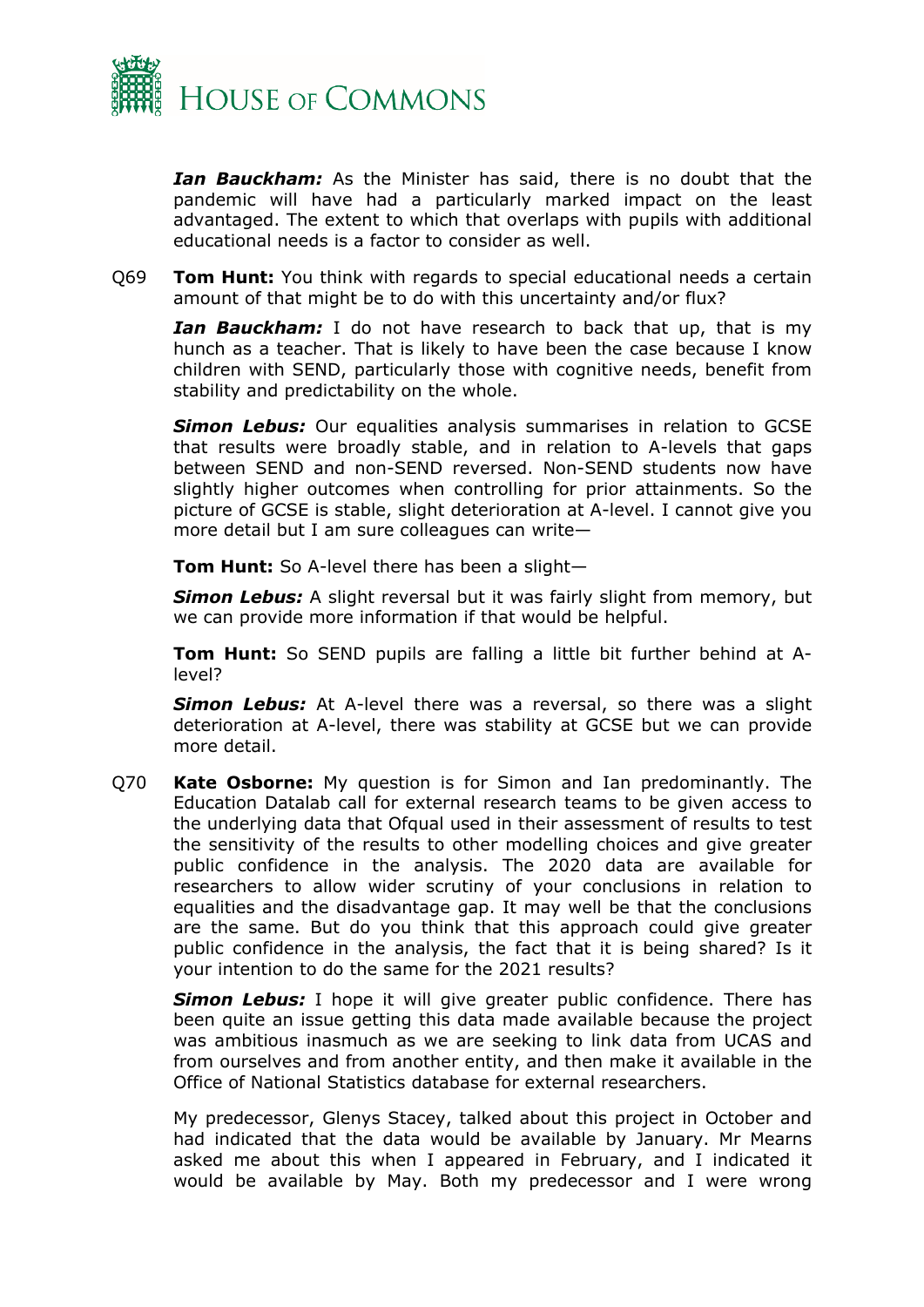***Ian Bauckham:*** As the Minister has said, there is no doubt that the pandemic will have had a particularly marked impact on the least advantaged. The extent to which that overlaps with pupils with additional educational needs is a factor to consider as well.

Q69 **Tom Hunt:** You think with regards to special educational needs a certain amount of that might be to do with this uncertainty and/or flux?

***Ian Bauckham:*** I do not have research to back that up, that is my hunch as a teacher. That is likely to have been the case because I know children with SEND, particularly those with cognitive needs, benefit from stability and predictability on the whole.

***Simon Lebus:*** Our equalities analysis summarises in relation to GCSE that results were broadly stable, and in relation to A-levels that gaps between SEND and non-SEND reversed. Non-SEND students now have slightly higher outcomes when controlling for prior attainments. So the picture of GCSE is stable, slight deterioration at A-level. I cannot give you more detail but I am sure colleagues can write—

**Tom Hunt:** So A-level there has been a slight—

***Simon Lebus:*** A slight reversal but it was fairly slight from memory, but we can provide more information if that would be helpful.

**Tom Hunt:** So SEND pupils are falling a little bit further behind at A-level?

***Simon Lebus:*** At A-level there was a reversal, so there was a slight deterioration at A-level, there was stability at GCSE but we can provide more detail.

Q70 **Kate Osborne:** My question is for Simon and Ian predominantly. The Education Datalab call for external research teams to be given access to the underlying data that Ofqual used in their assessment of results to test the sensitivity of the results to other modelling choices and give greater public confidence in the analysis. The 2020 data are available for researchers to allow wider scrutiny of your conclusions in relation to equalities and the disadvantage gap. It may well be that the conclusions are the same. But do you think that this approach could give greater public confidence in the analysis, the fact that it is being shared? Is it your intention to do the same for the 2021 results?

***Simon Lebus:*** I hope it will give greater public confidence. There has been quite an issue getting this data made available because the project was ambitious inasmuch as we are seeking to link data from UCAS and from ourselves and from another entity, and then make it available in the Office of National Statistics database for external researchers.

My predecessor, Glenys Stacey, talked about this project in October and had indicated that the data would be available by January. Mr Mearns asked me about this when I appeared in February, and I indicated it would be available by May. Both my predecessor and I were wrong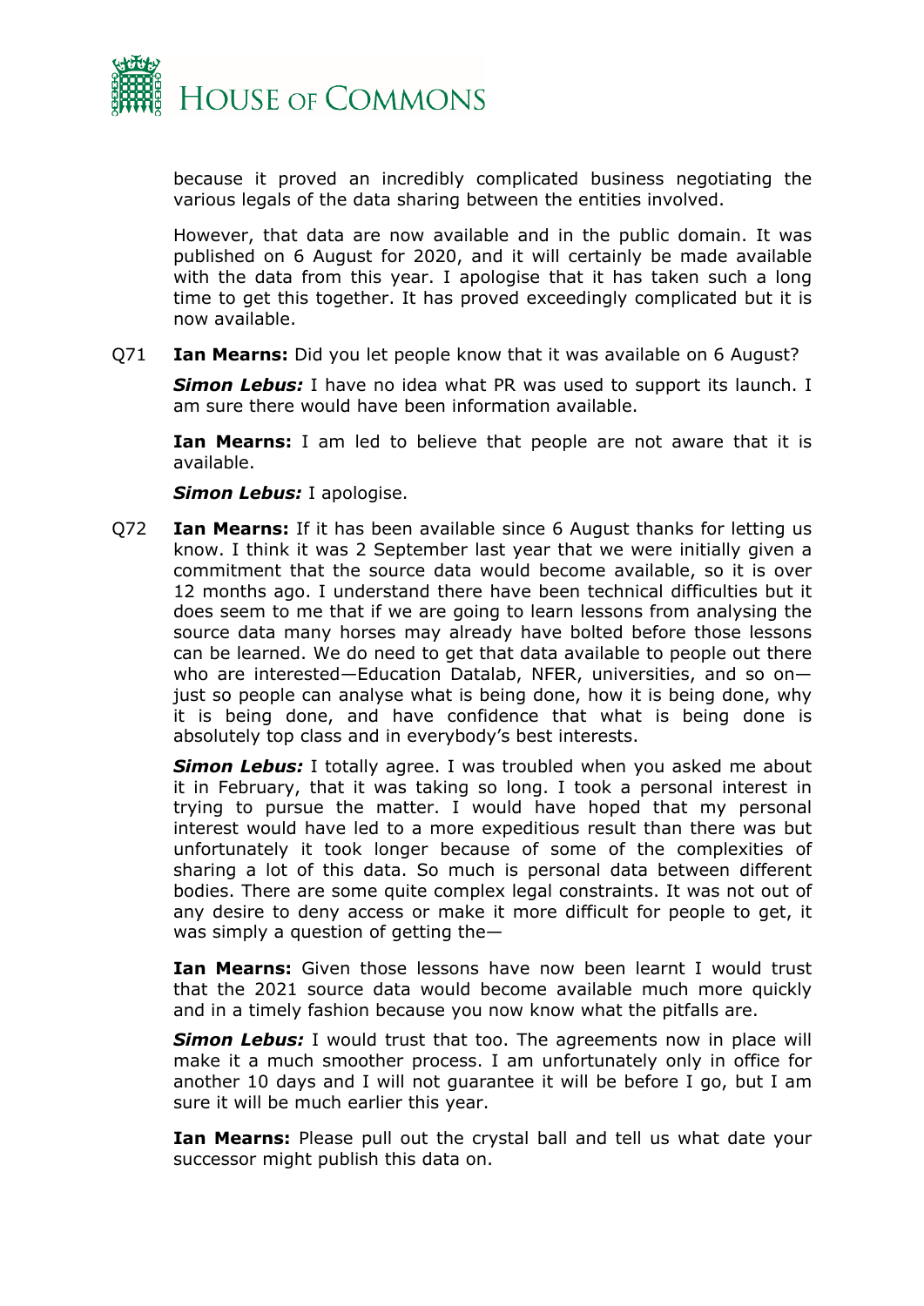because it proved an incredibly complicated business negotiating the various legals of the data sharing between the entities involved.

However, that data are now available and in the public domain. It was published on 6 August for 2020, and it will certainly be made available with the data from this year. I apologise that it has taken such a long time to get this together. It has proved exceedingly complicated but it is now available.

Q71 **Ian Mearns:** Did you let people know that it was available on 6 August?

***Simon Lebus:*** I have no idea what PR was used to support its launch. I am sure there would have been information available.

**Ian Mearns:** I am led to believe that people are not aware that it is available.

***Simon Lebus:*** I apologise.

Q72 **Ian Mearns:** If it has been available since 6 August thanks for letting us know. I think it was 2 September last year that we were initially given a commitment that the source data would become available, so it is over 12 months ago. I understand there have been technical difficulties but it does seem to me that if we are going to learn lessons from analysing the source data many horses may already have bolted before those lessons can be learned. We do need to get that data available to people out there who are interested—Education Datalab, NFER, universities, and so on—just so people can analyse what is being done, how it is being done, why it is being done, and have confidence that what is being done is absolutely top class and in everybody's best interests.

***Simon Lebus:*** I totally agree. I was troubled when you asked me about it in February, that it was taking so long. I took a personal interest in trying to pursue the matter. I would have hoped that my personal interest would have led to a more expeditious result than there was but unfortunately it took longer because of some of the complexities of sharing a lot of this data. So much is personal data between different bodies. There are some quite complex legal constraints. It was not out of any desire to deny access or make it more difficult for people to get, it was simply a question of getting the—

**Ian Mearns:** Given those lessons have now been learnt I would trust that the 2021 source data would become available much more quickly and in a timely fashion because you now know what the pitfalls are.

***Simon Lebus:*** I would trust that too. The agreements now in place will make it a much smoother process. I am unfortunately only in office for another 10 days and I will not guarantee it will be before I go, but I am sure it will be much earlier this year.

**Ian Mearns:** Please pull out the crystal ball and tell us what date your successor might publish this data on.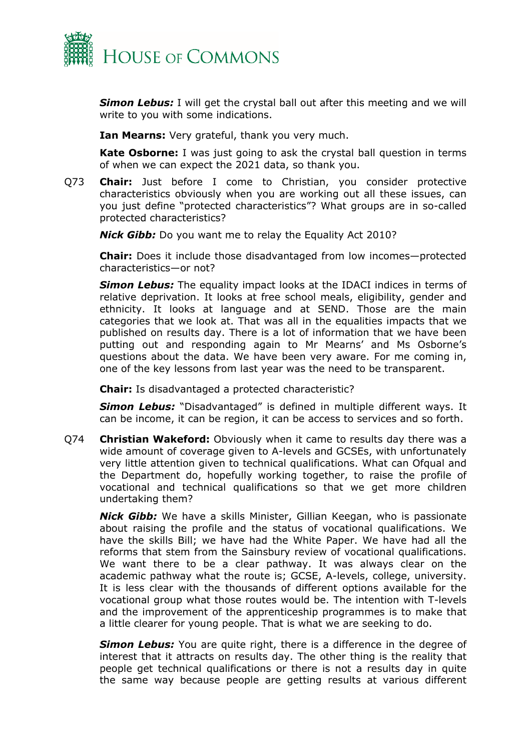***Simon Lebus:*** I will get the crystal ball out after this meeting and we will write to you with some indications.

**Ian Mearns:** Very grateful, thank you very much.

**Kate Osborne:** I was just going to ask the crystal ball question in terms of when we can expect the 2021 data, so thank you.

Q73 **Chair:** Just before I come to Christian, you consider protective characteristics obviously when you are working out all these issues, can you just define "protected characteristics"? What groups are in so-called protected characteristics?

***Nick Gibb:*** Do you want me to relay the Equality Act 2010?

**Chair:** Does it include those disadvantaged from low incomes—protected characteristics—or not?

***Simon Lebus:*** The equality impact looks at the IDACI indices in terms of relative deprivation. It looks at free school meals, eligibility, gender and ethnicity. It looks at language and at SEND. Those are the main categories that we look at. That was all in the equalities impacts that we published on results day. There is a lot of information that we have been putting out and responding again to Mr Mearns' and Ms Osborne's questions about the data. We have been very aware. For me coming in, one of the key lessons from last year was the need to be transparent.

**Chair:** Is disadvantaged a protected characteristic?

***Simon Lebus:*** "Disadvantaged" is defined in multiple different ways. It can be income, it can be region, it can be access to services and so forth.

Q74 **Christian Wakeford:** Obviously when it came to results day there was a wide amount of coverage given to A-levels and GCSEs, with unfortunately very little attention given to technical qualifications. What can Ofqual and the Department do, hopefully working together, to raise the profile of vocational and technical qualifications so that we get more children undertaking them?

***Nick Gibb:*** We have a skills Minister, Gillian Keegan, who is passionate about raising the profile and the status of vocational qualifications. We have the skills Bill; we have had the White Paper. We have had all the reforms that stem from the Sainsbury review of vocational qualifications. We want there to be a clear pathway. It was always clear on the academic pathway what the route is; GCSE, A-levels, college, university. It is less clear with the thousands of different options available for the vocational group what those routes would be. The intention with T-levels and the improvement of the apprenticeship programmes is to make that a little clearer for young people. That is what we are seeking to do.

***Simon Lebus:*** You are quite right, there is a difference in the degree of interest that it attracts on results day. The other thing is the reality that people get technical qualifications or there is not a results day in quite the same way because people are getting results at various different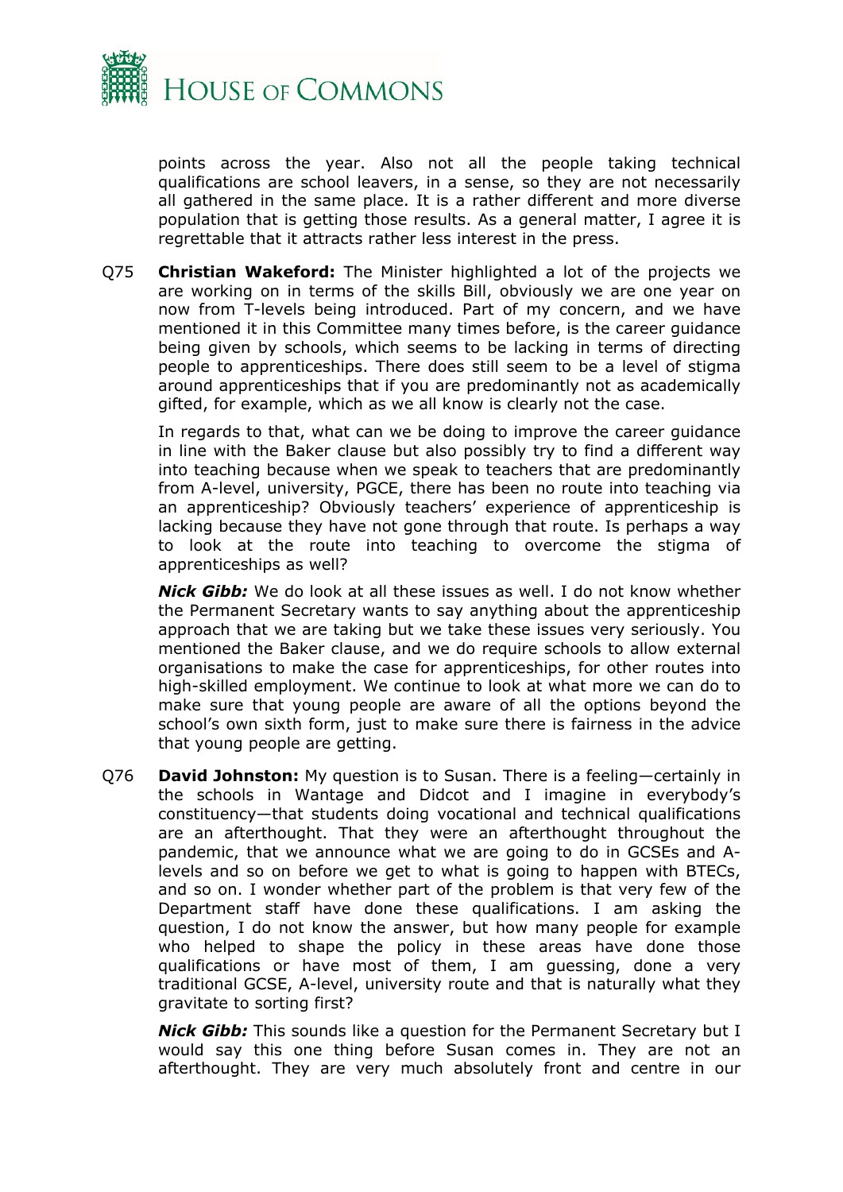points across the year. Also not all the people taking technical qualifications are school leavers, in a sense, so they are not necessarily all gathered in the same place. It is a rather different and more diverse population that is getting those results. As a general matter, I agree it is regrettable that it attracts rather less interest in the press.

Q75 **Christian Wakeford:** The Minister highlighted a lot of the projects we are working on in terms of the skills Bill, obviously we are one year on now from T-levels being introduced. Part of my concern, and we have mentioned it in this Committee many times before, is the career guidance being given by schools, which seems to be lacking in terms of directing people to apprenticeships. There does still seem to be a level of stigma around apprenticeships that if you are predominantly not as academically gifted, for example, which as we all know is clearly not the case.

In regards to that, what can we be doing to improve the career guidance in line with the Baker clause but also possibly try to find a different way into teaching because when we speak to teachers that are predominantly from A-level, university, PGCE, there has been no route into teaching via an apprenticeship? Obviously teachers' experience of apprenticeship is lacking because they have not gone through that route. Is perhaps a way to look at the route into teaching to overcome the stigma of apprenticeships as well?

***Nick Gibb:*** We do look at all these issues as well. I do not know whether the Permanent Secretary wants to say anything about the apprenticeship approach that we are taking but we take these issues very seriously. You mentioned the Baker clause, and we do require schools to allow external organisations to make the case for apprenticeships, for other routes into high-skilled employment. We continue to look at what more we can do to make sure that young people are aware of all the options beyond the school's own sixth form, just to make sure there is fairness in the advice that young people are getting.

Q76 **David Johnston:** My question is to Susan. There is a feeling—certainly in the schools in Wantage and Didcot and I imagine in everybody's constituency—that students doing vocational and technical qualifications are an afterthought. That they were an afterthought throughout the pandemic, that we announce what we are going to do in GCSEs and A-levels and so on before we get to what is going to happen with BTECs, and so on. I wonder whether part of the problem is that very few of the Department staff have done these qualifications. I am asking the question, I do not know the answer, but how many people for example who helped to shape the policy in these areas have done those qualifications or have most of them, I am guessing, done a very traditional GCSE, A-level, university route and that is naturally what they gravitate to sorting first?

***Nick Gibb:*** This sounds like a question for the Permanent Secretary but I would say this one thing before Susan comes in. They are not an afterthought. They are very much absolutely front and centre in our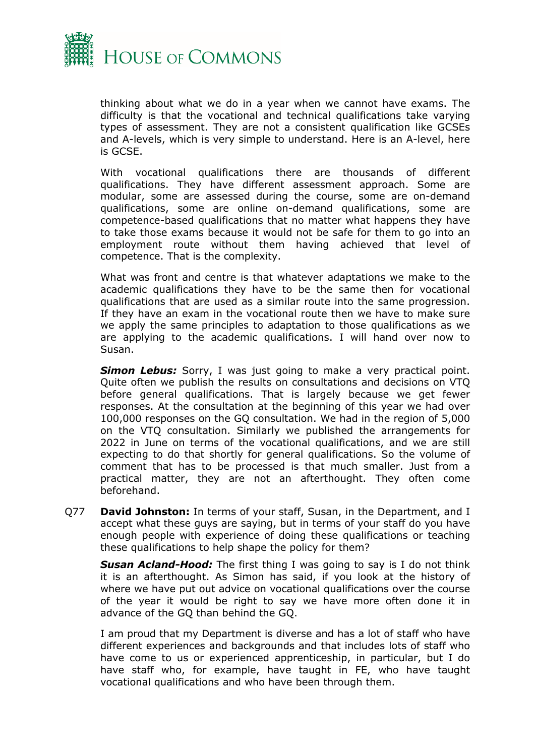thinking about what we do in a year when we cannot have exams. The difficulty is that the vocational and technical qualifications take varying types of assessment. They are not a consistent qualification like GCSEs and A-levels, which is very simple to understand. Here is an A-level, here is GCSE.

With vocational qualifications there are thousands of different qualifications. They have different assessment approach. Some are modular, some are assessed during the course, some are on-demand qualifications, some are online on-demand qualifications, some are competence-based qualifications that no matter what happens they have to take those exams because it would not be safe for them to go into an employment route without them having achieved that level of competence. That is the complexity.

What was front and centre is that whatever adaptations we make to the academic qualifications they have to be the same then for vocational qualifications that are used as a similar route into the same progression. If they have an exam in the vocational route then we have to make sure we apply the same principles to adaptation to those qualifications as we are applying to the academic qualifications. I will hand over now to Susan.

***Simon Lebus:*** Sorry, I was just going to make a very practical point. Quite often we publish the results on consultations and decisions on VTQ before general qualifications. That is largely because we get fewer responses. At the consultation at the beginning of this year we had over 100,000 responses on the GQ consultation. We had in the region of 5,000 on the VTQ consultation. Similarly we published the arrangements for 2022 in June on terms of the vocational qualifications, and we are still expecting to do that shortly for general qualifications. So the volume of comment that has to be processed is that much smaller. Just from a practical matter, they are not an afterthought. They often come beforehand.

Q77 **David Johnston:** In terms of your staff, Susan, in the Department, and I accept what these guys are saying, but in terms of your staff do you have enough people with experience of doing these qualifications or teaching these qualifications to help shape the policy for them?

***Susan Acland-Hood:*** The first thing I was going to say is I do not think it is an afterthought. As Simon has said, if you look at the history of where we have put out advice on vocational qualifications over the course of the year it would be right to say we have more often done it in advance of the GQ than behind the GQ.

I am proud that my Department is diverse and has a lot of staff who have different experiences and backgrounds and that includes lots of staff who have come to us or experienced apprenticeship, in particular, but I do have staff who, for example, have taught in FE, who have taught vocational qualifications and who have been through them.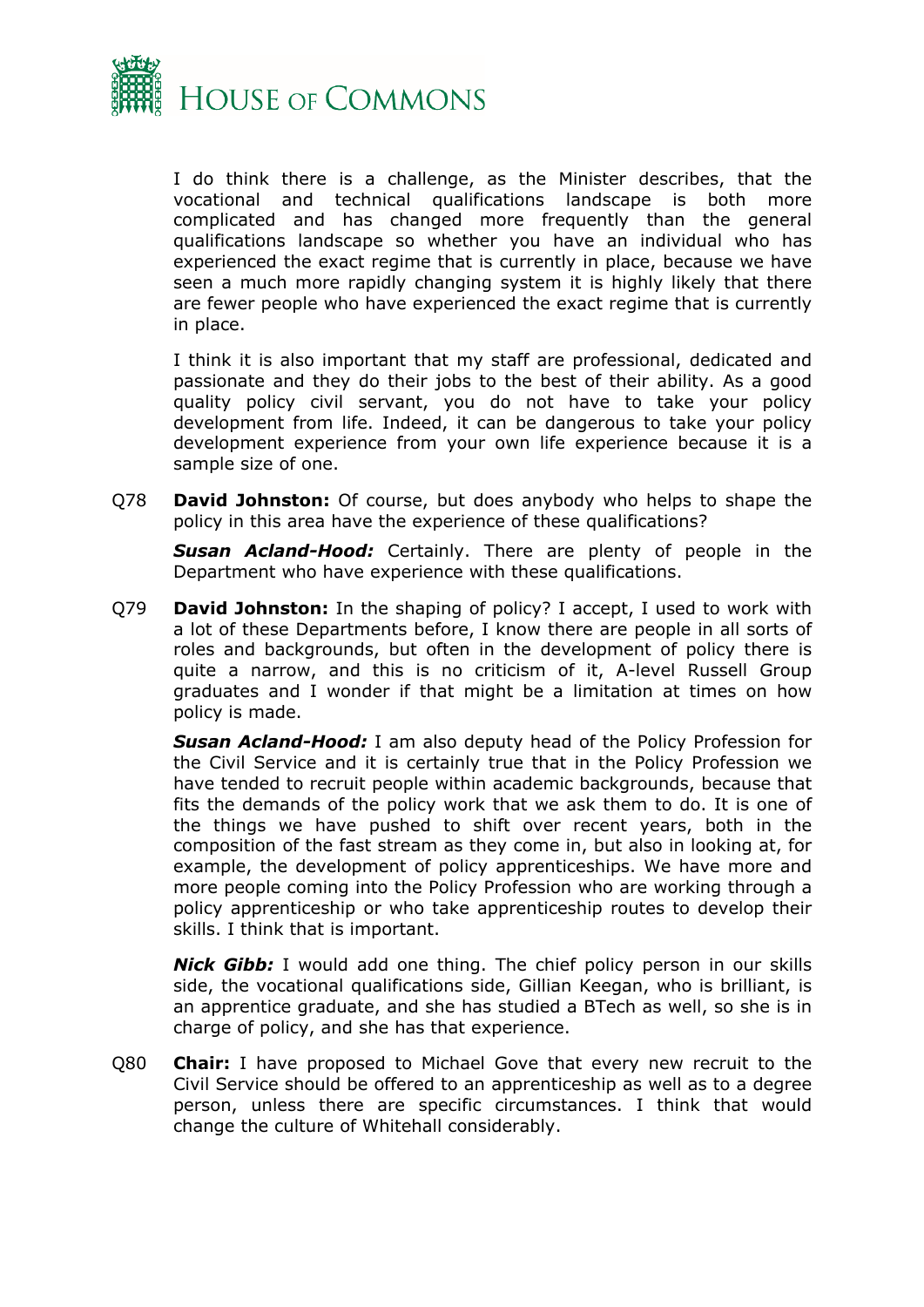I do think there is a challenge, as the Minister describes, that the vocational and technical qualifications landscape is both more complicated and has changed more frequently than the general qualifications landscape so whether you have an individual who has experienced the exact regime that is currently in place, because we have seen a much more rapidly changing system it is highly likely that there are fewer people who have experienced the exact regime that is currently in place.

I think it is also important that my staff are professional, dedicated and passionate and they do their jobs to the best of their ability. As a good quality policy civil servant, you do not have to take your policy development from life. Indeed, it can be dangerous to take your policy development experience from your own life experience because it is a sample size of one.

Q78 **David Johnston:** Of course, but does anybody who helps to shape the policy in this area have the experience of these qualifications?

***Susan Acland-Hood:*** Certainly. There are plenty of people in the Department who have experience with these qualifications.

Q79 **David Johnston:** In the shaping of policy? I accept, I used to work with a lot of these Departments before, I know there are people in all sorts of roles and backgrounds, but often in the development of policy there is quite a narrow, and this is no criticism of it, A-level Russell Group graduates and I wonder if that might be a limitation at times on how policy is made.

***Susan Acland-Hood:*** I am also deputy head of the Policy Profession for the Civil Service and it is certainly true that in the Policy Profession we have tended to recruit people within academic backgrounds, because that fits the demands of the policy work that we ask them to do. It is one of the things we have pushed to shift over recent years, both in the composition of the fast stream as they come in, but also in looking at, for example, the development of policy apprenticeships. We have more and more people coming into the Policy Profession who are working through a policy apprenticeship or who take apprenticeship routes to develop their skills. I think that is important.

***Nick Gibb:*** I would add one thing. The chief policy person in our skills side, the vocational qualifications side, Gillian Keegan, who is brilliant, is an apprentice graduate, and she has studied a BTech as well, so she is in charge of policy, and she has that experience.

Q80 **Chair:** I have proposed to Michael Gove that every new recruit to the Civil Service should be offered to an apprenticeship as well as to a degree person, unless there are specific circumstances. I think that would change the culture of Whitehall considerably.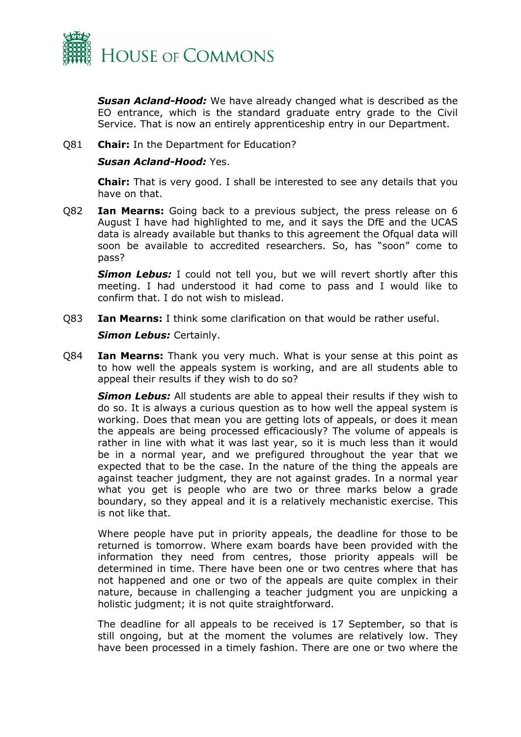***Susan Acland-Hood:*** We have already changed what is described as the EO entrance, which is the standard graduate entry grade to the Civil Service. That is now an entirely apprenticeship entry in our Department.

Q81 **Chair:** In the Department for Education?

***Susan Acland-Hood:*** Yes.

**Chair:** That is very good. I shall be interested to see any details that you have on that.

Q82 **Ian Mearns:** Going back to a previous subject, the press release on 6 August I have had highlighted to me, and it says the DfE and the UCAS data is already available but thanks to this agreement the Ofqual data will soon be available to accredited researchers. So, has "soon" come to pass?

***Simon Lebus:*** I could not tell you, but we will revert shortly after this meeting. I had understood it had come to pass and I would like to confirm that. I do not wish to mislead.

Q83 **Ian Mearns:** I think some clarification on that would be rather useful.

***Simon Lebus:*** Certainly.

Q84 **Ian Mearns:** Thank you very much. What is your sense at this point as to how well the appeals system is working, and are all students able to appeal their results if they wish to do so?

***Simon Lebus:*** All students are able to appeal their results if they wish to do so. It is always a curious question as to how well the appeal system is working. Does that mean you are getting lots of appeals, or does it mean the appeals are being processed efficaciously? The volume of appeals is rather in line with what it was last year, so it is much less than it would be in a normal year, and we prefigured throughout the year that we expected that to be the case. In the nature of the thing the appeals are against teacher judgment, they are not against grades. In a normal year what you get is people who are two or three marks below a grade boundary, so they appeal and it is a relatively mechanistic exercise. This is not like that.

Where people have put in priority appeals, the deadline for those to be returned is tomorrow. Where exam boards have been provided with the information they need from centres, those priority appeals will be determined in time. There have been one or two centres where that has not happened and one or two of the appeals are quite complex in their nature, because in challenging a teacher judgment you are unpicking a holistic judgment; it is not quite straightforward.

The deadline for all appeals to be received is 17 September, so that is still ongoing, but at the moment the volumes are relatively low. They have been processed in a timely fashion. There are one or two where the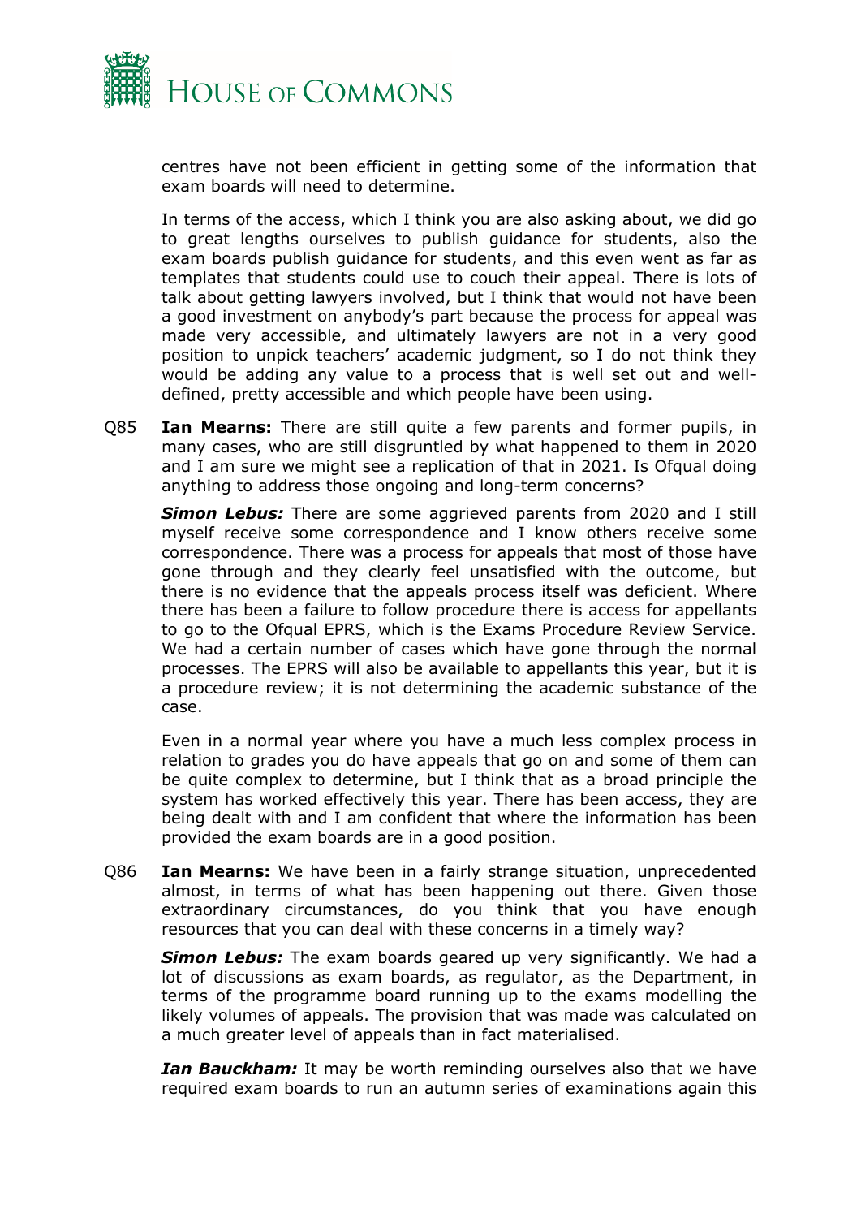centres have not been efficient in getting some of the information that exam boards will need to determine.

In terms of the access, which I think you are also asking about, we did go to great lengths ourselves to publish guidance for students, also the exam boards publish guidance for students, and this even went as far as templates that students could use to couch their appeal. There is lots of talk about getting lawyers involved, but I think that would not have been a good investment on anybody's part because the process for appeal was made very accessible, and ultimately lawyers are not in a very good position to unpick teachers' academic judgment, so I do not think they would be adding any value to a process that is well set out and well-defined, pretty accessible and which people have been using.

Q85 **Ian Mearns:** There are still quite a few parents and former pupils, in many cases, who are still disgruntled by what happened to them in 2020 and I am sure we might see a replication of that in 2021. Is Ofqual doing anything to address those ongoing and long-term concerns?

***Simon Lebus:*** There are some aggrieved parents from 2020 and I still myself receive some correspondence and I know others receive some correspondence. There was a process for appeals that most of those have gone through and they clearly feel unsatisfied with the outcome, but there is no evidence that the appeals process itself was deficient. Where there has been a failure to follow procedure there is access for appellants to go to the Ofqual EPRS, which is the Exams Procedure Review Service. We had a certain number of cases which have gone through the normal processes. The EPRS will also be available to appellants this year, but it is a procedure review; it is not determining the academic substance of the case.

Even in a normal year where you have a much less complex process in relation to grades you do have appeals that go on and some of them can be quite complex to determine, but I think that as a broad principle the system has worked effectively this year. There has been access, they are being dealt with and I am confident that where the information has been provided the exam boards are in a good position.

Q86 **Ian Mearns:** We have been in a fairly strange situation, unprecedented almost, in terms of what has been happening out there. Given those extraordinary circumstances, do you think that you have enough resources that you can deal with these concerns in a timely way?

***Simon Lebus:*** The exam boards geared up very significantly. We had a lot of discussions as exam boards, as regulator, as the Department, in terms of the programme board running up to the exams modelling the likely volumes of appeals. The provision that was made was calculated on a much greater level of appeals than in fact materialised.

***Ian Bauckham:*** It may be worth reminding ourselves also that we have required exam boards to run an autumn series of examinations again this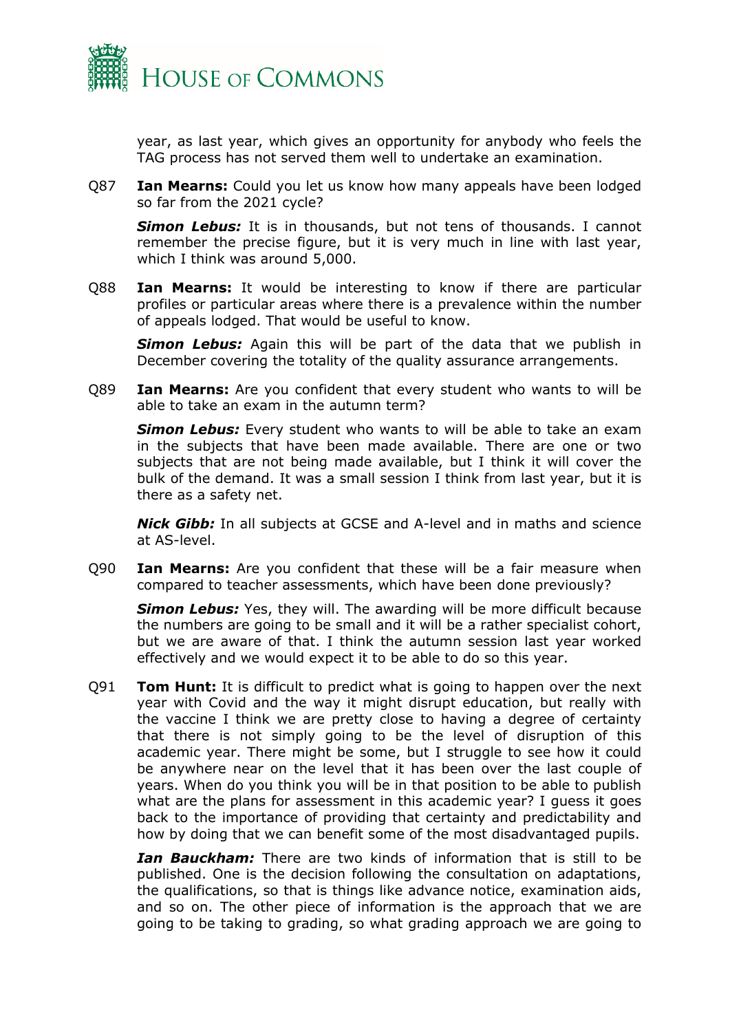year, as last year, which gives an opportunity for anybody who feels the TAG process has not served them well to undertake an examination.

Q87 **Ian Mearns:** Could you let us know how many appeals have been lodged so far from the 2021 cycle?

***Simon Lebus:*** It is in thousands, but not tens of thousands. I cannot remember the precise figure, but it is very much in line with last year, which I think was around 5,000.

Q88 **Ian Mearns:** It would be interesting to know if there are particular profiles or particular areas where there is a prevalence within the number of appeals lodged. That would be useful to know.

***Simon Lebus:*** Again this will be part of the data that we publish in December covering the totality of the quality assurance arrangements.

Q89 **Ian Mearns:** Are you confident that every student who wants to will be able to take an exam in the autumn term?

***Simon Lebus:*** Every student who wants to will be able to take an exam in the subjects that have been made available. There are one or two subjects that are not being made available, but I think it will cover the bulk of the demand. It was a small session I think from last year, but it is there as a safety net.

***Nick Gibb:*** In all subjects at GCSE and A-level and in maths and science at AS-level.

Q90 **Ian Mearns:** Are you confident that these will be a fair measure when compared to teacher assessments, which have been done previously?

***Simon Lebus:*** Yes, they will. The awarding will be more difficult because the numbers are going to be small and it will be a rather specialist cohort, but we are aware of that. I think the autumn session last year worked effectively and we would expect it to be able to do so this year.

Q91 **Tom Hunt:** It is difficult to predict what is going to happen over the next year with Covid and the way it might disrupt education, but really with the vaccine I think we are pretty close to having a degree of certainty that there is not simply going to be the level of disruption of this academic year. There might be some, but I struggle to see how it could be anywhere near on the level that it has been over the last couple of years. When do you think you will be in that position to be able to publish what are the plans for assessment in this academic year? I guess it goes back to the importance of providing that certainty and predictability and how by doing that we can benefit some of the most disadvantaged pupils.

***Ian Bauckham:*** There are two kinds of information that is still to be published. One is the decision following the consultation on adaptations, the qualifications, so that is things like advance notice, examination aids, and so on. The other piece of information is the approach that we are going to be taking to grading, so what grading approach we are going to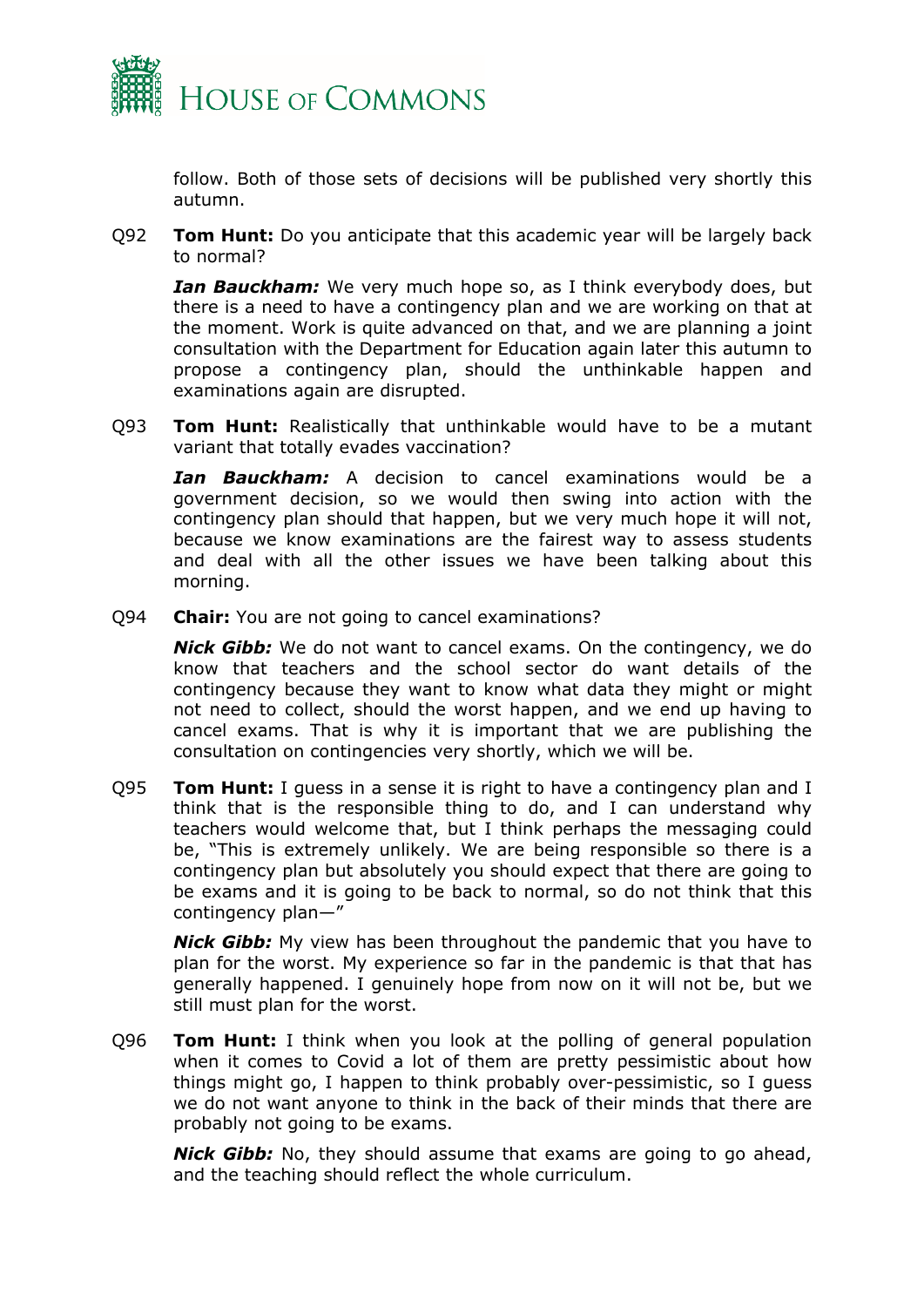follow. Both of those sets of decisions will be published very shortly this autumn.

Q92 **Tom Hunt:** Do you anticipate that this academic year will be largely back to normal?

***Ian Bauckham:*** We very much hope so, as I think everybody does, but there is a need to have a contingency plan and we are working on that at the moment. Work is quite advanced on that, and we are planning a joint consultation with the Department for Education again later this autumn to propose a contingency plan, should the unthinkable happen and examinations again are disrupted.

Q93 **Tom Hunt:** Realistically that unthinkable would have to be a mutant variant that totally evades vaccination?

***Ian Bauckham:*** A decision to cancel examinations would be a government decision, so we would then swing into action with the contingency plan should that happen, but we very much hope it will not, because we know examinations are the fairest way to assess students and deal with all the other issues we have been talking about this morning.

Q94 **Chair:** You are not going to cancel examinations?

***Nick Gibb:*** We do not want to cancel exams. On the contingency, we do know that teachers and the school sector do want details of the contingency because they want to know what data they might or might not need to collect, should the worst happen, and we end up having to cancel exams. That is why it is important that we are publishing the consultation on contingencies very shortly, which we will be.

Q95 **Tom Hunt:** I guess in a sense it is right to have a contingency plan and I think that is the responsible thing to do, and I can understand why teachers would welcome that, but I think perhaps the messaging could be, "This is extremely unlikely. We are being responsible so there is a contingency plan but absolutely you should expect that there are going to be exams and it is going to be back to normal, so do not think that this contingency plan—"

***Nick Gibb:*** My view has been throughout the pandemic that you have to plan for the worst. My experience so far in the pandemic is that that has generally happened. I genuinely hope from now on it will not be, but we still must plan for the worst.

Q96 **Tom Hunt:** I think when you look at the polling of general population when it comes to Covid a lot of them are pretty pessimistic about how things might go, I happen to think probably over-pessimistic, so I guess we do not want anyone to think in the back of their minds that there are probably not going to be exams.

***Nick Gibb:*** No, they should assume that exams are going to go ahead, and the teaching should reflect the whole curriculum.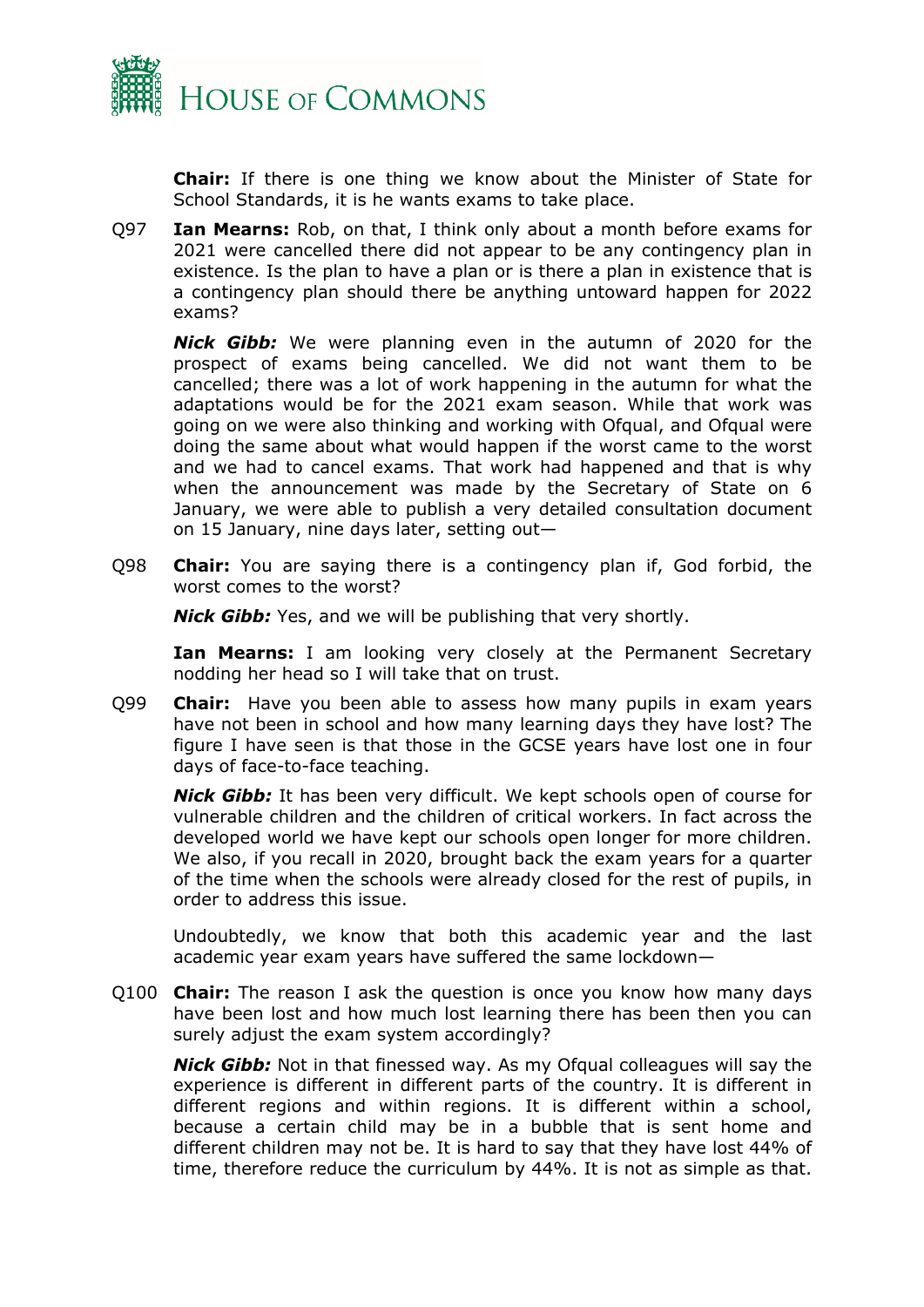**Chair:** If there is one thing we know about the Minister of State for School Standards, it is he wants exams to take place.

Q97 **Ian Mearns:** Rob, on that, I think only about a month before exams for 2021 were cancelled there did not appear to be any contingency plan in existence. Is the plan to have a plan or is there a plan in existence that is a contingency plan should there be anything untoward happen for 2022 exams?

***Nick Gibb:*** We were planning even in the autumn of 2020 for the prospect of exams being cancelled. We did not want them to be cancelled; there was a lot of work happening in the autumn for what the adaptations would be for the 2021 exam season. While that work was going on we were also thinking and working with Ofqual, and Ofqual were doing the same about what would happen if the worst came to the worst and we had to cancel exams. That work had happened and that is why when the announcement was made by the Secretary of State on 6 January, we were able to publish a very detailed consultation document on 15 January, nine days later, setting out—

Q98 **Chair:** You are saying there is a contingency plan if, God forbid, the worst comes to the worst?

***Nick Gibb:*** Yes, and we will be publishing that very shortly.

**Ian Mearns:** I am looking very closely at the Permanent Secretary nodding her head so I will take that on trust.

Q99 **Chair:** Have you been able to assess how many pupils in exam years have not been in school and how many learning days they have lost? The figure I have seen is that those in the GCSE years have lost one in four days of face-to-face teaching.

***Nick Gibb:*** It has been very difficult. We kept schools open of course for vulnerable children and the children of critical workers. In fact across the developed world we have kept our schools open longer for more children. We also, if you recall in 2020, brought back the exam years for a quarter of the time when the schools were already closed for the rest of pupils, in order to address this issue.

Undoubtedly, we know that both this academic year and the last academic year exam years have suffered the same lockdown—

Q100 **Chair:** The reason I ask the question is once you know how many days have been lost and how much lost learning there has been then you can surely adjust the exam system accordingly?

***Nick Gibb:*** Not in that finessed way. As my Ofqual colleagues will say the experience is different in different parts of the country. It is different in different regions and within regions. It is different within a school, because a certain child may be in a bubble that is sent home and different children may not be. It is hard to say that they have lost 44% of time, therefore reduce the curriculum by 44%. It is not as simple as that.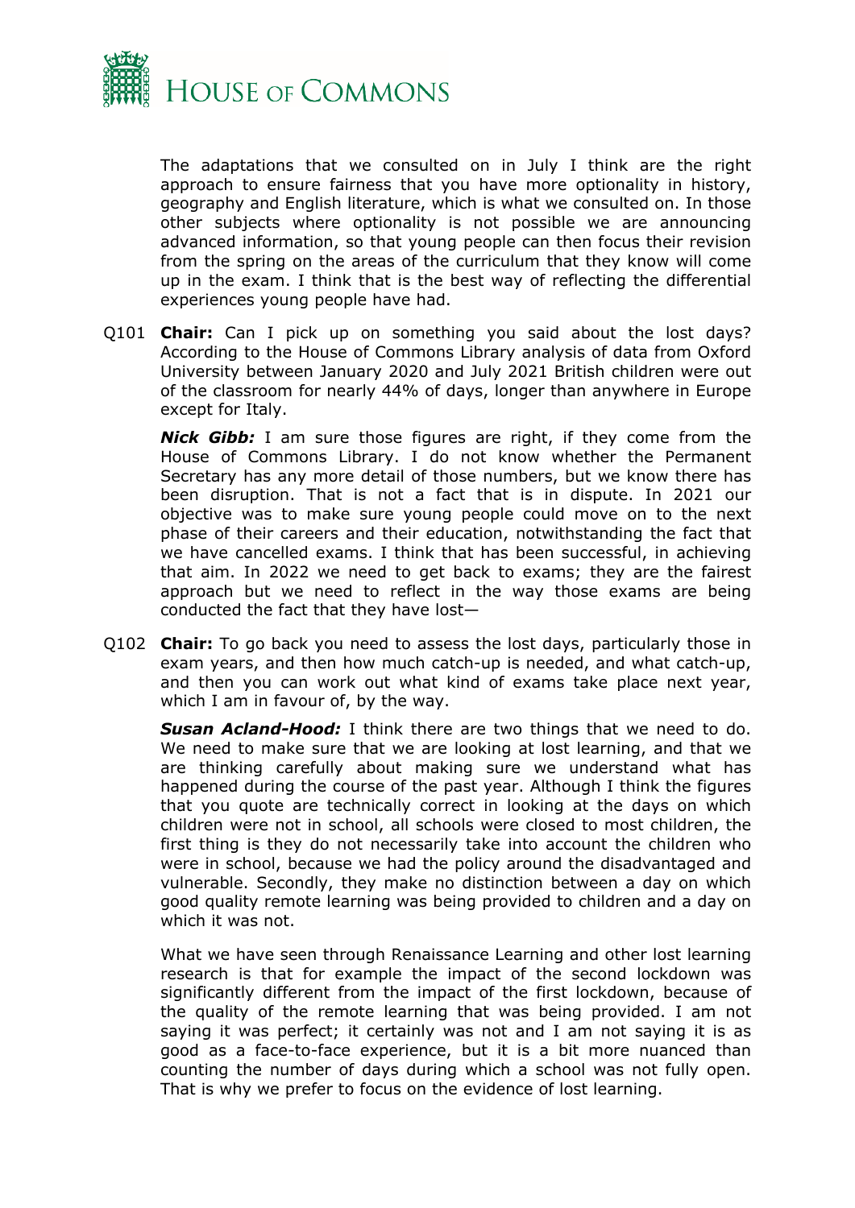The adaptations that we consulted on in July I think are the right approach to ensure fairness that you have more optionality in history, geography and English literature, which is what we consulted on. In those other subjects where optionality is not possible we are announcing advanced information, so that young people can then focus their revision from the spring on the areas of the curriculum that they know will come up in the exam. I think that is the best way of reflecting the differential experiences young people have had.

Q101 **Chair:** Can I pick up on something you said about the lost days? According to the House of Commons Library analysis of data from Oxford University between January 2020 and July 2021 British children were out of the classroom for nearly 44% of days, longer than anywhere in Europe except for Italy.

***Nick Gibb:*** I am sure those figures are right, if they come from the House of Commons Library. I do not know whether the Permanent Secretary has any more detail of those numbers, but we know there has been disruption. That is not a fact that is in dispute. In 2021 our objective was to make sure young people could move on to the next phase of their careers and their education, notwithstanding the fact that we have cancelled exams. I think that has been successful, in achieving that aim. In 2022 we need to get back to exams; they are the fairest approach but we need to reflect in the way those exams are being conducted the fact that they have lost—

Q102 **Chair:** To go back you need to assess the lost days, particularly those in exam years, and then how much catch-up is needed, and what catch-up, and then you can work out what kind of exams take place next year, which I am in favour of, by the way.

***Susan Acland-Hood:*** I think there are two things that we need to do. We need to make sure that we are looking at lost learning, and that we are thinking carefully about making sure we understand what has happened during the course of the past year. Although I think the figures that you quote are technically correct in looking at the days on which children were not in school, all schools were closed to most children, the first thing is they do not necessarily take into account the children who were in school, because we had the policy around the disadvantaged and vulnerable. Secondly, they make no distinction between a day on which good quality remote learning was being provided to children and a day on which it was not.

What we have seen through Renaissance Learning and other lost learning research is that for example the impact of the second lockdown was significantly different from the impact of the first lockdown, because of the quality of the remote learning that was being provided. I am not saying it was perfect; it certainly was not and I am not saying it is as good as a face-to-face experience, but it is a bit more nuanced than counting the number of days during which a school was not fully open. That is why we prefer to focus on the evidence of lost learning.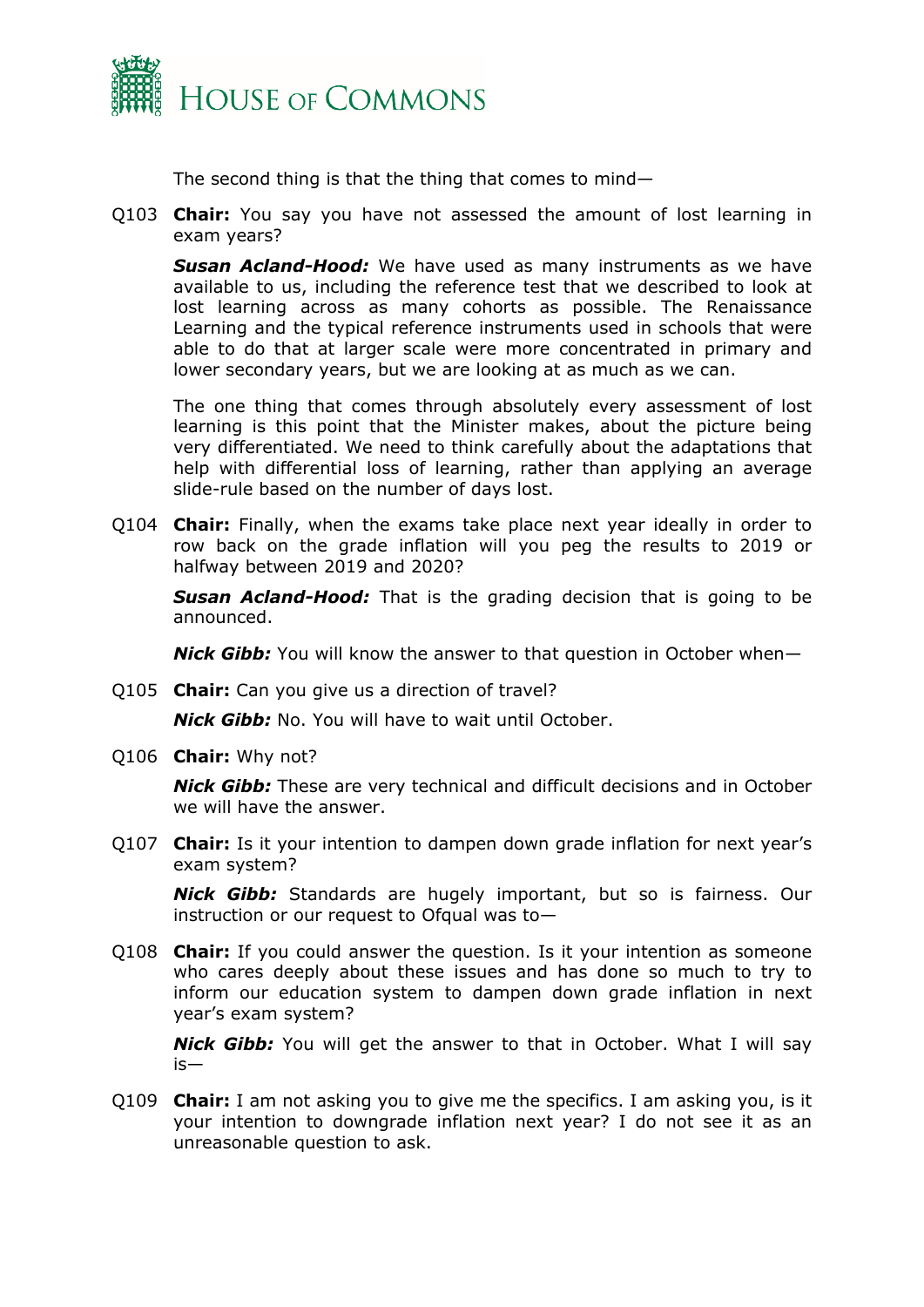The second thing is that the thing that comes to mind—

Q103 **Chair:** You say you have not assessed the amount of lost learning in exam years?

***Susan Acland-Hood:*** We have used as many instruments as we have available to us, including the reference test that we described to look at lost learning across as many cohorts as possible. The Renaissance Learning and the typical reference instruments used in schools that were able to do that at larger scale were more concentrated in primary and lower secondary years, but we are looking at as much as we can.

The one thing that comes through absolutely every assessment of lost learning is this point that the Minister makes, about the picture being very differentiated. We need to think carefully about the adaptations that help with differential loss of learning, rather than applying an average slide-rule based on the number of days lost.

Q104 **Chair:** Finally, when the exams take place next year ideally in order to row back on the grade inflation will you peg the results to 2019 or halfway between 2019 and 2020?

***Susan Acland-Hood:*** That is the grading decision that is going to be announced.

***Nick Gibb:*** You will know the answer to that question in October when—

Q105 **Chair:** Can you give us a direction of travel?

***Nick Gibb:*** No. You will have to wait until October.

Q106 **Chair:** Why not?

***Nick Gibb:*** These are very technical and difficult decisions and in October we will have the answer.

Q107 **Chair:** Is it your intention to dampen down grade inflation for next year's exam system?

***Nick Gibb:*** Standards are hugely important, but so is fairness. Our instruction or our request to Ofqual was to—

Q108 **Chair:** If you could answer the question. Is it your intention as someone who cares deeply about these issues and has done so much to try to inform our education system to dampen down grade inflation in next year's exam system?

***Nick Gibb:*** You will get the answer to that in October. What I will say is—

Q109 **Chair:** I am not asking you to give me the specifics. I am asking you, is it your intention to downgrade inflation next year? I do not see it as an unreasonable question to ask.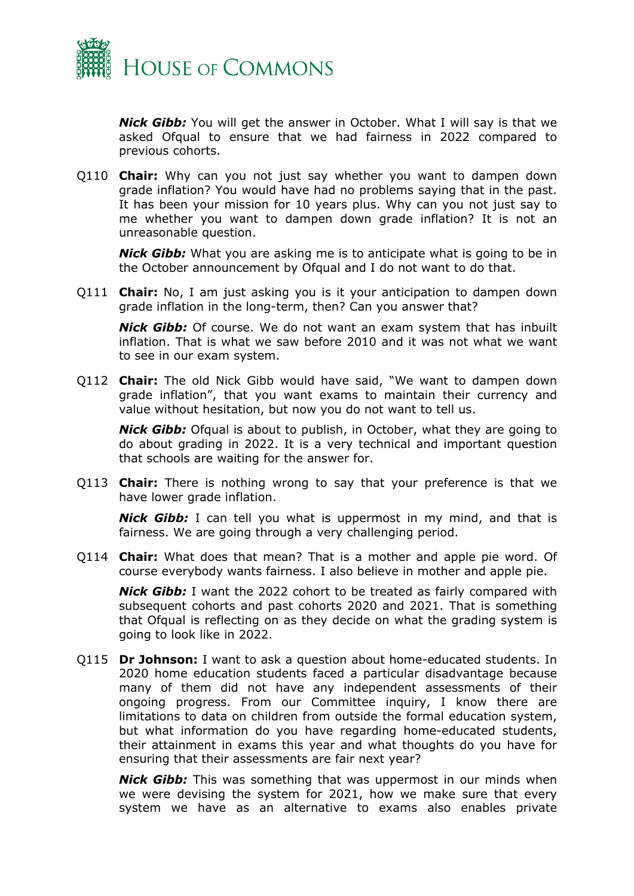***Nick Gibb:*** You will get the answer in October. What I will say is that we asked Ofqual to ensure that we had fairness in 2022 compared to previous cohorts.

Q110 **Chair:** Why can you not just say whether you want to dampen down grade inflation? You would have had no problems saying that in the past. It has been your mission for 10 years plus. Why can you not just say to me whether you want to dampen down grade inflation? It is not an unreasonable question.

***Nick Gibb:*** What you are asking me is to anticipate what is going to be in the October announcement by Ofqual and I do not want to do that.

Q111 **Chair:** No, I am just asking you is it your anticipation to dampen down grade inflation in the long-term, then? Can you answer that?

***Nick Gibb:*** Of course. We do not want an exam system that has inbuilt inflation. That is what we saw before 2010 and it was not what we want to see in our exam system.

Q112 **Chair:** The old Nick Gibb would have said, "We want to dampen down grade inflation", that you want exams to maintain their currency and value without hesitation, but now you do not want to tell us.

***Nick Gibb:*** Ofqual is about to publish, in October, what they are going to do about grading in 2022. It is a very technical and important question that schools are waiting for the answer for.

Q113 **Chair:** There is nothing wrong to say that your preference is that we have lower grade inflation.

***Nick Gibb:*** I can tell you what is uppermost in my mind, and that is fairness. We are going through a very challenging period.

Q114 **Chair:** What does that mean? That is a mother and apple pie word. Of course everybody wants fairness. I also believe in mother and apple pie.

***Nick Gibb:*** I want the 2022 cohort to be treated as fairly compared with subsequent cohorts and past cohorts 2020 and 2021. That is something that Ofqual is reflecting on as they decide on what the grading system is going to look like in 2022.

Q115 **Dr Johnson:** I want to ask a question about home-educated students. In 2020 home education students faced a particular disadvantage because many of them did not have any independent assessments of their ongoing progress. From our Committee inquiry, I know there are limitations to data on children from outside the formal education system, but what information do you have regarding home-educated students, their attainment in exams this year and what thoughts do you have for ensuring that their assessments are fair next year?

***Nick Gibb:*** This was something that was uppermost in our minds when we were devising the system for 2021, how we make sure that every system we have as an alternative to exams also enables private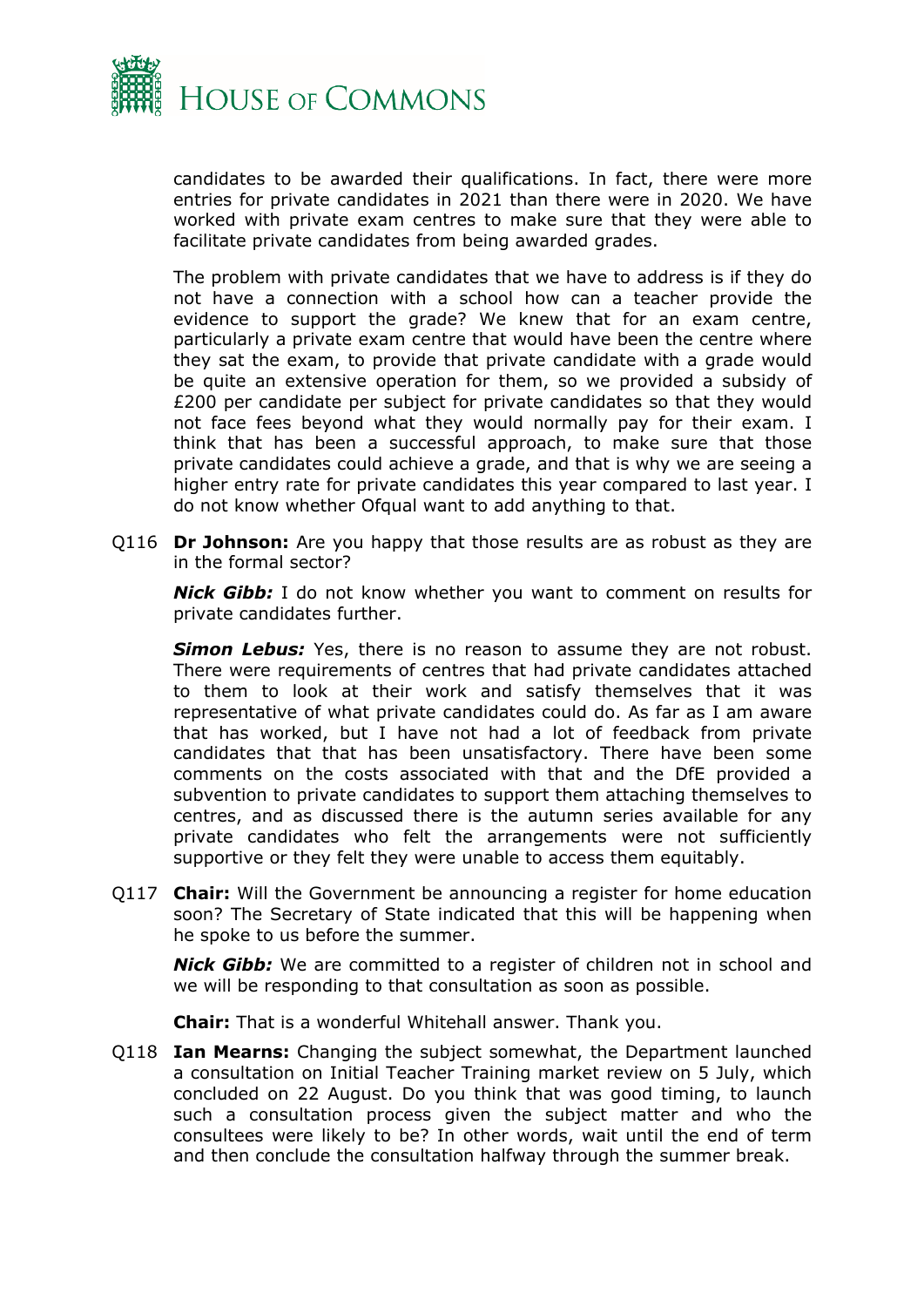candidates to be awarded their qualifications. In fact, there were more entries for private candidates in 2021 than there were in 2020. We have worked with private exam centres to make sure that they were able to facilitate private candidates from being awarded grades.

The problem with private candidates that we have to address is if they do not have a connection with a school how can a teacher provide the evidence to support the grade? We knew that for an exam centre, particularly a private exam centre that would have been the centre where they sat the exam, to provide that private candidate with a grade would be quite an extensive operation for them, so we provided a subsidy of £200 per candidate per subject for private candidates so that they would not face fees beyond what they would normally pay for their exam. I think that has been a successful approach, to make sure that those private candidates could achieve a grade, and that is why we are seeing a higher entry rate for private candidates this year compared to last year. I do not know whether Ofqual want to add anything to that.

Q116 **Dr Johnson:** Are you happy that those results are as robust as they are in the formal sector?

***Nick Gibb:*** I do not know whether you want to comment on results for private candidates further.

***Simon Lebus:*** Yes, there is no reason to assume they are not robust. There were requirements of centres that had private candidates attached to them to look at their work and satisfy themselves that it was representative of what private candidates could do. As far as I am aware that has worked, but I have not had a lot of feedback from private candidates that that has been unsatisfactory. There have been some comments on the costs associated with that and the DfE provided a subvention to private candidates to support them attaching themselves to centres, and as discussed there is the autumn series available for any private candidates who felt the arrangements were not sufficiently supportive or they felt they were unable to access them equitably.

Q117 **Chair:** Will the Government be announcing a register for home education soon? The Secretary of State indicated that this will be happening when he spoke to us before the summer.

***Nick Gibb:*** We are committed to a register of children not in school and we will be responding to that consultation as soon as possible.

**Chair:** That is a wonderful Whitehall answer. Thank you.

Q118 **Ian Mearns:** Changing the subject somewhat, the Department launched a consultation on Initial Teacher Training market review on 5 July, which concluded on 22 August. Do you think that was good timing, to launch such a consultation process given the subject matter and who the consultees were likely to be? In other words, wait until the end of term and then conclude the consultation halfway through the summer break.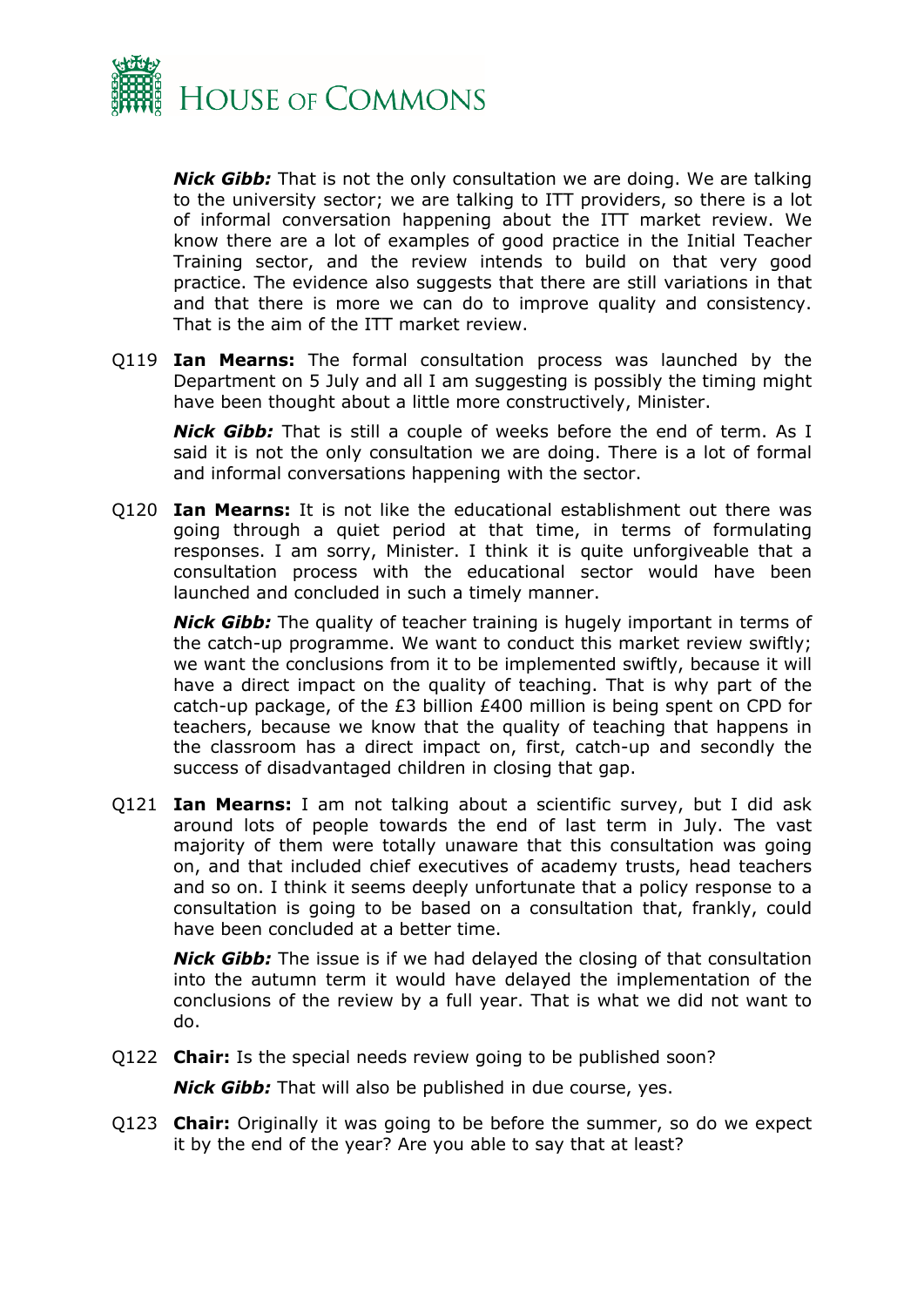***Nick Gibb:*** That is not the only consultation we are doing. We are talking to the university sector; we are talking to ITT providers, so there is a lot of informal conversation happening about the ITT market review. We know there are a lot of examples of good practice in the Initial Teacher Training sector, and the review intends to build on that very good practice. The evidence also suggests that there are still variations in that and that there is more we can do to improve quality and consistency. That is the aim of the ITT market review.

Q119 **Ian Mearns:** The formal consultation process was launched by the Department on 5 July and all I am suggesting is possibly the timing might have been thought about a little more constructively, Minister.

***Nick Gibb:*** That is still a couple of weeks before the end of term. As I said it is not the only consultation we are doing. There is a lot of formal and informal conversations happening with the sector.

Q120 **Ian Mearns:** It is not like the educational establishment out there was going through a quiet period at that time, in terms of formulating responses. I am sorry, Minister. I think it is quite unforgiveable that a consultation process with the educational sector would have been launched and concluded in such a timely manner.

***Nick Gibb:*** The quality of teacher training is hugely important in terms of the catch-up programme. We want to conduct this market review swiftly; we want the conclusions from it to be implemented swiftly, because it will have a direct impact on the quality of teaching. That is why part of the catch-up package, of the £3 billion £400 million is being spent on CPD for teachers, because we know that the quality of teaching that happens in the classroom has a direct impact on, first, catch-up and secondly the success of disadvantaged children in closing that gap.

Q121 **Ian Mearns:** I am not talking about a scientific survey, but I did ask around lots of people towards the end of last term in July. The vast majority of them were totally unaware that this consultation was going on, and that included chief executives of academy trusts, head teachers and so on. I think it seems deeply unfortunate that a policy response to a consultation is going to be based on a consultation that, frankly, could have been concluded at a better time.

***Nick Gibb:*** The issue is if we had delayed the closing of that consultation into the autumn term it would have delayed the implementation of the conclusions of the review by a full year. That is what we did not want to do.

Q122 **Chair:** Is the special needs review going to be published soon?

***Nick Gibb:*** That will also be published in due course, yes.

Q123 **Chair:** Originally it was going to be before the summer, so do we expect it by the end of the year? Are you able to say that at least?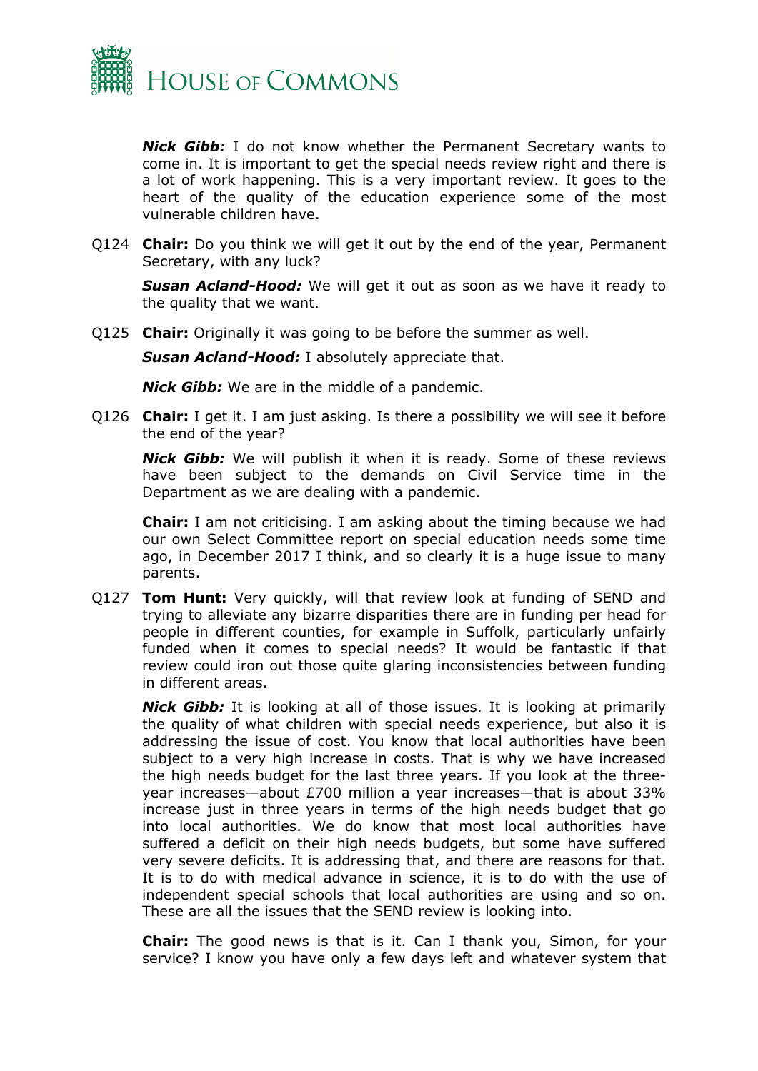***Nick Gibb:*** I do not know whether the Permanent Secretary wants to come in. It is important to get the special needs review right and there is a lot of work happening. This is a very important review. It goes to the heart of the quality of the education experience some of the most vulnerable children have.

Q124 **Chair:** Do you think we will get it out by the end of the year, Permanent Secretary, with any luck?

***Susan Acland-Hood:*** We will get it out as soon as we have it ready to the quality that we want.

Q125 **Chair:** Originally it was going to be before the summer as well.

***Susan Acland-Hood:*** I absolutely appreciate that.

***Nick Gibb:*** We are in the middle of a pandemic.

Q126 **Chair:** I get it. I am just asking. Is there a possibility we will see it before the end of the year?

***Nick Gibb:*** We will publish it when it is ready. Some of these reviews have been subject to the demands on Civil Service time in the Department as we are dealing with a pandemic.

**Chair:** I am not criticising. I am asking about the timing because we had our own Select Committee report on special education needs some time ago, in December 2017 I think, and so clearly it is a huge issue to many parents.

Q127 **Tom Hunt:** Very quickly, will that review look at funding of SEND and trying to alleviate any bizarre disparities there are in funding per head for people in different counties, for example in Suffolk, particularly unfairly funded when it comes to special needs? It would be fantastic if that review could iron out those quite glaring inconsistencies between funding in different areas.

***Nick Gibb:*** It is looking at all of those issues. It is looking at primarily the quality of what children with special needs experience, but also it is addressing the issue of cost. You know that local authorities have been subject to a very high increase in costs. That is why we have increased the high needs budget for the last three years. If you look at the three-year increases—about £700 million a year increases—that is about 33% increase just in three years in terms of the high needs budget that go into local authorities. We do know that most local authorities have suffered a deficit on their high needs budgets, but some have suffered very severe deficits. It is addressing that, and there are reasons for that. It is to do with medical advance in science, it is to do with the use of independent special schools that local authorities are using and so on. These are all the issues that the SEND review is looking into.

**Chair:** The good news is that is it. Can I thank you, Simon, for your service? I know you have only a few days left and whatever system that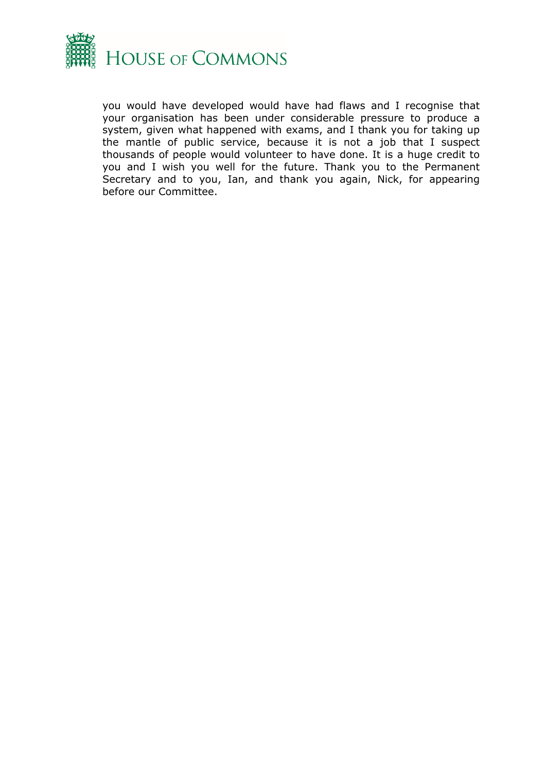you would have developed would have had flaws and I recognise that your organisation has been under considerable pressure to produce a system, given what happened with exams, and I thank you for taking up the mantle of public service, because it is not a job that I suspect thousands of people would volunteer to have done. It is a huge credit to you and I wish you well for the future. Thank you to the Permanent Secretary and to you, Ian, and thank you again, Nick, for appearing before our Committee.